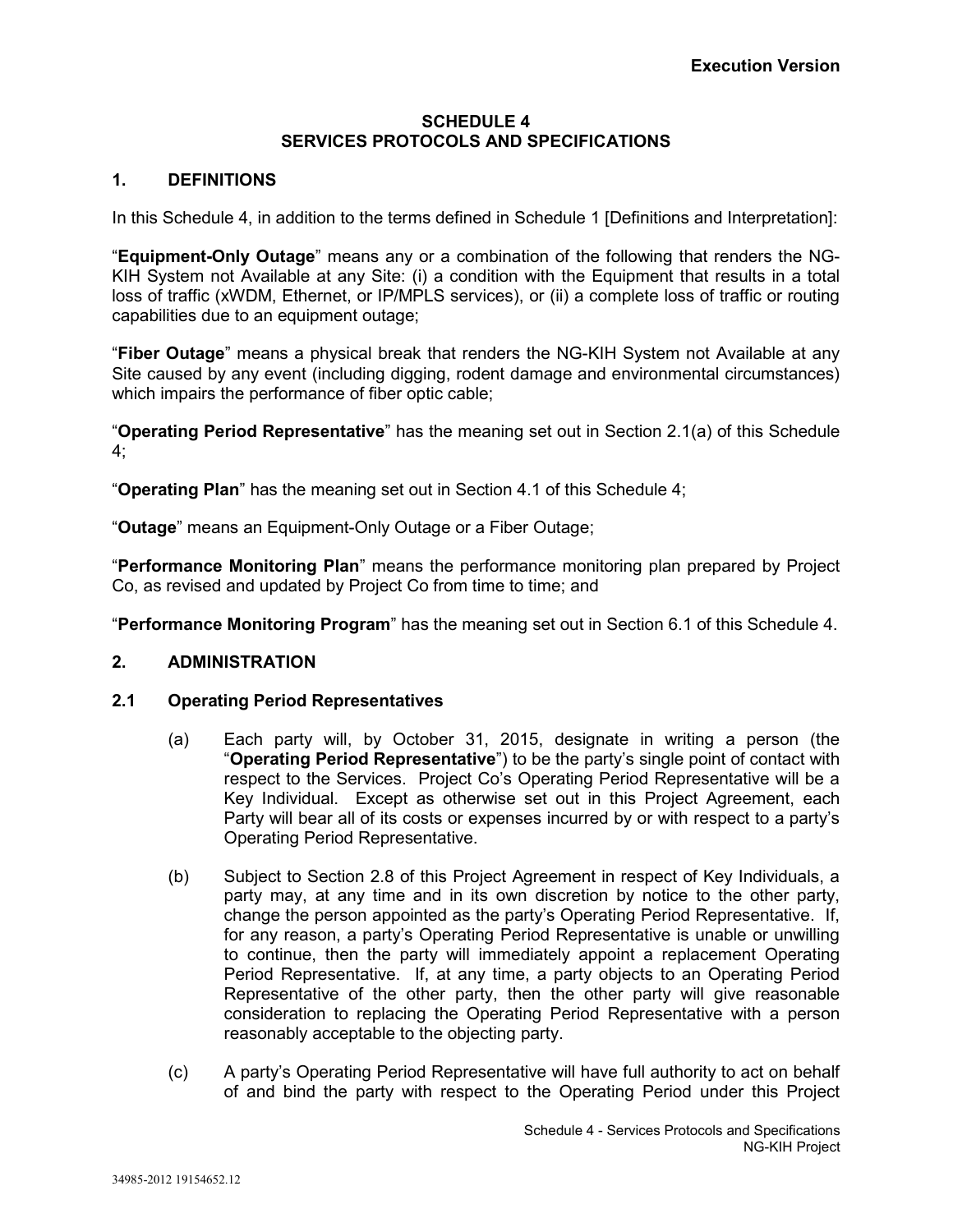**Execution Version**

# SCHEDULE 4
# SERVICES PROTOCOLS AND SPECIFICATIONS

## 1. DEFINITIONS

In this Schedule 4, in addition to the terms defined in Schedule 1 [Definitions and Interpretation]:

"**Equipment-Only Outage**" means any or a combination of the following that renders the NG-KIH System not Available at any Site: (i) a condition with the Equipment that results in a total loss of traffic (xWDM, Ethernet, or IP/MPLS services), or (ii) a complete loss of traffic or routing capabilities due to an equipment outage;

"**Fiber Outage**" means a physical break that renders the NG-KIH System not Available at any Site caused by any event (including digging, rodent damage and environmental circumstances) which impairs the performance of fiber optic cable;

"**Operating Period Representative**" has the meaning set out in Section 2.1(a) of this Schedule 4;

"**Operating Plan**" has the meaning set out in Section 4.1 of this Schedule 4;

"**Outage**" means an Equipment-Only Outage or a Fiber Outage;

"**Performance Monitoring Plan**" means the performance monitoring plan prepared by Project Co, as revised and updated by Project Co from time to time; and

"**Performance Monitoring Program**" has the meaning set out in Section 6.1 of this Schedule 4.

## 2. ADMINISTRATION

### 2.1 Operating Period Representatives

(a) Each party will, by October 31, 2015, designate in writing a person (the "**Operating Period Representative**") to be the party's single point of contact with respect to the Services. Project Co's Operating Period Representative will be a Key Individual. Except as otherwise set out in this Project Agreement, each Party will bear all of its costs or expenses incurred by or with respect to a party's Operating Period Representative.

(b) Subject to Section 2.8 of this Project Agreement in respect of Key Individuals, a party may, at any time and in its own discretion by notice to the other party, change the person appointed as the party's Operating Period Representative. If, for any reason, a party's Operating Period Representative is unable or unwilling to continue, then the party will immediately appoint a replacement Operating Period Representative. If, at any time, a party objects to an Operating Period Representative of the other party, then the other party will give reasonable consideration to replacing the Operating Period Representative with a person reasonably acceptable to the objecting party.

(c) A party's Operating Period Representative will have full authority to act on behalf of and bind the party with respect to the Operating Period under this Project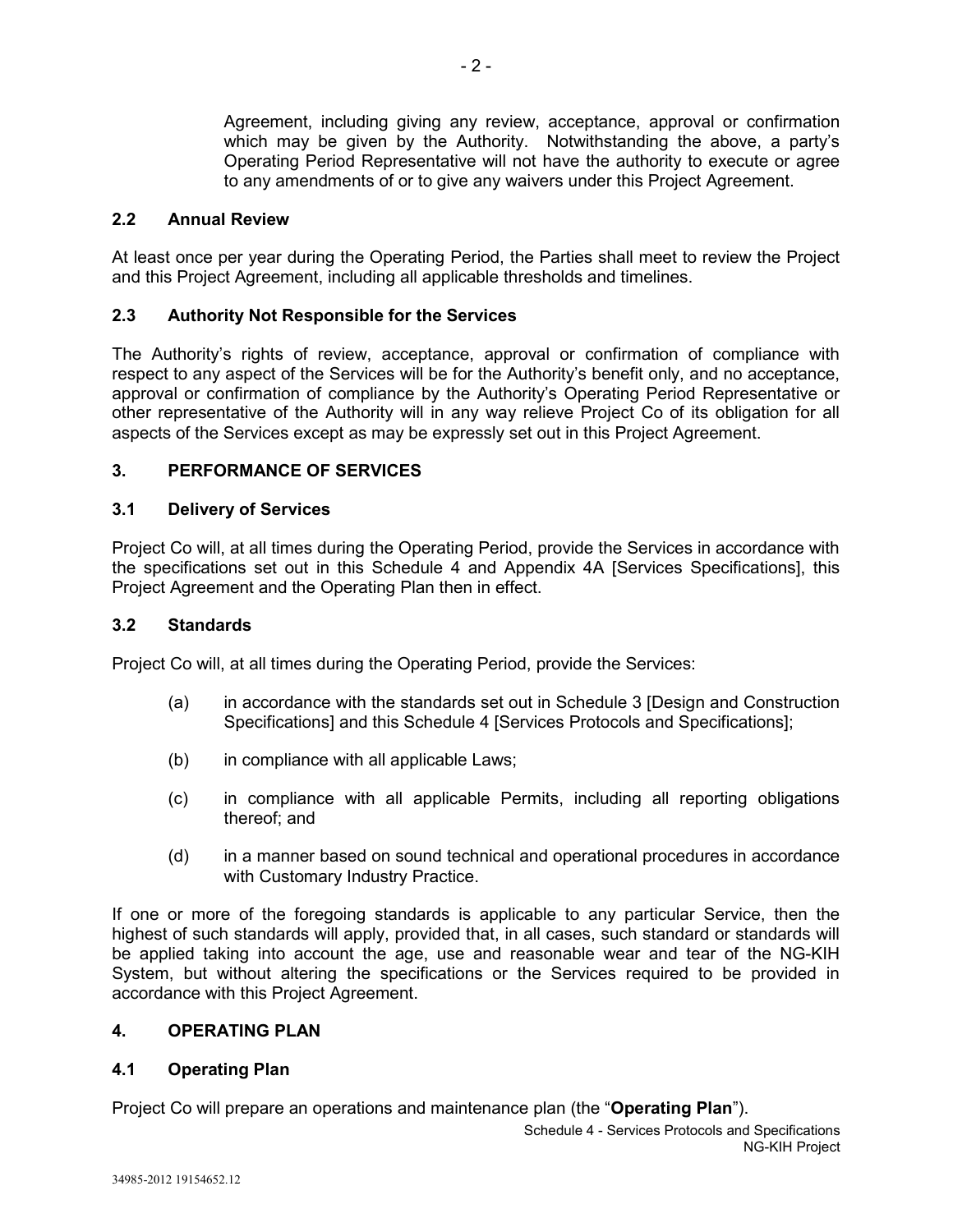Agreement, including giving any review, acceptance, approval or confirmation which may be given by the Authority. Notwithstanding the above, a party's Operating Period Representative will not have the authority to execute or agree to any amendments of or to give any waivers under this Project Agreement.

### 2.2 Annual Review

At least once per year during the Operating Period, the Parties shall meet to review the Project and this Project Agreement, including all applicable thresholds and timelines.

### 2.3 Authority Not Responsible for the Services

The Authority's rights of review, acceptance, approval or confirmation of compliance with respect to any aspect of the Services will be for the Authority's benefit only, and no acceptance, approval or confirmation of compliance by the Authority's Operating Period Representative or other representative of the Authority will in any way relieve Project Co of its obligation for all aspects of the Services except as may be expressly set out in this Project Agreement.

## 3. PERFORMANCE OF SERVICES

### 3.1 Delivery of Services

Project Co will, at all times during the Operating Period, provide the Services in accordance with the specifications set out in this Schedule 4 and Appendix 4A [Services Specifications], this Project Agreement and the Operating Plan then in effect.

### 3.2 Standards

Project Co will, at all times during the Operating Period, provide the Services:

(a) in accordance with the standards set out in Schedule 3 [Design and Construction Specifications] and this Schedule 4 [Services Protocols and Specifications];

(b) in compliance with all applicable Laws;

(c) in compliance with all applicable Permits, including all reporting obligations thereof; and

(d) in a manner based on sound technical and operational procedures in accordance with Customary Industry Practice.

If one or more of the foregoing standards is applicable to any particular Service, then the highest of such standards will apply, provided that, in all cases, such standard or standards will be applied taking into account the age, use and reasonable wear and tear of the NG-KIH System, but without altering the specifications or the Services required to be provided in accordance with this Project Agreement.

## 4. OPERATING PLAN

### 4.1 Operating Plan

Project Co will prepare an operations and maintenance plan (the "**Operating Plan**").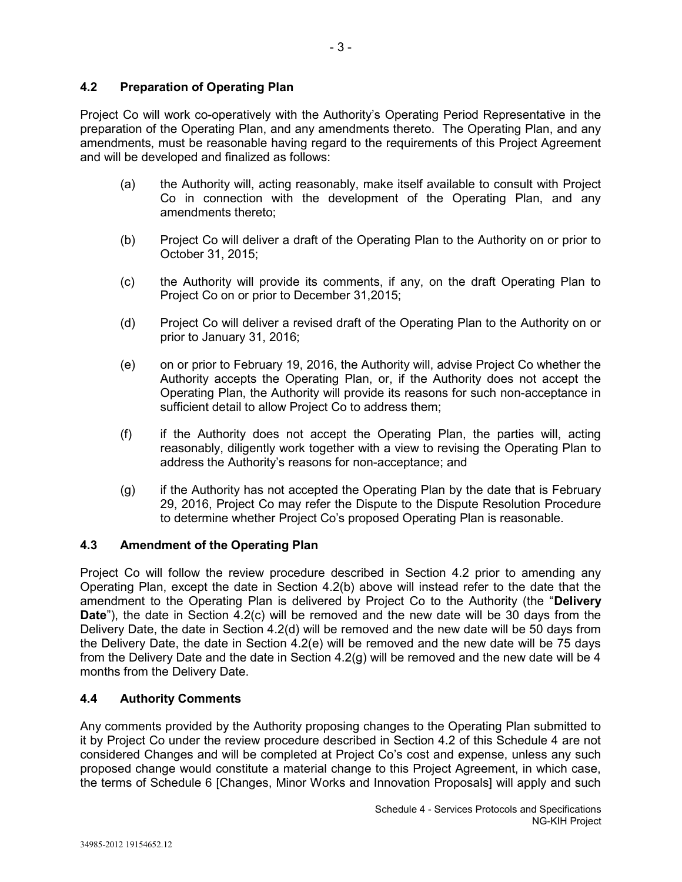### 4.2 Preparation of Operating Plan

Project Co will work co-operatively with the Authority's Operating Period Representative in the preparation of the Operating Plan, and any amendments thereto. The Operating Plan, and any amendments, must be reasonable having regard to the requirements of this Project Agreement and will be developed and finalized as follows:

(a) the Authority will, acting reasonably, make itself available to consult with Project Co in connection with the development of the Operating Plan, and any amendments thereto;

(b) Project Co will deliver a draft of the Operating Plan to the Authority on or prior to October 31, 2015;

(c) the Authority will provide its comments, if any, on the draft Operating Plan to Project Co on or prior to December 31,2015;

(d) Project Co will deliver a revised draft of the Operating Plan to the Authority on or prior to January 31, 2016;

(e) on or prior to February 19, 2016, the Authority will, advise Project Co whether the Authority accepts the Operating Plan, or, if the Authority does not accept the Operating Plan, the Authority will provide its reasons for such non-acceptance in sufficient detail to allow Project Co to address them;

(f) if the Authority does not accept the Operating Plan, the parties will, acting reasonably, diligently work together with a view to revising the Operating Plan to address the Authority's reasons for non-acceptance; and

(g) if the Authority has not accepted the Operating Plan by the date that is February 29, 2016, Project Co may refer the Dispute to the Dispute Resolution Procedure to determine whether Project Co's proposed Operating Plan is reasonable.

### 4.3 Amendment of the Operating Plan

Project Co will follow the review procedure described in Section 4.2 prior to amending any Operating Plan, except the date in Section 4.2(b) above will instead refer to the date that the amendment to the Operating Plan is delivered by Project Co to the Authority (the "**Delivery Date**"), the date in Section 4.2(c) will be removed and the new date will be 30 days from the Delivery Date, the date in Section 4.2(d) will be removed and the new date will be 50 days from the Delivery Date, the date in Section 4.2(e) will be removed and the new date will be 75 days from the Delivery Date and the date in Section 4.2(g) will be removed and the new date will be 4 months from the Delivery Date.

### 4.4 Authority Comments

Any comments provided by the Authority proposing changes to the Operating Plan submitted to it by Project Co under the review procedure described in Section 4.2 of this Schedule 4 are not considered Changes and will be completed at Project Co's cost and expense, unless any such proposed change would constitute a material change to this Project Agreement, in which case, the terms of Schedule 6 [Changes, Minor Works and Innovation Proposals] will apply and such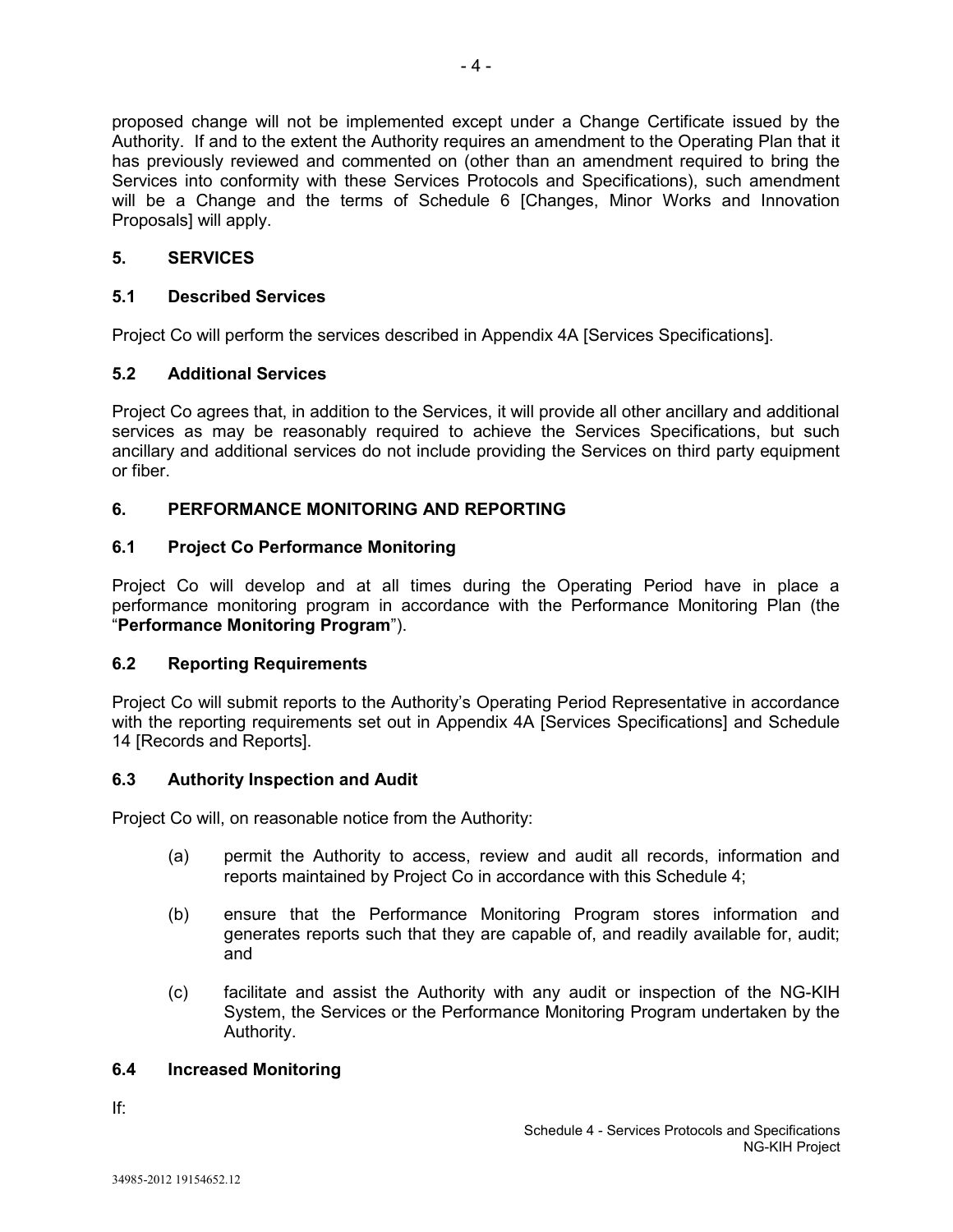proposed change will not be implemented except under a Change Certificate issued by the Authority. If and to the extent the Authority requires an amendment to the Operating Plan that it has previously reviewed and commented on (other than an amendment required to bring the Services into conformity with these Services Protocols and Specifications), such amendment will be a Change and the terms of Schedule 6 [Changes, Minor Works and Innovation Proposals] will apply.

## 5. SERVICES

### 5.1 Described Services

Project Co will perform the services described in Appendix 4A [Services Specifications].

### 5.2 Additional Services

Project Co agrees that, in addition to the Services, it will provide all other ancillary and additional services as may be reasonably required to achieve the Services Specifications, but such ancillary and additional services do not include providing the Services on third party equipment or fiber.

## 6. PERFORMANCE MONITORING AND REPORTING

### 6.1 Project Co Performance Monitoring

Project Co will develop and at all times during the Operating Period have in place a performance monitoring program in accordance with the Performance Monitoring Plan (the "**Performance Monitoring Program**").

### 6.2 Reporting Requirements

Project Co will submit reports to the Authority's Operating Period Representative in accordance with the reporting requirements set out in Appendix 4A [Services Specifications] and Schedule 14 [Records and Reports].

### 6.3 Authority Inspection and Audit

Project Co will, on reasonable notice from the Authority:

(a) permit the Authority to access, review and audit all records, information and reports maintained by Project Co in accordance with this Schedule 4;

(b) ensure that the Performance Monitoring Program stores information and generates reports such that they are capable of, and readily available for, audit; and

(c) facilitate and assist the Authority with any audit or inspection of the NG-KIH System, the Services or the Performance Monitoring Program undertaken by the Authority.

### 6.4 Increased Monitoring

If: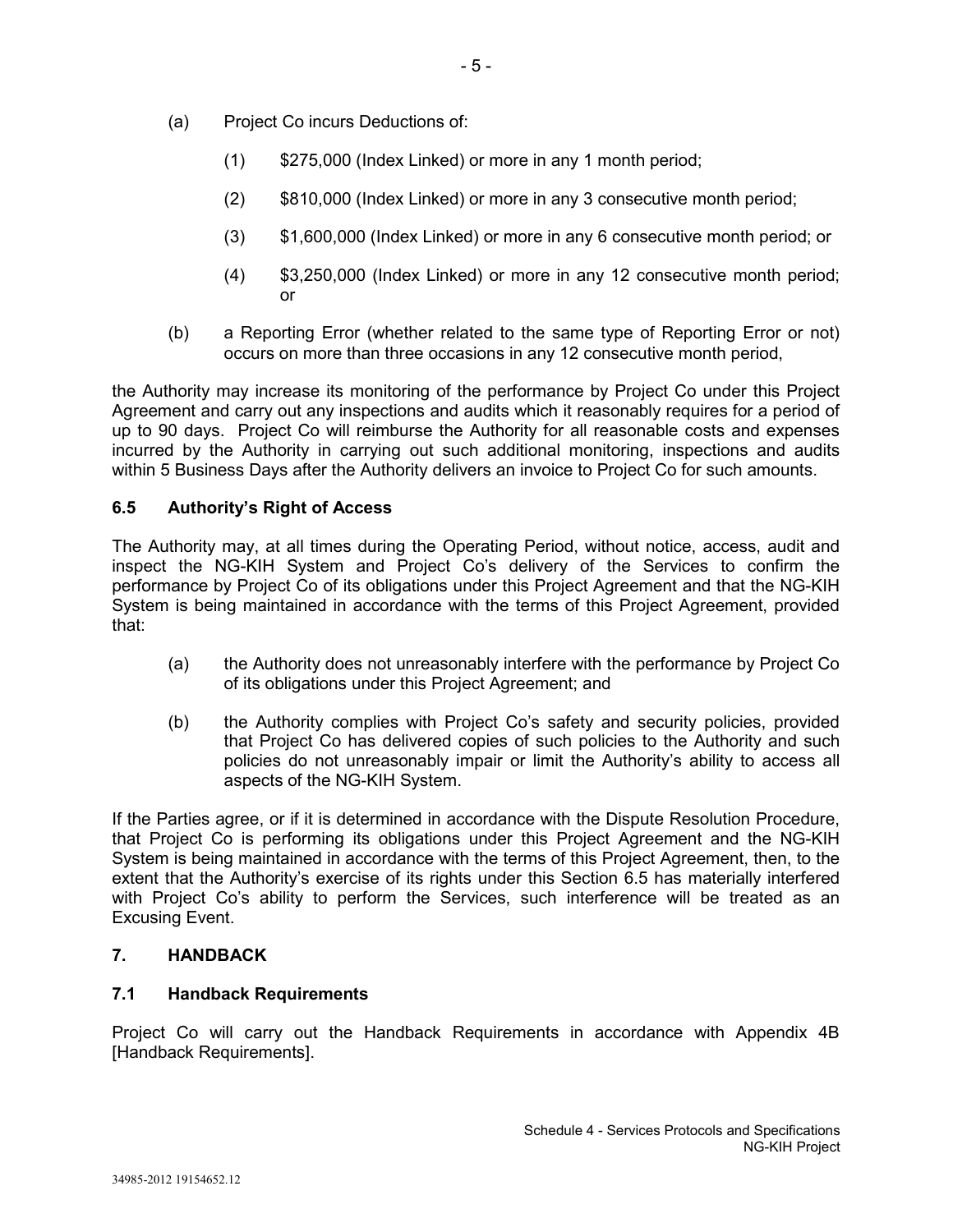(a) Project Co incurs Deductions of:

(1) $275,000 (Index Linked) or more in any 1 month period;

(2) $810,000 (Index Linked) or more in any 3 consecutive month period;

(3) $1,600,000 (Index Linked) or more in any 6 consecutive month period; or

(4) $3,250,000 (Index Linked) or more in any 12 consecutive month period; or

(b) a Reporting Error (whether related to the same type of Reporting Error or not) occurs on more than three occasions in any 12 consecutive month period,

the Authority may increase its monitoring of the performance by Project Co under this Project Agreement and carry out any inspections and audits which it reasonably requires for a period of up to 90 days. Project Co will reimburse the Authority for all reasonable costs and expenses incurred by the Authority in carrying out such additional monitoring, inspections and audits within 5 Business Days after the Authority delivers an invoice to Project Co for such amounts.

### 6.5 Authority's Right of Access

The Authority may, at all times during the Operating Period, without notice, access, audit and inspect the NG-KIH System and Project Co's delivery of the Services to confirm the performance by Project Co of its obligations under this Project Agreement and that the NG-KIH System is being maintained in accordance with the terms of this Project Agreement, provided that:

(a) the Authority does not unreasonably interfere with the performance by Project Co of its obligations under this Project Agreement; and

(b) the Authority complies with Project Co's safety and security policies, provided that Project Co has delivered copies of such policies to the Authority and such policies do not unreasonably impair or limit the Authority's ability to access all aspects of the NG-KIH System.

If the Parties agree, or if it is determined in accordance with the Dispute Resolution Procedure, that Project Co is performing its obligations under this Project Agreement and the NG-KIH System is being maintained in accordance with the terms of this Project Agreement, then, to the extent that the Authority's exercise of its rights under this Section 6.5 has materially interfered with Project Co's ability to perform the Services, such interference will be treated as an Excusing Event.

## 7. HANDBACK

### 7.1 Handback Requirements

Project Co will carry out the Handback Requirements in accordance with Appendix 4B [Handback Requirements].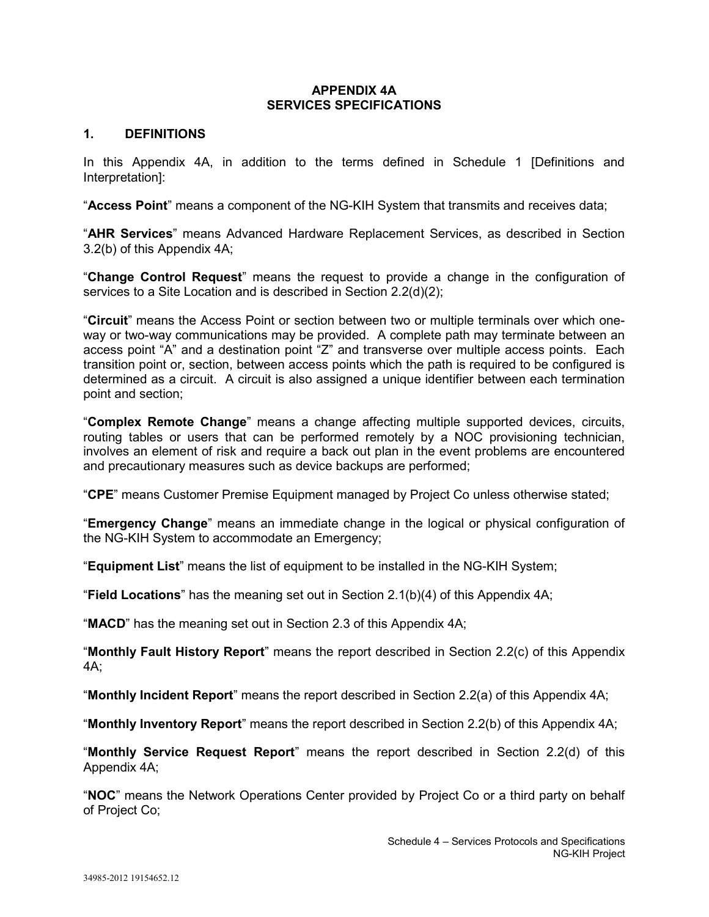# APPENDIX 4A
# SERVICES SPECIFICATIONS

## 1. DEFINITIONS

In this Appendix 4A, in addition to the terms defined in Schedule 1 [Definitions and Interpretation]:

"**Access Point**" means a component of the NG-KIH System that transmits and receives data;

"**AHR Services**" means Advanced Hardware Replacement Services, as described in Section 3.2(b) of this Appendix 4A;

"**Change Control Request**" means the request to provide a change in the configuration of services to a Site Location and is described in Section 2.2(d)(2);

"**Circuit**" means the Access Point or section between two or multiple terminals over which one-way or two-way communications may be provided. A complete path may terminate between an access point "A" and a destination point "Z" and transverse over multiple access points. Each transition point or, section, between access points which the path is required to be configured is determined as a circuit. A circuit is also assigned a unique identifier between each termination point and section;

"**Complex Remote Change**" means a change affecting multiple supported devices, circuits, routing tables or users that can be performed remotely by a NOC provisioning technician, involves an element of risk and require a back out plan in the event problems are encountered and precautionary measures such as device backups are performed;

"**CPE**" means Customer Premise Equipment managed by Project Co unless otherwise stated;

"**Emergency Change**" means an immediate change in the logical or physical configuration of the NG-KIH System to accommodate an Emergency;

"**Equipment List**" means the list of equipment to be installed in the NG-KIH System;

"**Field Locations**" has the meaning set out in Section 2.1(b)(4) of this Appendix 4A;

"**MACD**" has the meaning set out in Section 2.3 of this Appendix 4A;

"**Monthly Fault History Report**" means the report described in Section 2.2(c) of this Appendix 4A;

"**Monthly Incident Report**" means the report described in Section 2.2(a) of this Appendix 4A;

"**Monthly Inventory Report**" means the report described in Section 2.2(b) of this Appendix 4A;

"**Monthly Service Request Report**" means the report described in Section 2.2(d) of this Appendix 4A;

"**NOC**" means the Network Operations Center provided by Project Co or a third party on behalf of Project Co;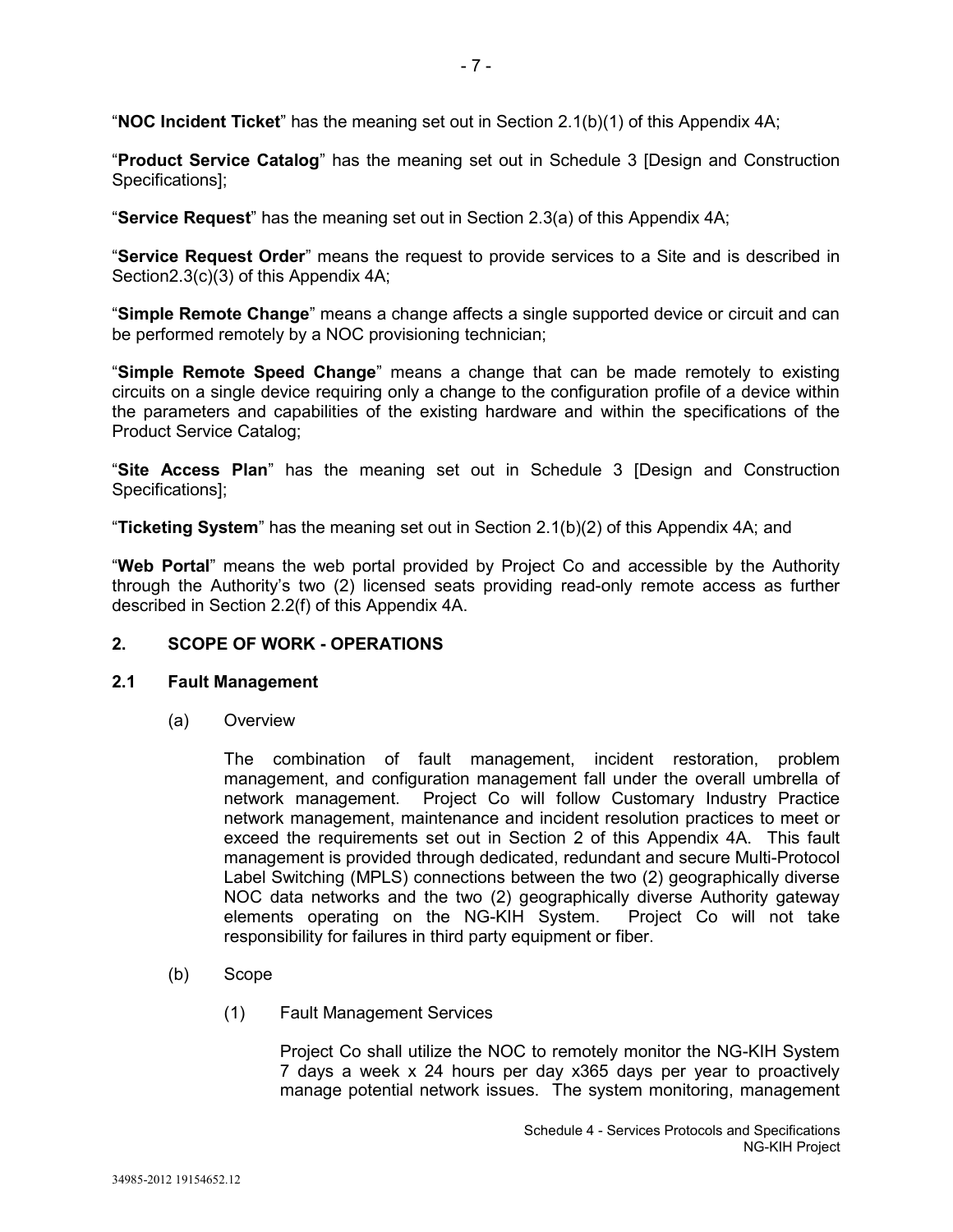"**NOC Incident Ticket**" has the meaning set out in Section 2.1(b)(1) of this Appendix 4A;

"**Product Service Catalog**" has the meaning set out in Schedule 3 [Design and Construction Specifications];

"**Service Request**" has the meaning set out in Section 2.3(a) of this Appendix 4A;

"**Service Request Order**" means the request to provide services to a Site and is described in Section2.3(c)(3) of this Appendix 4A;

"**Simple Remote Change**" means a change affects a single supported device or circuit and can be performed remotely by a NOC provisioning technician;

"**Simple Remote Speed Change**" means a change that can be made remotely to existing circuits on a single device requiring only a change to the configuration profile of a device within the parameters and capabilities of the existing hardware and within the specifications of the Product Service Catalog;

"**Site Access Plan**" has the meaning set out in Schedule 3 [Design and Construction Specifications];

"**Ticketing System**" has the meaning set out in Section 2.1(b)(2) of this Appendix 4A; and

"**Web Portal**" means the web portal provided by Project Co and accessible by the Authority through the Authority's two (2) licensed seats providing read-only remote access as further described in Section 2.2(f) of this Appendix 4A.

## 2. SCOPE OF WORK - OPERATIONS

### 2.1 Fault Management

(a) Overview

The combination of fault management, incident restoration, problem management, and configuration management fall under the overall umbrella of network management. Project Co will follow Customary Industry Practice network management, maintenance and incident resolution practices to meet or exceed the requirements set out in Section 2 of this Appendix 4A. This fault management is provided through dedicated, redundant and secure Multi-Protocol Label Switching (MPLS) connections between the two (2) geographically diverse NOC data networks and the two (2) geographically diverse Authority gateway elements operating on the NG-KIH System. Project Co will not take responsibility for failures in third party equipment or fiber.

(b) Scope

(1) Fault Management Services

Project Co shall utilize the NOC to remotely monitor the NG-KIH System 7 days a week x 24 hours per day x365 days per year to proactively manage potential network issues. The system monitoring, management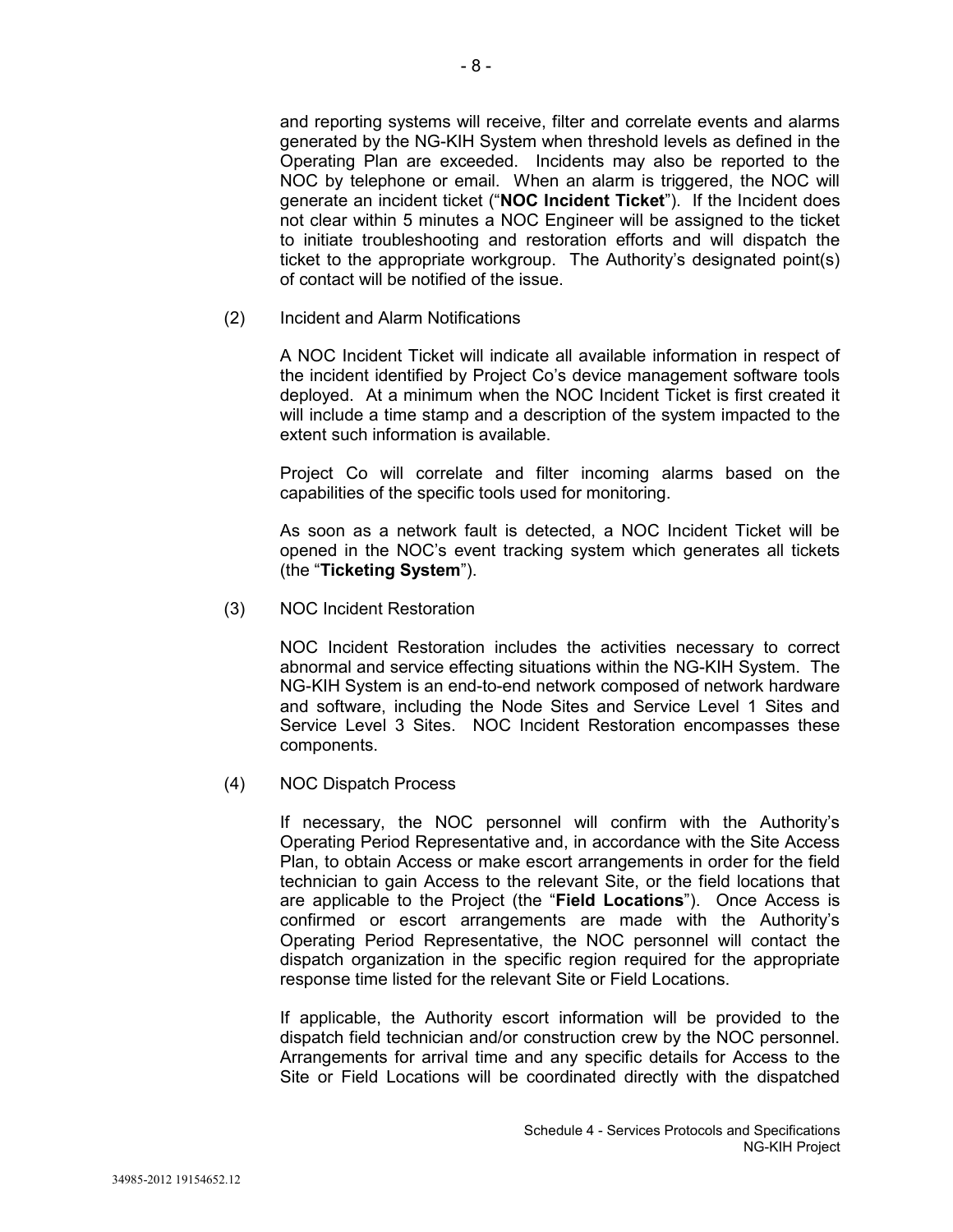and reporting systems will receive, filter and correlate events and alarms generated by the NG-KIH System when threshold levels as defined in the Operating Plan are exceeded. Incidents may also be reported to the NOC by telephone or email. When an alarm is triggered, the NOC will generate an incident ticket ("**NOC Incident Ticket**"). If the Incident does not clear within 5 minutes a NOC Engineer will be assigned to the ticket to initiate troubleshooting and restoration efforts and will dispatch the ticket to the appropriate workgroup. The Authority's designated point(s) of contact will be notified of the issue.

(2) Incident and Alarm Notifications

A NOC Incident Ticket will indicate all available information in respect of the incident identified by Project Co's device management software tools deployed. At a minimum when the NOC Incident Ticket is first created it will include a time stamp and a description of the system impacted to the extent such information is available.

Project Co will correlate and filter incoming alarms based on the capabilities of the specific tools used for monitoring.

As soon as a network fault is detected, a NOC Incident Ticket will be opened in the NOC's event tracking system which generates all tickets (the "**Ticketing System**").

(3) NOC Incident Restoration

NOC Incident Restoration includes the activities necessary to correct abnormal and service effecting situations within the NG-KIH System. The NG-KIH System is an end-to-end network composed of network hardware and software, including the Node Sites and Service Level 1 Sites and Service Level 3 Sites. NOC Incident Restoration encompasses these components.

(4) NOC Dispatch Process

If necessary, the NOC personnel will confirm with the Authority's Operating Period Representative and, in accordance with the Site Access Plan, to obtain Access or make escort arrangements in order for the field technician to gain Access to the relevant Site, or the field locations that are applicable to the Project (the "**Field Locations**"). Once Access is confirmed or escort arrangements are made with the Authority's Operating Period Representative, the NOC personnel will contact the dispatch organization in the specific region required for the appropriate response time listed for the relevant Site or Field Locations.

If applicable, the Authority escort information will be provided to the dispatch field technician and/or construction crew by the NOC personnel. Arrangements for arrival time and any specific details for Access to the Site or Field Locations will be coordinated directly with the dispatched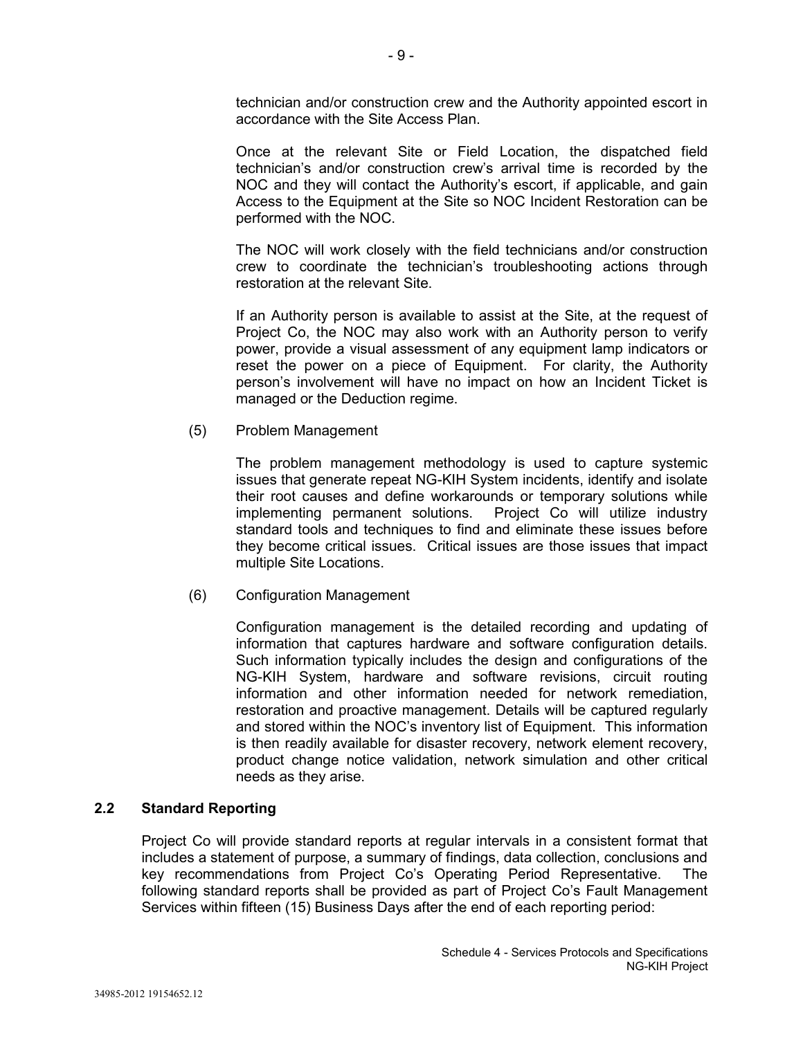technician and/or construction crew and the Authority appointed escort in accordance with the Site Access Plan.

Once at the relevant Site or Field Location, the dispatched field technician's and/or construction crew's arrival time is recorded by the NOC and they will contact the Authority's escort, if applicable, and gain Access to the Equipment at the Site so NOC Incident Restoration can be performed with the NOC.

The NOC will work closely with the field technicians and/or construction crew to coordinate the technician's troubleshooting actions through restoration at the relevant Site.

If an Authority person is available to assist at the Site, at the request of Project Co, the NOC may also work with an Authority person to verify power, provide a visual assessment of any equipment lamp indicators or reset the power on a piece of Equipment. For clarity, the Authority person's involvement will have no impact on how an Incident Ticket is managed or the Deduction regime.

(5) Problem Management

The problem management methodology is used to capture systemic issues that generate repeat NG-KIH System incidents, identify and isolate their root causes and define workarounds or temporary solutions while implementing permanent solutions. Project Co will utilize industry standard tools and techniques to find and eliminate these issues before they become critical issues. Critical issues are those issues that impact multiple Site Locations.

(6) Configuration Management

Configuration management is the detailed recording and updating of information that captures hardware and software configuration details. Such information typically includes the design and configurations of the NG-KIH System, hardware and software revisions, circuit routing information and other information needed for network remediation, restoration and proactive management. Details will be captured regularly and stored within the NOC's inventory list of Equipment. This information is then readily available for disaster recovery, network element recovery, product change notice validation, network simulation and other critical needs as they arise.

## 2.2 Standard Reporting

Project Co will provide standard reports at regular intervals in a consistent format that includes a statement of purpose, a summary of findings, data collection, conclusions and key recommendations from Project Co's Operating Period Representative. The following standard reports shall be provided as part of Project Co's Fault Management Services within fifteen (15) Business Days after the end of each reporting period: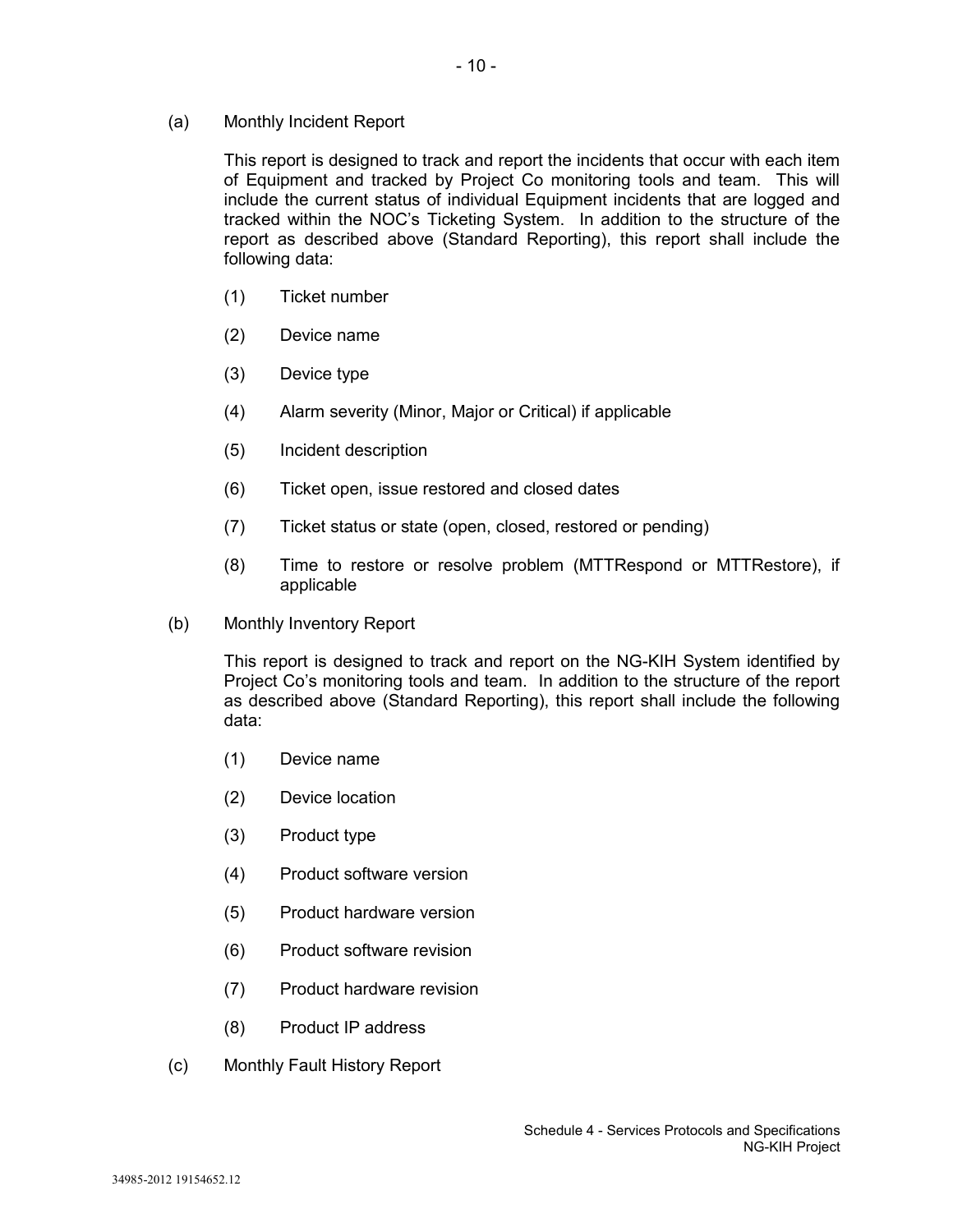(a) Monthly Incident Report

This report is designed to track and report the incidents that occur with each item of Equipment and tracked by Project Co monitoring tools and team. This will include the current status of individual Equipment incidents that are logged and tracked within the NOC's Ticketing System. In addition to the structure of the report as described above (Standard Reporting), this report shall include the following data:

(1) Ticket number

(2) Device name

(3) Device type

(4) Alarm severity (Minor, Major or Critical) if applicable

(5) Incident description

(6) Ticket open, issue restored and closed dates

(7) Ticket status or state (open, closed, restored or pending)

(8) Time to restore or resolve problem (MTTRespond or MTTRestore), if applicable

(b) Monthly Inventory Report

This report is designed to track and report on the NG-KIH System identified by Project Co's monitoring tools and team. In addition to the structure of the report as described above (Standard Reporting), this report shall include the following data:

(1) Device name

(2) Device location

(3) Product type

(4) Product software version

(5) Product hardware version

(6) Product software revision

(7) Product hardware revision

(8) Product IP address

(c) Monthly Fault History Report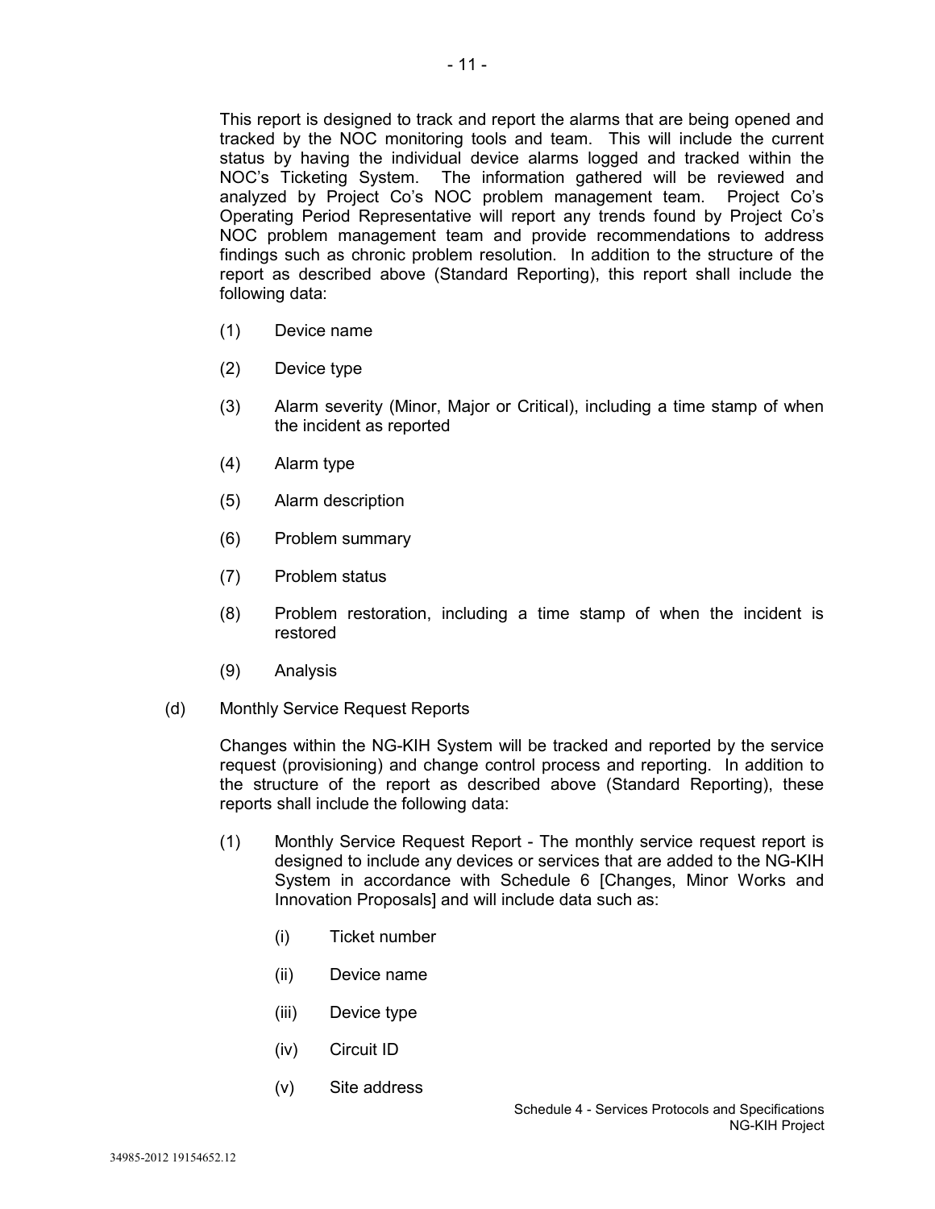This report is designed to track and report the alarms that are being opened and tracked by the NOC monitoring tools and team. This will include the current status by having the individual device alarms logged and tracked within the NOC's Ticketing System. The information gathered will be reviewed and analyzed by Project Co's NOC problem management team. Project Co's Operating Period Representative will report any trends found by Project Co's NOC problem management team and provide recommendations to address findings such as chronic problem resolution. In addition to the structure of the report as described above (Standard Reporting), this report shall include the following data:

(1) Device name

(2) Device type

(3) Alarm severity (Minor, Major or Critical), including a time stamp of when the incident as reported

(4) Alarm type

(5) Alarm description

(6) Problem summary

(7) Problem status

(8) Problem restoration, including a time stamp of when the incident is restored

(9) Analysis

(d) Monthly Service Request Reports

Changes within the NG-KIH System will be tracked and reported by the service request (provisioning) and change control process and reporting. In addition to the structure of the report as described above (Standard Reporting), these reports shall include the following data:

(1) Monthly Service Request Report - The monthly service request report is designed to include any devices or services that are added to the NG-KIH System in accordance with Schedule 6 [Changes, Minor Works and Innovation Proposals] and will include data such as:

(i) Ticket number

(ii) Device name

(iii) Device type

(iv) Circuit ID

(v) Site address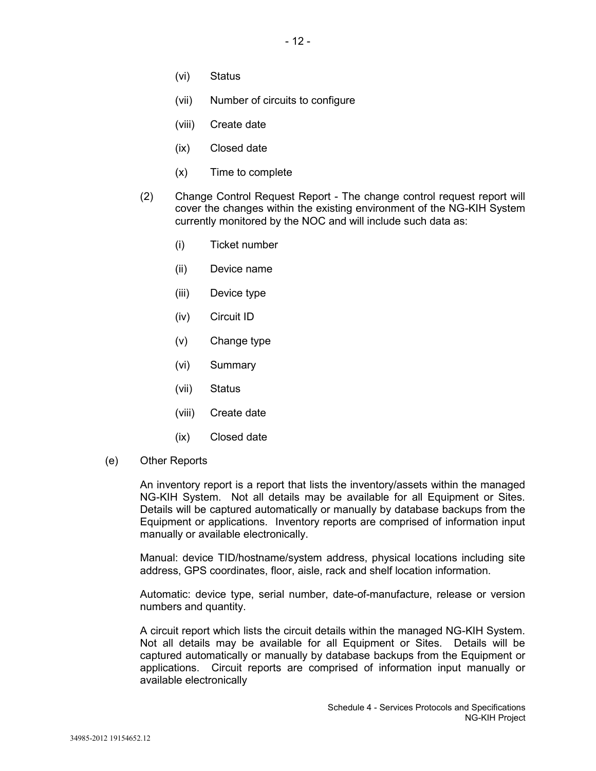(vi) Status

(vii) Number of circuits to configure

(viii) Create date

(ix) Closed date

(x) Time to complete

(2) Change Control Request Report - The change control request report will cover the changes within the existing environment of the NG-KIH System currently monitored by the NOC and will include such data as:

(i) Ticket number

(ii) Device name

(iii) Device type

(iv) Circuit ID

(v) Change type

(vi) Summary

(vii) Status

(viii) Create date

(ix) Closed date

(e) Other Reports

An inventory report is a report that lists the inventory/assets within the managed NG-KIH System. Not all details may be available for all Equipment or Sites. Details will be captured automatically or manually by database backups from the Equipment or applications. Inventory reports are comprised of information input manually or available electronically.

Manual: device TID/hostname/system address, physical locations including site address, GPS coordinates, floor, aisle, rack and shelf location information.

Automatic: device type, serial number, date-of-manufacture, release or version numbers and quantity.

A circuit report which lists the circuit details within the managed NG-KIH System. Not all details may be available for all Equipment or Sites. Details will be captured automatically or manually by database backups from the Equipment or applications. Circuit reports are comprised of information input manually or available electronically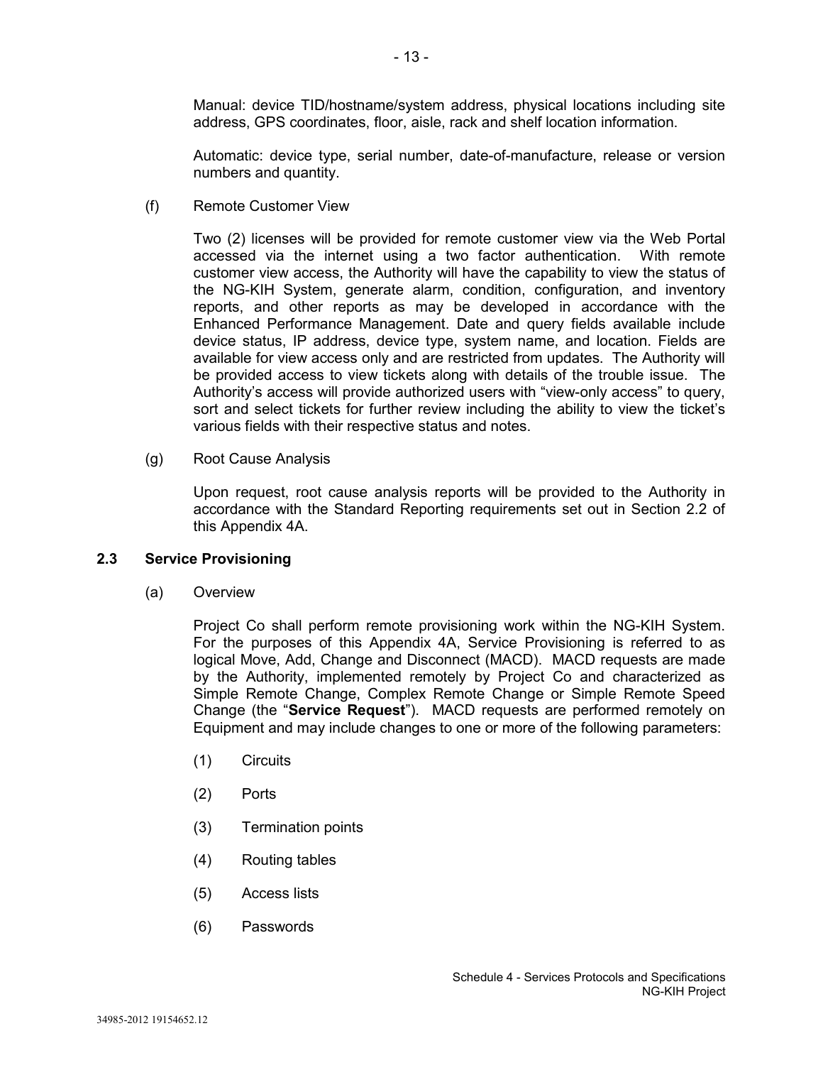Manual: device TID/hostname/system address, physical locations including site address, GPS coordinates, floor, aisle, rack and shelf location information.

Automatic: device type, serial number, date-of-manufacture, release or version numbers and quantity.

(f) Remote Customer View

Two (2) licenses will be provided for remote customer view via the Web Portal accessed via the internet using a two factor authentication. With remote customer view access, the Authority will have the capability to view the status of the NG-KIH System, generate alarm, condition, configuration, and inventory reports, and other reports as may be developed in accordance with the Enhanced Performance Management. Date and query fields available include device status, IP address, device type, system name, and location. Fields are available for view access only and are restricted from updates. The Authority will be provided access to view tickets along with details of the trouble issue. The Authority's access will provide authorized users with "view-only access" to query, sort and select tickets for further review including the ability to view the ticket's various fields with their respective status and notes.

(g) Root Cause Analysis

Upon request, root cause analysis reports will be provided to the Authority in accordance with the Standard Reporting requirements set out in Section 2.2 of this Appendix 4A.

### 2.3 Service Provisioning

(a) Overview

Project Co shall perform remote provisioning work within the NG-KIH System. For the purposes of this Appendix 4A, Service Provisioning is referred to as logical Move, Add, Change and Disconnect (MACD). MACD requests are made by the Authority, implemented remotely by Project Co and characterized as Simple Remote Change, Complex Remote Change or Simple Remote Speed Change (the "**Service Request**"). MACD requests are performed remotely on Equipment and may include changes to one or more of the following parameters:

(1) Circuits

(2) Ports

(3) Termination points

(4) Routing tables

(5) Access lists

(6) Passwords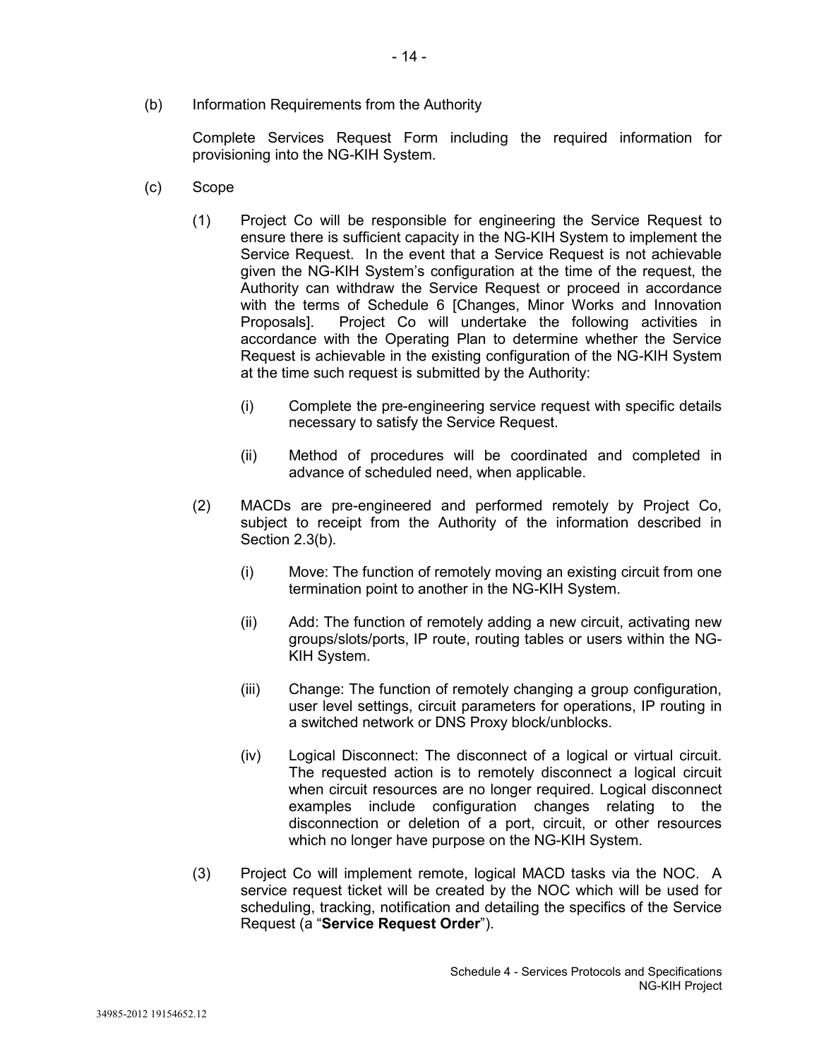(b) Information Requirements from the Authority

Complete Services Request Form including the required information for provisioning into the NG-KIH System.

(c) Scope

(1) Project Co will be responsible for engineering the Service Request to ensure there is sufficient capacity in the NG-KIH System to implement the Service Request. In the event that a Service Request is not achievable given the NG-KIH System's configuration at the time of the request, the Authority can withdraw the Service Request or proceed in accordance with the terms of Schedule 6 [Changes, Minor Works and Innovation Proposals]. Project Co will undertake the following activities in accordance with the Operating Plan to determine whether the Service Request is achievable in the existing configuration of the NG-KIH System at the time such request is submitted by the Authority:

(i) Complete the pre-engineering service request with specific details necessary to satisfy the Service Request.

(ii) Method of procedures will be coordinated and completed in advance of scheduled need, when applicable.

(2) MACDs are pre-engineered and performed remotely by Project Co, subject to receipt from the Authority of the information described in Section 2.3(b).

(i) Move: The function of remotely moving an existing circuit from one termination point to another in the NG-KIH System.

(ii) Add: The function of remotely adding a new circuit, activating new groups/slots/ports, IP route, routing tables or users within the NG-KIH System.

(iii) Change: The function of remotely changing a group configuration, user level settings, circuit parameters for operations, IP routing in a switched network or DNS Proxy block/unblocks.

(iv) Logical Disconnect: The disconnect of a logical or virtual circuit. The requested action is to remotely disconnect a logical circuit when circuit resources are no longer required. Logical disconnect examples include configuration changes relating to the disconnection or deletion of a port, circuit, or other resources which no longer have purpose on the NG-KIH System.

(3) Project Co will implement remote, logical MACD tasks via the NOC. A service request ticket will be created by the NOC which will be used for scheduling, tracking, notification and detailing the specifics of the Service Request (a "**Service Request Order**").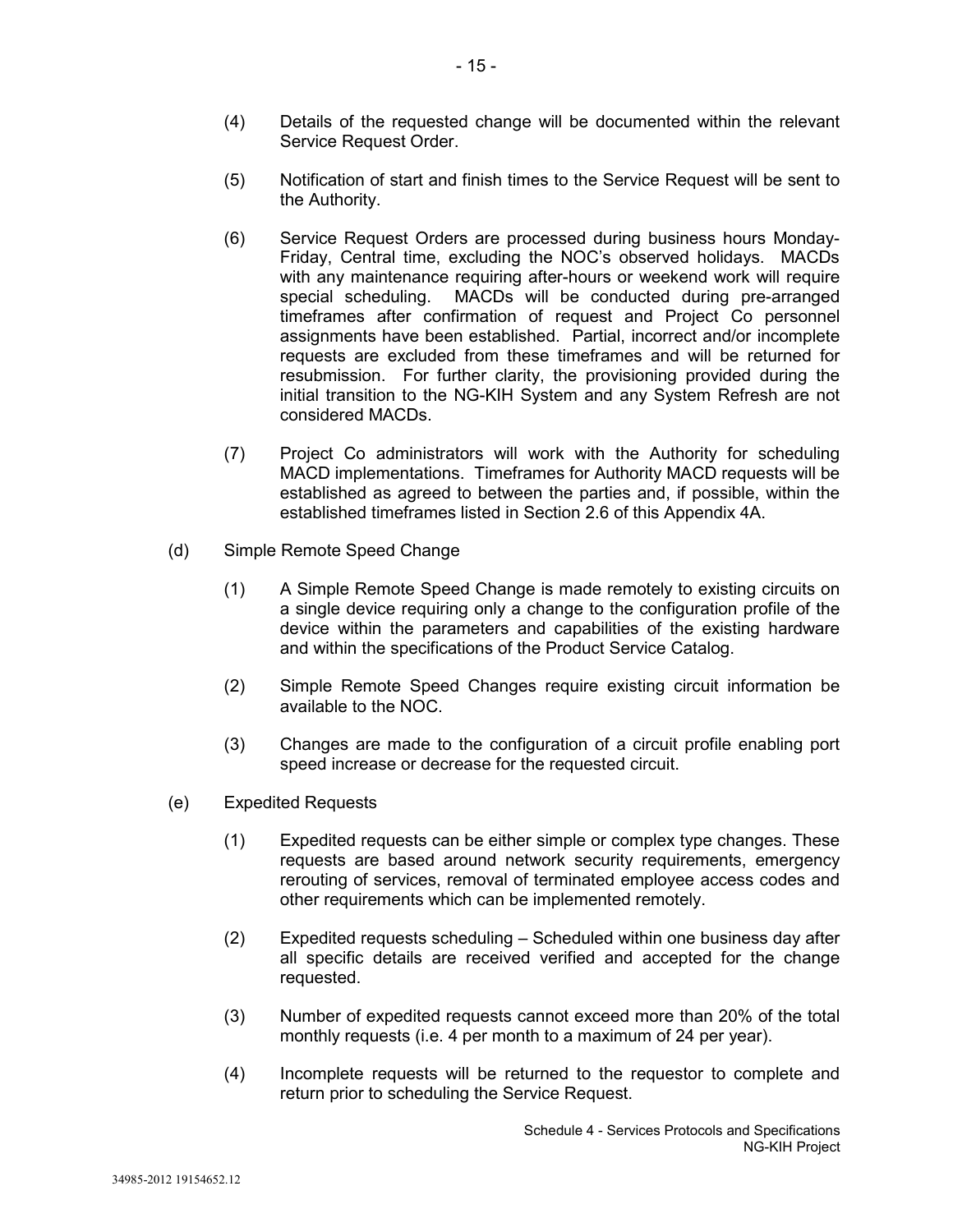(4) Details of the requested change will be documented within the relevant Service Request Order.

(5) Notification of start and finish times to the Service Request will be sent to the Authority.

(6) Service Request Orders are processed during business hours Monday-Friday, Central time, excluding the NOC's observed holidays. MACDs with any maintenance requiring after-hours or weekend work will require special scheduling. MACDs will be conducted during pre-arranged timeframes after confirmation of request and Project Co personnel assignments have been established. Partial, incorrect and/or incomplete requests are excluded from these timeframes and will be returned for resubmission. For further clarity, the provisioning provided during the initial transition to the NG-KIH System and any System Refresh are not considered MACDs.

(7) Project Co administrators will work with the Authority for scheduling MACD implementations. Timeframes for Authority MACD requests will be established as agreed to between the parties and, if possible, within the established timeframes listed in Section 2.6 of this Appendix 4A.

(d) Simple Remote Speed Change

(1) A Simple Remote Speed Change is made remotely to existing circuits on a single device requiring only a change to the configuration profile of the device within the parameters and capabilities of the existing hardware and within the specifications of the Product Service Catalog.

(2) Simple Remote Speed Changes require existing circuit information be available to the NOC.

(3) Changes are made to the configuration of a circuit profile enabling port speed increase or decrease for the requested circuit.

(e) Expedited Requests

(1) Expedited requests can be either simple or complex type changes. These requests are based around network security requirements, emergency rerouting of services, removal of terminated employee access codes and other requirements which can be implemented remotely.

(2) Expedited requests scheduling – Scheduled within one business day after all specific details are received verified and accepted for the change requested.

(3) Number of expedited requests cannot exceed more than 20% of the total monthly requests (i.e. 4 per month to a maximum of 24 per year).

(4) Incomplete requests will be returned to the requestor to complete and return prior to scheduling the Service Request.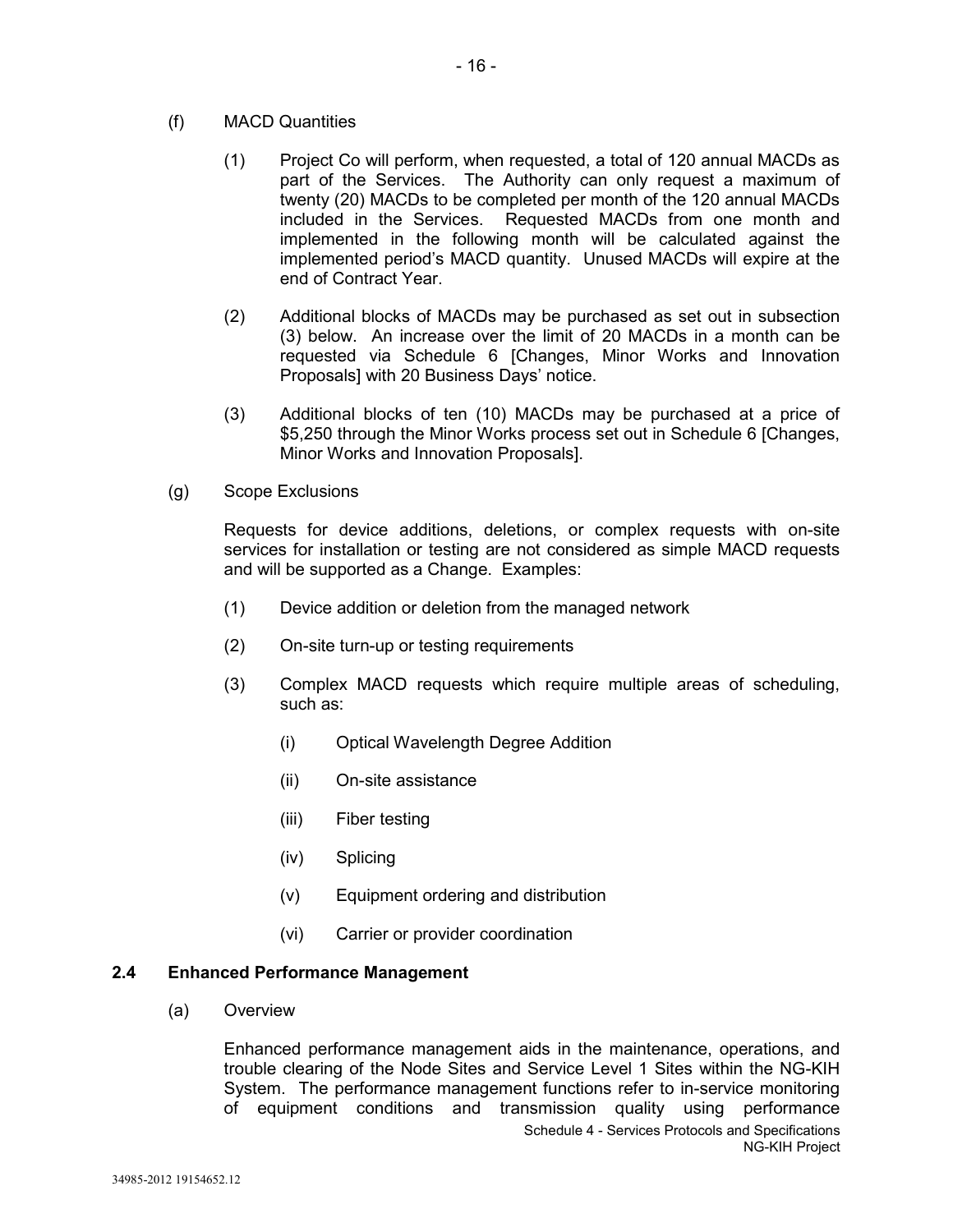(f) MACD Quantities

(1) Project Co will perform, when requested, a total of 120 annual MACDs as part of the Services. The Authority can only request a maximum of twenty (20) MACDs to be completed per month of the 120 annual MACDs included in the Services. Requested MACDs from one month and implemented in the following month will be calculated against the implemented period's MACD quantity. Unused MACDs will expire at the end of Contract Year.

(2) Additional blocks of MACDs may be purchased as set out in subsection (3) below. An increase over the limit of 20 MACDs in a month can be requested via Schedule 6 [Changes, Minor Works and Innovation Proposals] with 20 Business Days' notice.

(3) Additional blocks of ten (10) MACDs may be purchased at a price of $5,250 through the Minor Works process set out in Schedule 6 [Changes, Minor Works and Innovation Proposals].

(g) Scope Exclusions

Requests for device additions, deletions, or complex requests with on-site services for installation or testing are not considered as simple MACD requests and will be supported as a Change. Examples:

(1) Device addition or deletion from the managed network

(2) On-site turn-up or testing requirements

(3) Complex MACD requests which require multiple areas of scheduling, such as:

(i) Optical Wavelength Degree Addition

(ii) On-site assistance

(iii) Fiber testing

(iv) Splicing

(v) Equipment ordering and distribution

(vi) Carrier or provider coordination

### 2.4 Enhanced Performance Management

(a) Overview

Enhanced performance management aids in the maintenance, operations, and trouble clearing of the Node Sites and Service Level 1 Sites within the NG-KIH System. The performance management functions refer to in-service monitoring of equipment conditions and transmission quality using performance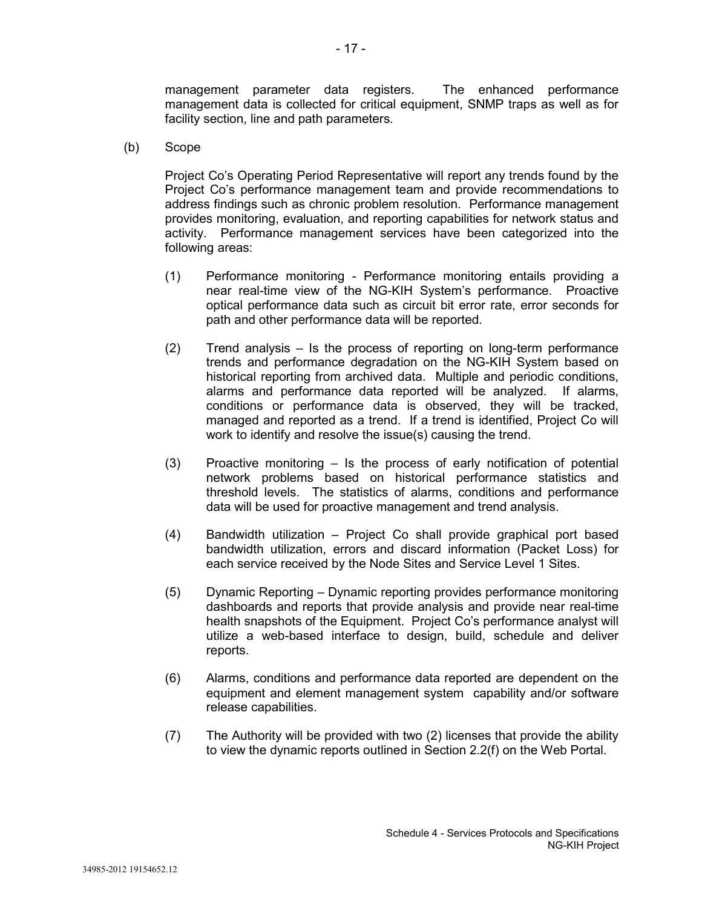management parameter data registers. The enhanced performance management data is collected for critical equipment, SNMP traps as well as for facility section, line and path parameters.

(b) Scope

Project Co's Operating Period Representative will report any trends found by the Project Co's performance management team and provide recommendations to address findings such as chronic problem resolution. Performance management provides monitoring, evaluation, and reporting capabilities for network status and activity. Performance management services have been categorized into the following areas:

(1) Performance monitoring - Performance monitoring entails providing a near real-time view of the NG-KIH System's performance. Proactive optical performance data such as circuit bit error rate, error seconds for path and other performance data will be reported.

(2) Trend analysis – Is the process of reporting on long-term performance trends and performance degradation on the NG-KIH System based on historical reporting from archived data. Multiple and periodic conditions, alarms and performance data reported will be analyzed. If alarms, conditions or performance data is observed, they will be tracked, managed and reported as a trend. If a trend is identified, Project Co will work to identify and resolve the issue(s) causing the trend.

(3) Proactive monitoring – Is the process of early notification of potential network problems based on historical performance statistics and threshold levels. The statistics of alarms, conditions and performance data will be used for proactive management and trend analysis.

(4) Bandwidth utilization – Project Co shall provide graphical port based bandwidth utilization, errors and discard information (Packet Loss) for each service received by the Node Sites and Service Level 1 Sites.

(5) Dynamic Reporting – Dynamic reporting provides performance monitoring dashboards and reports that provide analysis and provide near real-time health snapshots of the Equipment. Project Co's performance analyst will utilize a web-based interface to design, build, schedule and deliver reports.

(6) Alarms, conditions and performance data reported are dependent on the equipment and element management system capability and/or software release capabilities.

(7) The Authority will be provided with two (2) licenses that provide the ability to view the dynamic reports outlined in Section 2.2(f) on the Web Portal.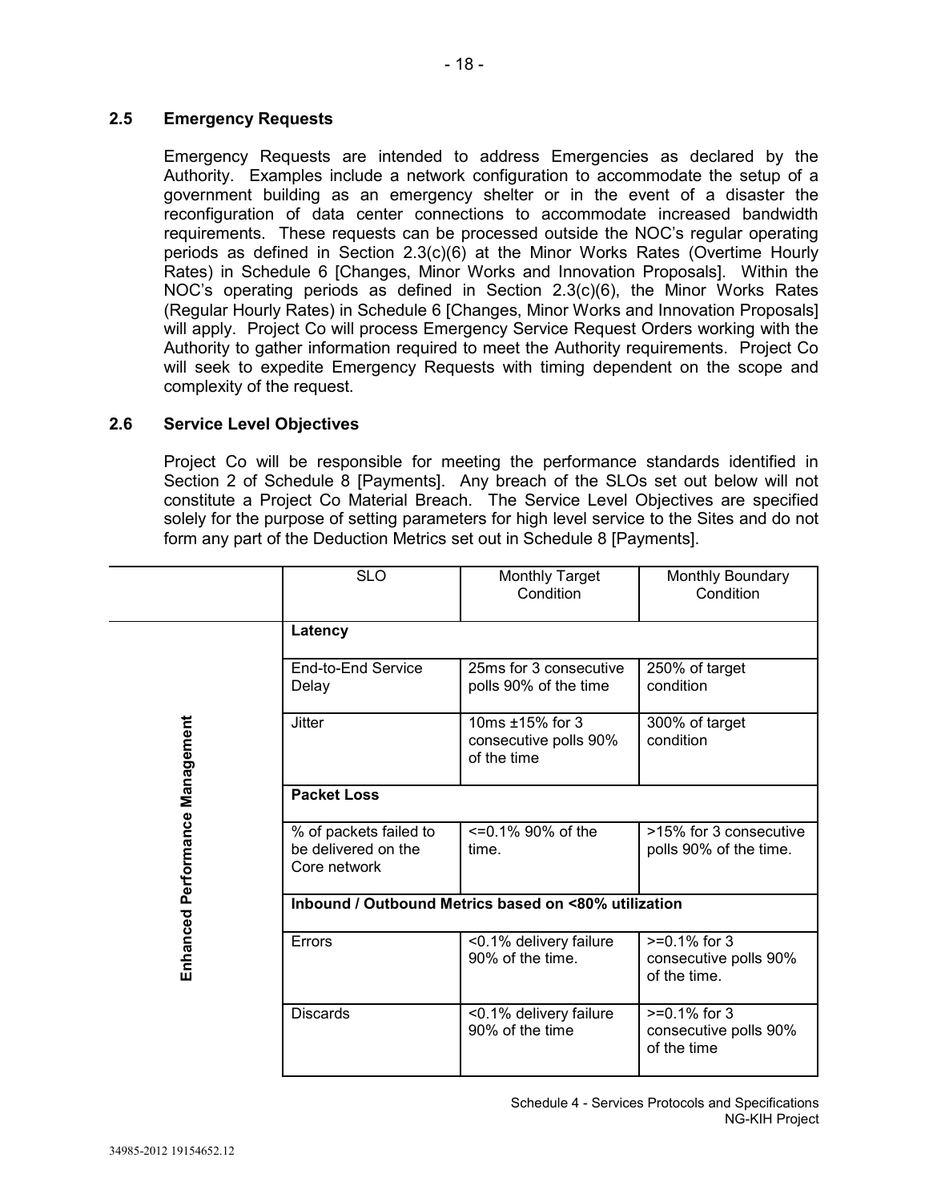### 2.5 Emergency Requests

Emergency Requests are intended to address Emergencies as declared by the Authority. Examples include a network configuration to accommodate the setup of a government building as an emergency shelter or in the event of a disaster the reconfiguration of data center connections to accommodate increased bandwidth requirements. These requests can be processed outside the NOC's regular operating periods as defined in Section 2.3(c)(6) at the Minor Works Rates (Overtime Hourly Rates) in Schedule 6 [Changes, Minor Works and Innovation Proposals]. Within the NOC's operating periods as defined in Section 2.3(c)(6), the Minor Works Rates (Regular Hourly Rates) in Schedule 6 [Changes, Minor Works and Innovation Proposals] will apply. Project Co will process Emergency Service Request Orders working with the Authority to gather information required to meet the Authority requirements. Project Co will seek to expedite Emergency Requests with timing dependent on the scope and complexity of the request.

### 2.6 Service Level Objectives

Project Co will be responsible for meeting the performance standards identified in Section 2 of Schedule 8 [Payments]. Any breach of the SLOs set out below will not constitute a Project Co Material Breach. The Service Level Objectives are specified solely for the purpose of setting parameters for high level service to the Sites and do not form any part of the Deduction Metrics set out in Schedule 8 [Payments].

| | SLO | Monthly Target Condition | Monthly Boundary Condition |
|---|---|---|---|
| **Enhanced Performance Management** | **Latency** | | |
| | End-to-End Service Delay | 25ms for 3 consecutive polls 90% of the time | 250% of target condition |
| | Jitter | 10ms ±15% for 3 consecutive polls 90% of the time | 300% of target condition |
| | **Packet Loss** | | |
| | % of packets failed to be delivered on the Core network | <=0.1% 90% of the time. | >15% for 3 consecutive polls 90% of the time. |
| | **Inbound / Outbound Metrics based on <80% utilization** | | |
| | Errors | <0.1% delivery failure 90% of the time. | >=0.1% for 3 consecutive polls 90% of the time. |
| | Discards | <0.1% delivery failure 90% of the time | >=0.1% for 3 consecutive polls 90% of the time |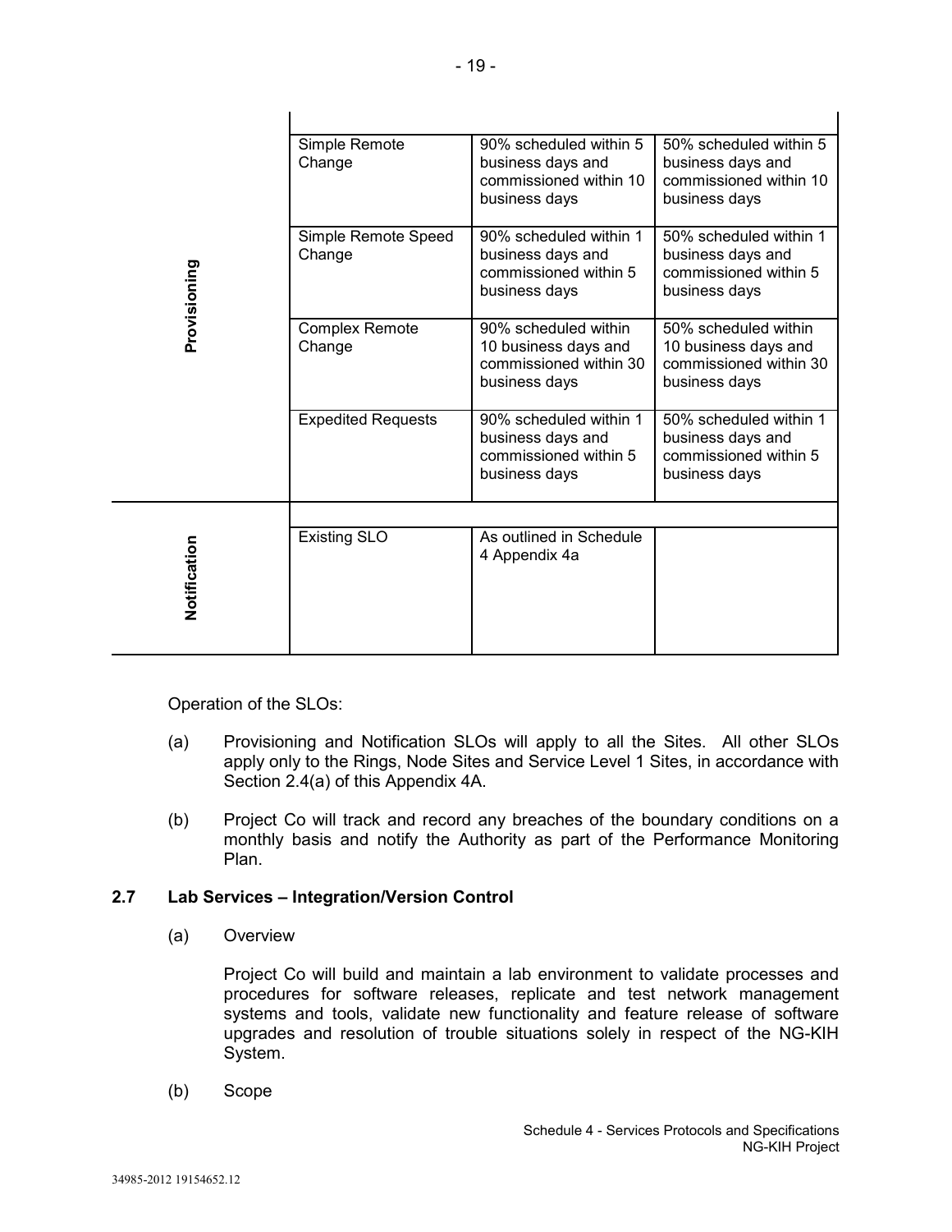| | | | |
|---|---|---|---|
| **Provisioning** | | | |
| | Simple Remote Change | 90% scheduled within 5 business days and commissioned within 10 business days | 50% scheduled within 5 business days and commissioned within 10 business days |
| | Simple Remote Speed Change | 90% scheduled within 1 business days and commissioned within 5 business days | 50% scheduled within 1 business days and commissioned within 5 business days |
| | Complex Remote Change | 90% scheduled within 10 business days and commissioned within 30 business days | 50% scheduled within 10 business days and commissioned within 30 business days |
| | Expedited Requests | 90% scheduled within 1 business days and commissioned within 5 business days | 50% scheduled within 1 business days and commissioned within 5 business days |
| **Notification** | | | |
| | Existing SLO | As outlined in Schedule 4 Appendix 4a | |

Operation of the SLOs:

(a) Provisioning and Notification SLOs will apply to all the Sites. All other SLOs apply only to the Rings, Node Sites and Service Level 1 Sites, in accordance with Section 2.4(a) of this Appendix 4A.

(b) Project Co will track and record any breaches of the boundary conditions on a monthly basis and notify the Authority as part of the Performance Monitoring Plan.

### 2.7 Lab Services – Integration/Version Control

(a) Overview

Project Co will build and maintain a lab environment to validate processes and procedures for software releases, replicate and test network management systems and tools, validate new functionality and feature release of software upgrades and resolution of trouble situations solely in respect of the NG-KIH System.

(b) Scope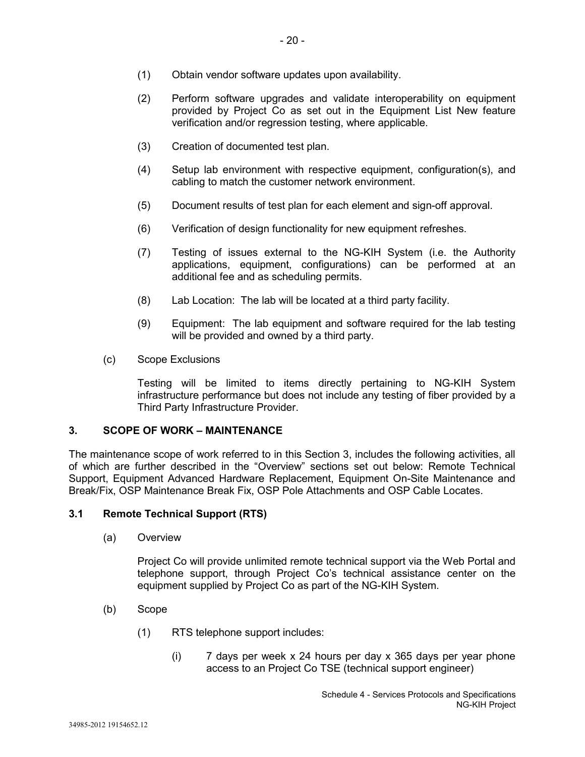(1) Obtain vendor software updates upon availability.

(2) Perform software upgrades and validate interoperability on equipment provided by Project Co as set out in the Equipment List New feature verification and/or regression testing, where applicable.

(3) Creation of documented test plan.

(4) Setup lab environment with respective equipment, configuration(s), and cabling to match the customer network environment.

(5) Document results of test plan for each element and sign-off approval.

(6) Verification of design functionality for new equipment refreshes.

(7) Testing of issues external to the NG-KIH System (i.e. the Authority applications, equipment, configurations) can be performed at an additional fee and as scheduling permits.

(8) Lab Location: The lab will be located at a third party facility.

(9) Equipment: The lab equipment and software required for the lab testing will be provided and owned by a third party.

(c) Scope Exclusions

Testing will be limited to items directly pertaining to NG-KIH System infrastructure performance but does not include any testing of fiber provided by a Third Party Infrastructure Provider.

## 3. SCOPE OF WORK – MAINTENANCE

The maintenance scope of work referred to in this Section 3, includes the following activities, all of which are further described in the "Overview" sections set out below: Remote Technical Support, Equipment Advanced Hardware Replacement, Equipment On-Site Maintenance and Break/Fix, OSP Maintenance Break Fix, OSP Pole Attachments and OSP Cable Locates.

### 3.1 Remote Technical Support (RTS)

(a) Overview

Project Co will provide unlimited remote technical support via the Web Portal and telephone support, through Project Co's technical assistance center on the equipment supplied by Project Co as part of the NG-KIH System.

(b) Scope

(1) RTS telephone support includes:

(i) 7 days per week x 24 hours per day x 365 days per year phone access to an Project Co TSE (technical support engineer)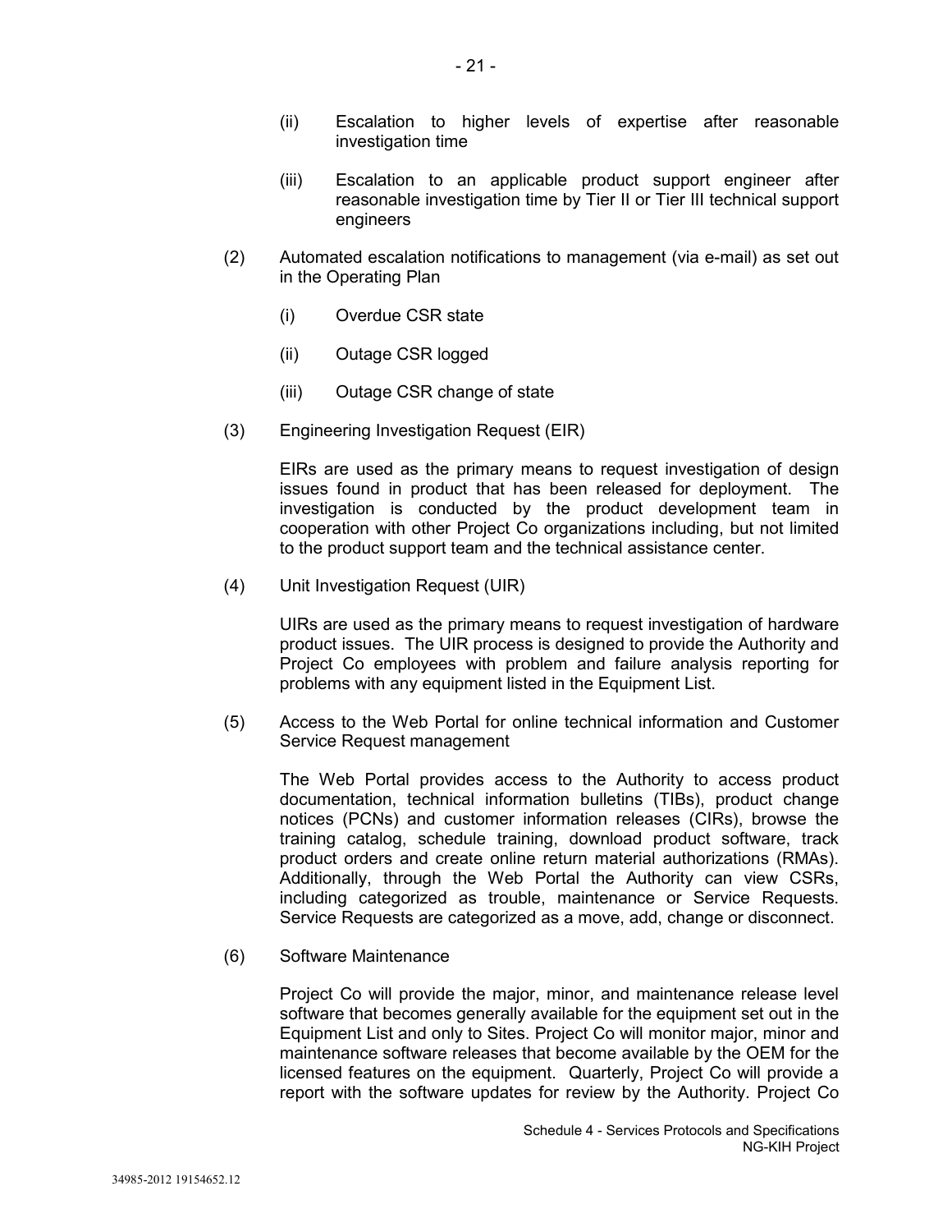(ii) Escalation to higher levels of expertise after reasonable investigation time

(iii) Escalation to an applicable product support engineer after reasonable investigation time by Tier II or Tier III technical support engineers

(2) Automated escalation notifications to management (via e-mail) as set out in the Operating Plan

(i) Overdue CSR state

(ii) Outage CSR logged

(iii) Outage CSR change of state

(3) Engineering Investigation Request (EIR)

EIRs are used as the primary means to request investigation of design issues found in product that has been released for deployment. The investigation is conducted by the product development team in cooperation with other Project Co organizations including, but not limited to the product support team and the technical assistance center.

(4) Unit Investigation Request (UIR)

UIRs are used as the primary means to request investigation of hardware product issues. The UIR process is designed to provide the Authority and Project Co employees with problem and failure analysis reporting for problems with any equipment listed in the Equipment List.

(5) Access to the Web Portal for online technical information and Customer Service Request management

The Web Portal provides access to the Authority to access product documentation, technical information bulletins (TIBs), product change notices (PCNs) and customer information releases (CIRs), browse the training catalog, schedule training, download product software, track product orders and create online return material authorizations (RMAs). Additionally, through the Web Portal the Authority can view CSRs, including categorized as trouble, maintenance or Service Requests. Service Requests are categorized as a move, add, change or disconnect.

(6) Software Maintenance

Project Co will provide the major, minor, and maintenance release level software that becomes generally available for the equipment set out in the Equipment List and only to Sites. Project Co will monitor major, minor and maintenance software releases that become available by the OEM for the licensed features on the equipment. Quarterly, Project Co will provide a report with the software updates for review by the Authority. Project Co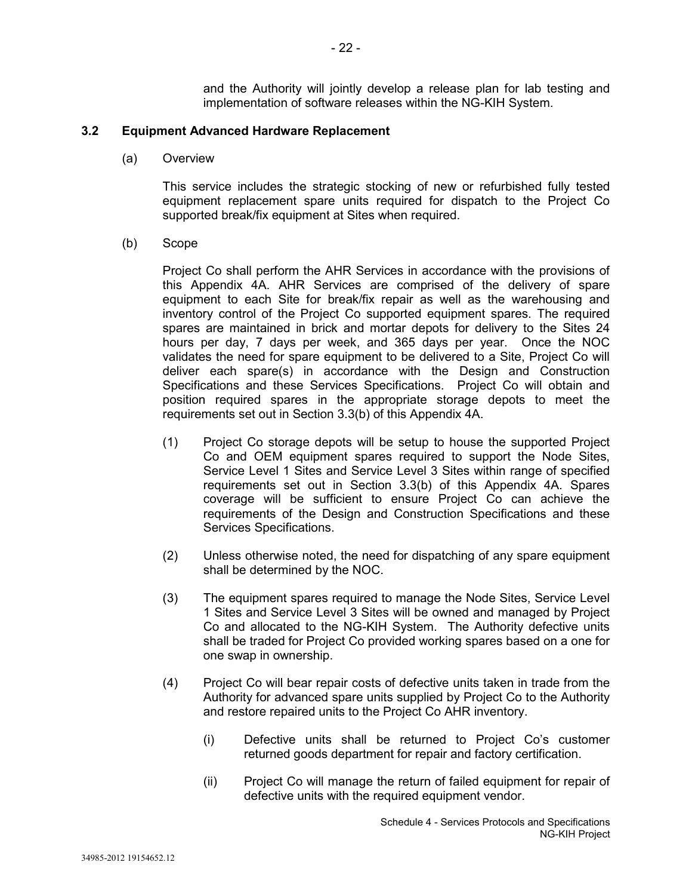and the Authority will jointly develop a release plan for lab testing and implementation of software releases within the NG-KIH System.

### 3.2 Equipment Advanced Hardware Replacement

(a) Overview

This service includes the strategic stocking of new or refurbished fully tested equipment replacement spare units required for dispatch to the Project Co supported break/fix equipment at Sites when required.

(b) Scope

Project Co shall perform the AHR Services in accordance with the provisions of this Appendix 4A. AHR Services are comprised of the delivery of spare equipment to each Site for break/fix repair as well as the warehousing and inventory control of the Project Co supported equipment spares. The required spares are maintained in brick and mortar depots for delivery to the Sites 24 hours per day, 7 days per week, and 365 days per year. Once the NOC validates the need for spare equipment to be delivered to a Site, Project Co will deliver each spare(s) in accordance with the Design and Construction Specifications and these Services Specifications. Project Co will obtain and position required spares in the appropriate storage depots to meet the requirements set out in Section 3.3(b) of this Appendix 4A.

(1) Project Co storage depots will be setup to house the supported Project Co and OEM equipment spares required to support the Node Sites, Service Level 1 Sites and Service Level 3 Sites within range of specified requirements set out in Section 3.3(b) of this Appendix 4A. Spares coverage will be sufficient to ensure Project Co can achieve the requirements of the Design and Construction Specifications and these Services Specifications.

(2) Unless otherwise noted, the need for dispatching of any spare equipment shall be determined by the NOC.

(3) The equipment spares required to manage the Node Sites, Service Level 1 Sites and Service Level 3 Sites will be owned and managed by Project Co and allocated to the NG-KIH System. The Authority defective units shall be traded for Project Co provided working spares based on a one for one swap in ownership.

(4) Project Co will bear repair costs of defective units taken in trade from the Authority for advanced spare units supplied by Project Co to the Authority and restore repaired units to the Project Co AHR inventory.

(i) Defective units shall be returned to Project Co's customer returned goods department for repair and factory certification.

(ii) Project Co will manage the return of failed equipment for repair of defective units with the required equipment vendor.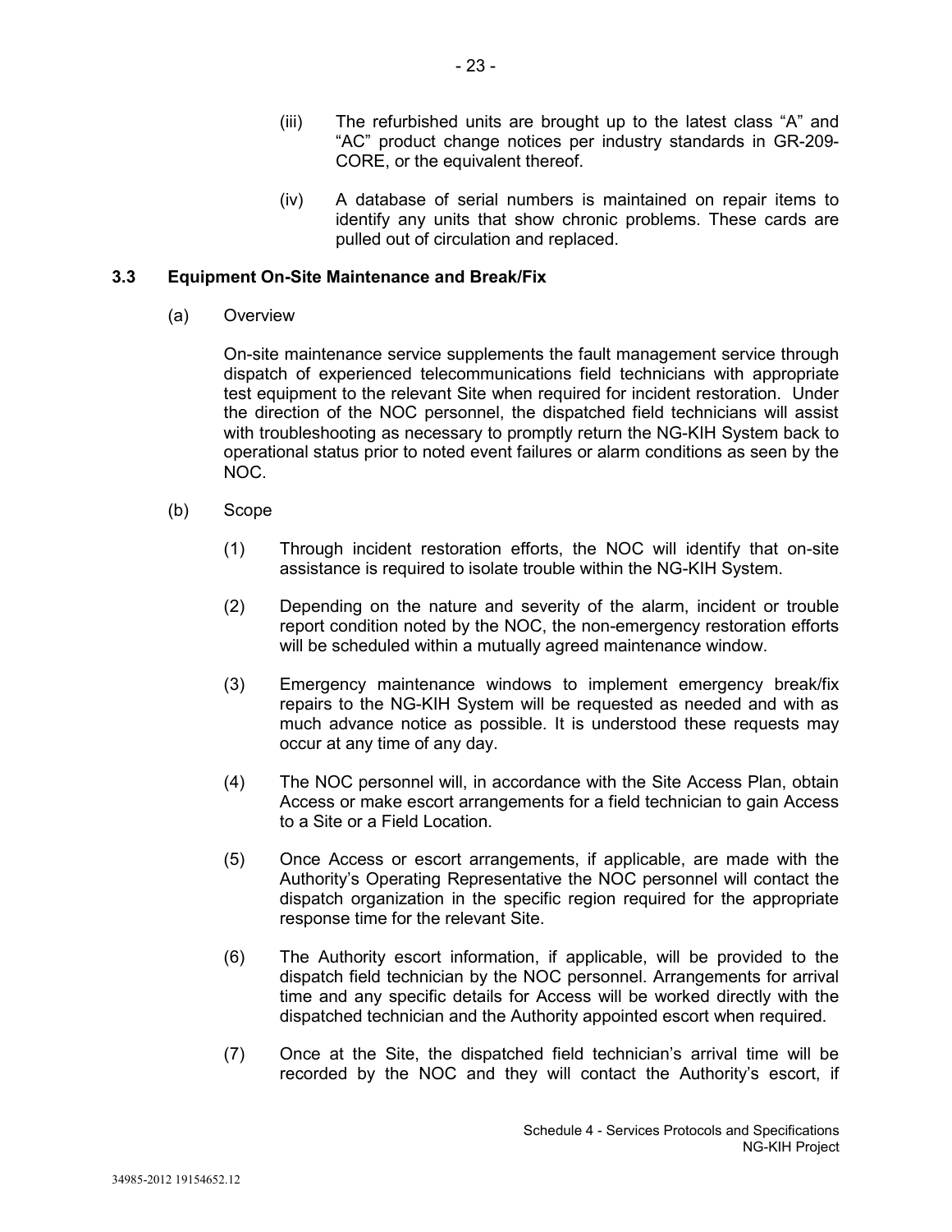(iii) The refurbished units are brought up to the latest class “A” and “AC” product change notices per industry standards in GR-209-CORE, or the equivalent thereof.

(iv) A database of serial numbers is maintained on repair items to identify any units that show chronic problems. These cards are pulled out of circulation and replaced.

### 3.3 Equipment On-Site Maintenance and Break/Fix

(a) Overview

On-site maintenance service supplements the fault management service through dispatch of experienced telecommunications field technicians with appropriate test equipment to the relevant Site when required for incident restoration. Under the direction of the NOC personnel, the dispatched field technicians will assist with troubleshooting as necessary to promptly return the NG-KIH System back to operational status prior to noted event failures or alarm conditions as seen by the NOC.

(b) Scope

(1) Through incident restoration efforts, the NOC will identify that on-site assistance is required to isolate trouble within the NG-KIH System.

(2) Depending on the nature and severity of the alarm, incident or trouble report condition noted by the NOC, the non-emergency restoration efforts will be scheduled within a mutually agreed maintenance window.

(3) Emergency maintenance windows to implement emergency break/fix repairs to the NG-KIH System will be requested as needed and with as much advance notice as possible. It is understood these requests may occur at any time of any day.

(4) The NOC personnel will, in accordance with the Site Access Plan, obtain Access or make escort arrangements for a field technician to gain Access to a Site or a Field Location.

(5) Once Access or escort arrangements, if applicable, are made with the Authority’s Operating Representative the NOC personnel will contact the dispatch organization in the specific region required for the appropriate response time for the relevant Site.

(6) The Authority escort information, if applicable, will be provided to the dispatch field technician by the NOC personnel. Arrangements for arrival time and any specific details for Access will be worked directly with the dispatched technician and the Authority appointed escort when required.

(7) Once at the Site, the dispatched field technician’s arrival time will be recorded by the NOC and they will contact the Authority’s escort, if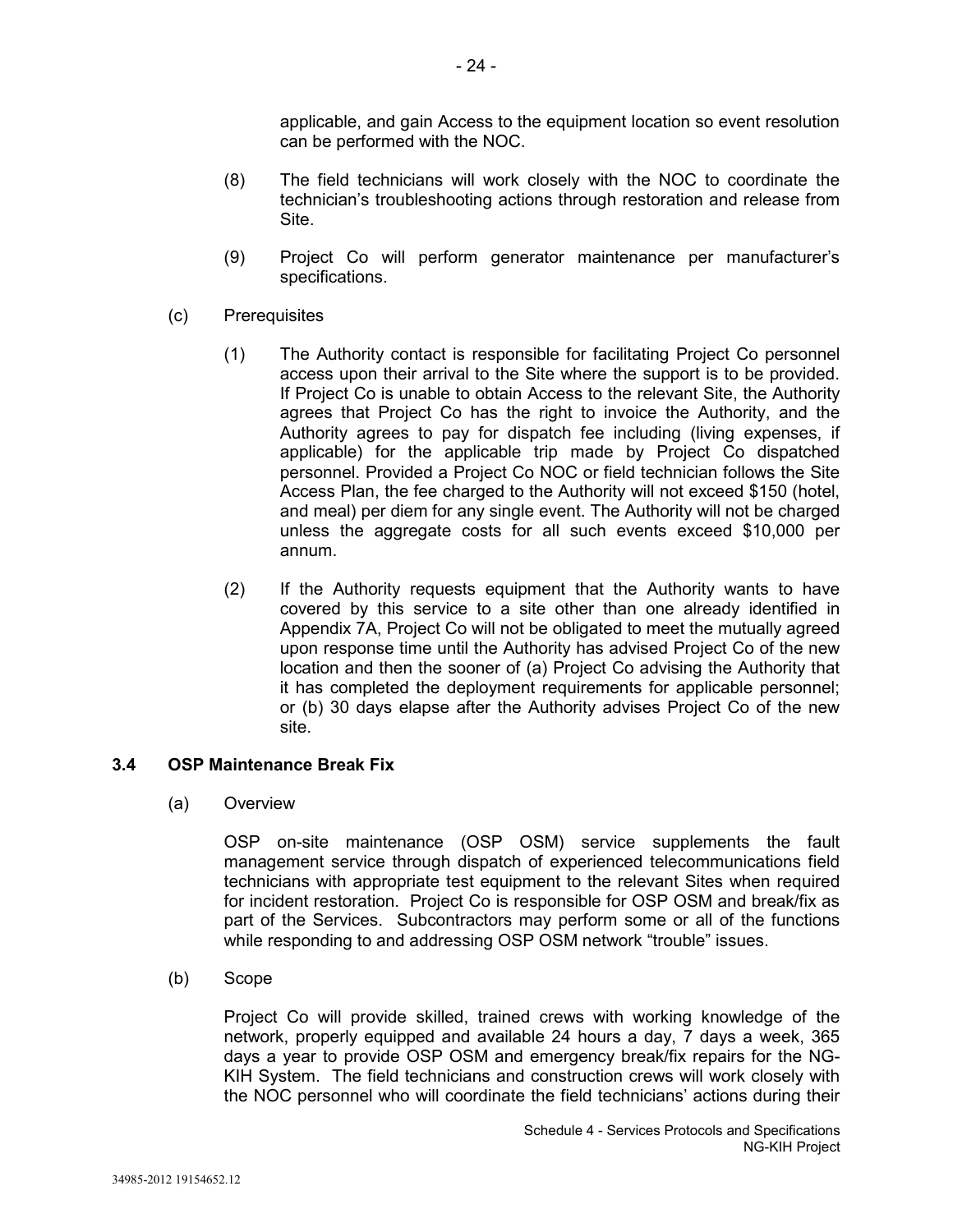applicable, and gain Access to the equipment location so event resolution can be performed with the NOC.

(8) The field technicians will work closely with the NOC to coordinate the technician's troubleshooting actions through restoration and release from Site.

(9) Project Co will perform generator maintenance per manufacturer's specifications.

(c) Prerequisites

(1) The Authority contact is responsible for facilitating Project Co personnel access upon their arrival to the Site where the support is to be provided. If Project Co is unable to obtain Access to the relevant Site, the Authority agrees that Project Co has the right to invoice the Authority, and the Authority agrees to pay for dispatch fee including (living expenses, if applicable) for the applicable trip made by Project Co dispatched personnel. Provided a Project Co NOC or field technician follows the Site Access Plan, the fee charged to the Authority will not exceed $150 (hotel, and meal) per diem for any single event. The Authority will not be charged unless the aggregate costs for all such events exceed $10,000 per annum.

(2) If the Authority requests equipment that the Authority wants to have covered by this service to a site other than one already identified in Appendix 7A, Project Co will not be obligated to meet the mutually agreed upon response time until the Authority has advised Project Co of the new location and then the sooner of (a) Project Co advising the Authority that it has completed the deployment requirements for applicable personnel; or (b) 30 days elapse after the Authority advises Project Co of the new site.

### 3.4 OSP Maintenance Break Fix

(a) Overview

OSP on-site maintenance (OSP OSM) service supplements the fault management service through dispatch of experienced telecommunications field technicians with appropriate test equipment to the relevant Sites when required for incident restoration. Project Co is responsible for OSP OSM and break/fix as part of the Services. Subcontractors may perform some or all of the functions while responding to and addressing OSP OSM network "trouble" issues.

(b) Scope

Project Co will provide skilled, trained crews with working knowledge of the network, properly equipped and available 24 hours a day, 7 days a week, 365 days a year to provide OSP OSM and emergency break/fix repairs for the NG-KIH System. The field technicians and construction crews will work closely with the NOC personnel who will coordinate the field technicians' actions during their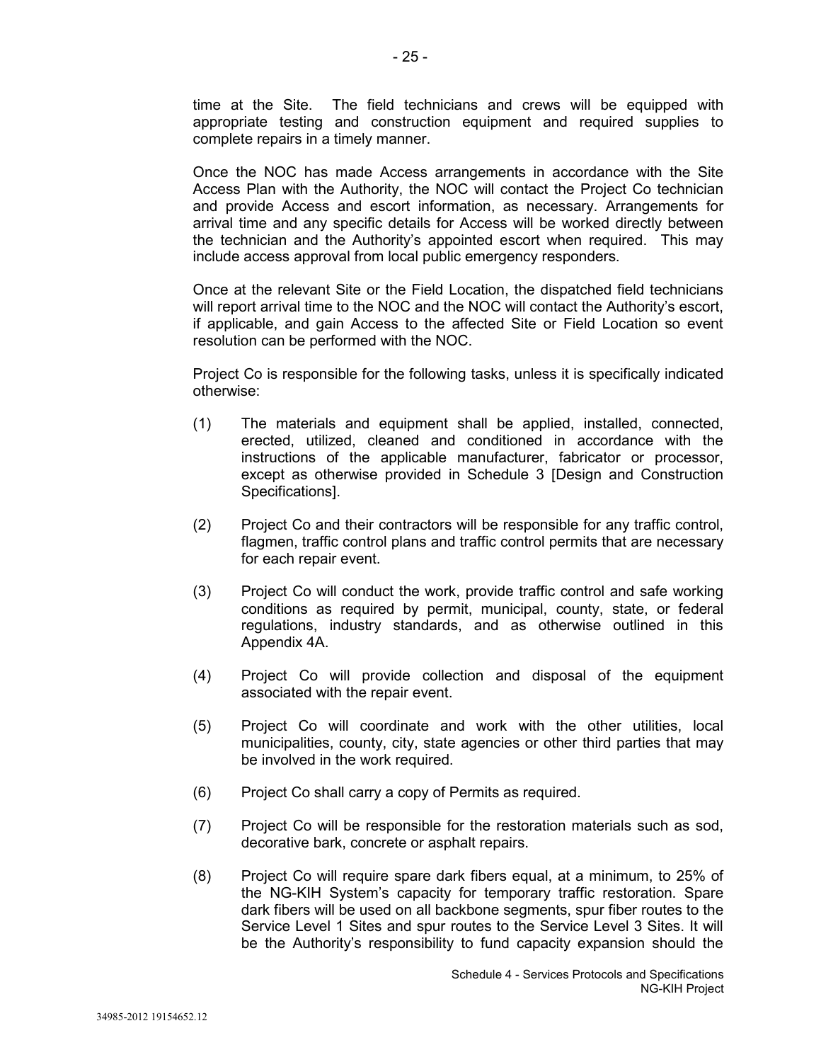time at the Site. The field technicians and crews will be equipped with appropriate testing and construction equipment and required supplies to complete repairs in a timely manner.

Once the NOC has made Access arrangements in accordance with the Site Access Plan with the Authority, the NOC will contact the Project Co technician and provide Access and escort information, as necessary. Arrangements for arrival time and any specific details for Access will be worked directly between the technician and the Authority's appointed escort when required. This may include access approval from local public emergency responders.

Once at the relevant Site or the Field Location, the dispatched field technicians will report arrival time to the NOC and the NOC will contact the Authority's escort, if applicable, and gain Access to the affected Site or Field Location so event resolution can be performed with the NOC.

Project Co is responsible for the following tasks, unless it is specifically indicated otherwise:

(1) The materials and equipment shall be applied, installed, connected, erected, utilized, cleaned and conditioned in accordance with the instructions of the applicable manufacturer, fabricator or processor, except as otherwise provided in Schedule 3 [Design and Construction Specifications].

(2) Project Co and their contractors will be responsible for any traffic control, flagmen, traffic control plans and traffic control permits that are necessary for each repair event.

(3) Project Co will conduct the work, provide traffic control and safe working conditions as required by permit, municipal, county, state, or federal regulations, industry standards, and as otherwise outlined in this Appendix 4A.

(4) Project Co will provide collection and disposal of the equipment associated with the repair event.

(5) Project Co will coordinate and work with the other utilities, local municipalities, county, city, state agencies or other third parties that may be involved in the work required.

(6) Project Co shall carry a copy of Permits as required.

(7) Project Co will be responsible for the restoration materials such as sod, decorative bark, concrete or asphalt repairs.

(8) Project Co will require spare dark fibers equal, at a minimum, to 25% of the NG-KIH System's capacity for temporary traffic restoration. Spare dark fibers will be used on all backbone segments, spur fiber routes to the Service Level 1 Sites and spur routes to the Service Level 3 Sites. It will be the Authority's responsibility to fund capacity expansion should the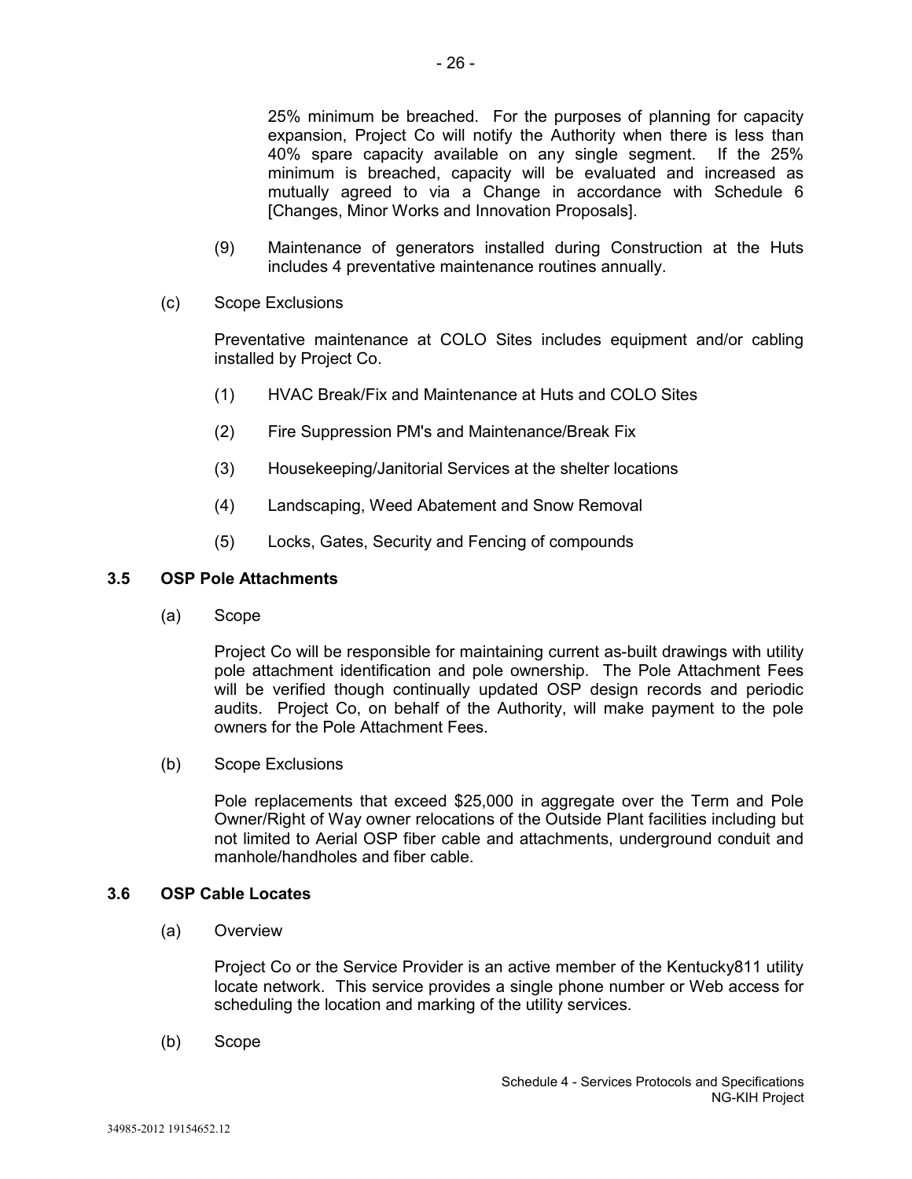25% minimum be breached. For the purposes of planning for capacity expansion, Project Co will notify the Authority when there is less than 40% spare capacity available on any single segment. If the 25% minimum is breached, capacity will be evaluated and increased as mutually agreed to via a Change in accordance with Schedule 6 [Changes, Minor Works and Innovation Proposals].

(9) Maintenance of generators installed during Construction at the Huts includes 4 preventative maintenance routines annually.

(c) Scope Exclusions

Preventative maintenance at COLO Sites includes equipment and/or cabling installed by Project Co.

(1) HVAC Break/Fix and Maintenance at Huts and COLO Sites

(2) Fire Suppression PM's and Maintenance/Break Fix

(3) Housekeeping/Janitorial Services at the shelter locations

(4) Landscaping, Weed Abatement and Snow Removal

(5) Locks, Gates, Security and Fencing of compounds

### 3.5 OSP Pole Attachments

(a) Scope

Project Co will be responsible for maintaining current as-built drawings with utility pole attachment identification and pole ownership. The Pole Attachment Fees will be verified though continually updated OSP design records and periodic audits. Project Co, on behalf of the Authority, will make payment to the pole owners for the Pole Attachment Fees.

(b) Scope Exclusions

Pole replacements that exceed $25,000 in aggregate over the Term and Pole Owner/Right of Way owner relocations of the Outside Plant facilities including but not limited to Aerial OSP fiber cable and attachments, underground conduit and manhole/handholes and fiber cable.

### 3.6 OSP Cable Locates

(a) Overview

Project Co or the Service Provider is an active member of the Kentucky811 utility locate network. This service provides a single phone number or Web access for scheduling the location and marking of the utility services.

(b) Scope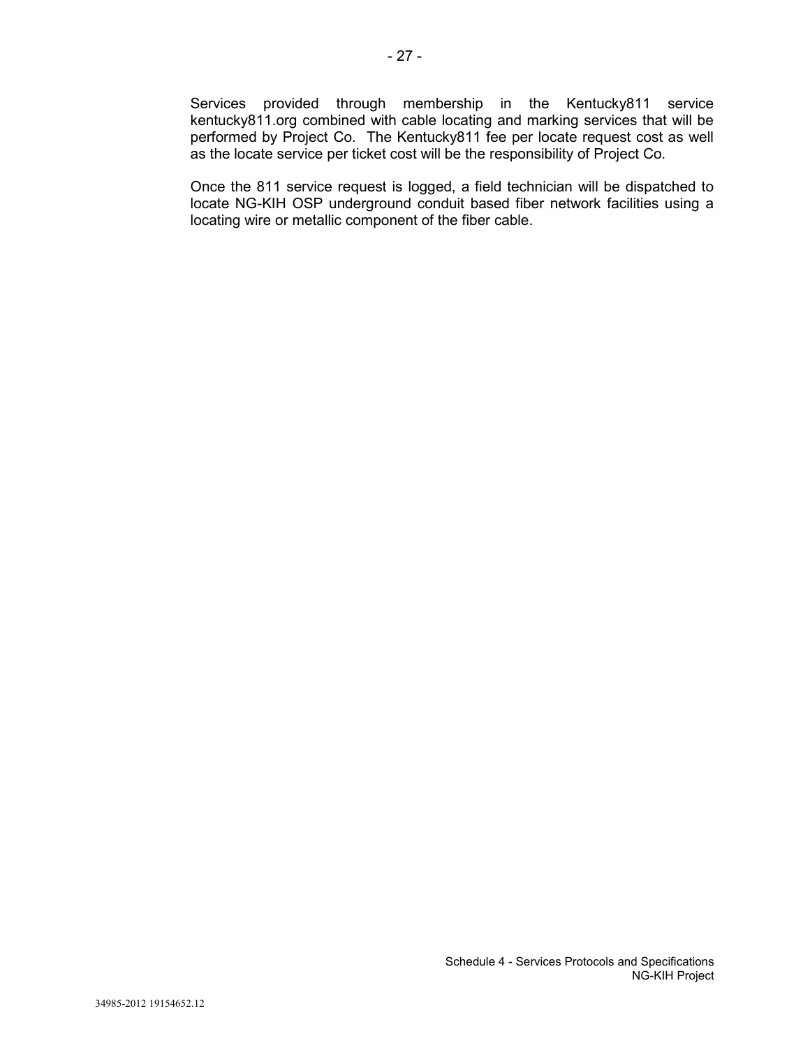Services provided through membership in the Kentucky811 service kentucky811.org combined with cable locating and marking services that will be performed by Project Co. The Kentucky811 fee per locate request cost as well as the locate service per ticket cost will be the responsibility of Project Co.

Once the 811 service request is logged, a field technician will be dispatched to locate NG-KIH OSP underground conduit based fiber network facilities using a locating wire or metallic component of the fiber cable.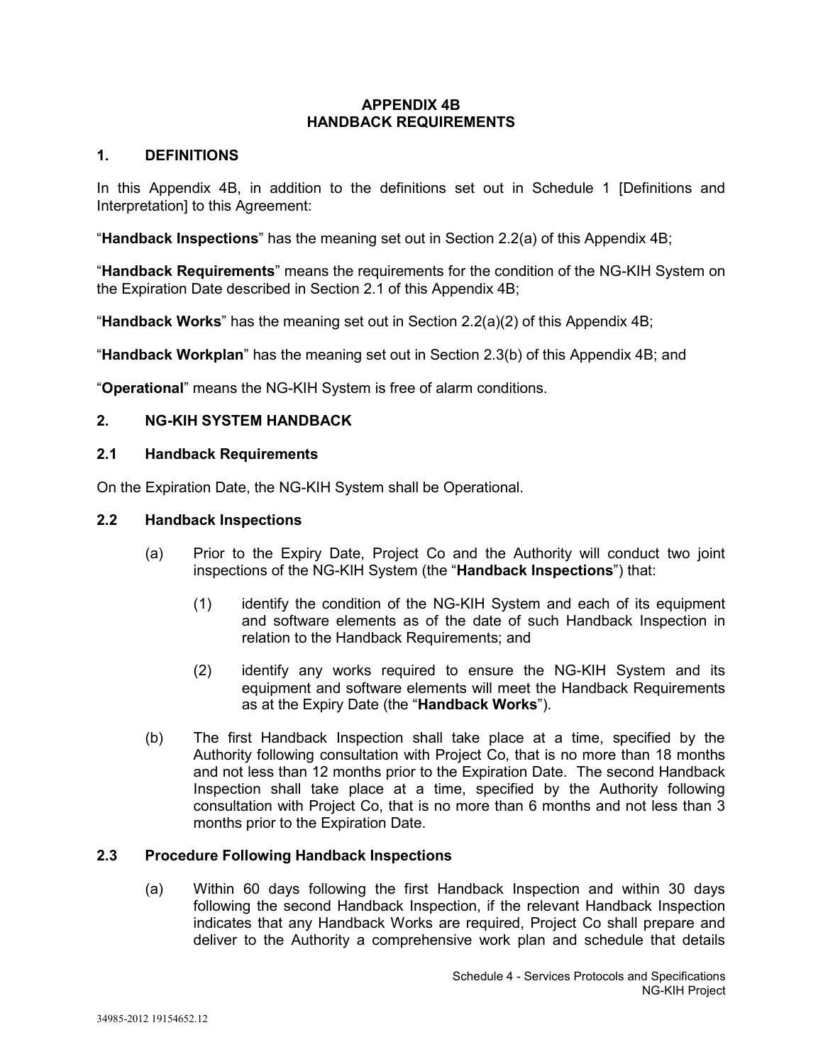# APPENDIX 4B
# HANDBACK REQUIREMENTS

## 1. DEFINITIONS

In this Appendix 4B, in addition to the definitions set out in Schedule 1 [Definitions and Interpretation] to this Agreement:

"**Handback Inspections**" has the meaning set out in Section 2.2(a) of this Appendix 4B;

"**Handback Requirements**" means the requirements for the condition of the NG-KIH System on the Expiration Date described in Section 2.1 of this Appendix 4B;

"**Handback Works**" has the meaning set out in Section 2.2(a)(2) of this Appendix 4B;

"**Handback Workplan**" has the meaning set out in Section 2.3(b) of this Appendix 4B; and

"**Operational**" means the NG-KIH System is free of alarm conditions.

## 2. NG-KIH SYSTEM HANDBACK

### 2.1 Handback Requirements

On the Expiration Date, the NG-KIH System shall be Operational.

### 2.2 Handback Inspections

(a) Prior to the Expiry Date, Project Co and the Authority will conduct two joint inspections of the NG-KIH System (the "**Handback Inspections**") that:

(1) identify the condition of the NG-KIH System and each of its equipment and software elements as of the date of such Handback Inspection in relation to the Handback Requirements; and

(2) identify any works required to ensure the NG-KIH System and its equipment and software elements will meet the Handback Requirements as at the Expiry Date (the "**Handback Works**").

(b) The first Handback Inspection shall take place at a time, specified by the Authority following consultation with Project Co, that is no more than 18 months and not less than 12 months prior to the Expiration Date. The second Handback Inspection shall take place at a time, specified by the Authority following consultation with Project Co, that is no more than 6 months and not less than 3 months prior to the Expiration Date.

### 2.3 Procedure Following Handback Inspections

(a) Within 60 days following the first Handback Inspection and within 30 days following the second Handback Inspection, if the relevant Handback Inspection indicates that any Handback Works are required, Project Co shall prepare and deliver to the Authority a comprehensive work plan and schedule that details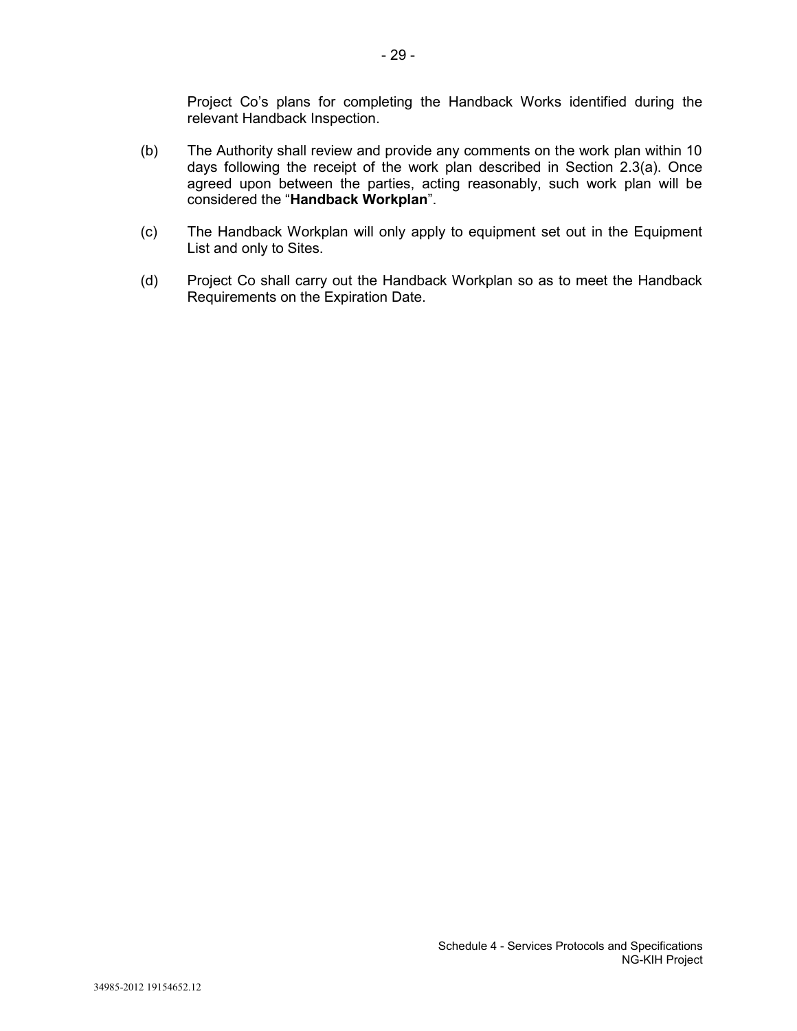Project Co's plans for completing the Handback Works identified during the relevant Handback Inspection.

(b) The Authority shall review and provide any comments on the work plan within 10 days following the receipt of the work plan described in Section 2.3(a). Once agreed upon between the parties, acting reasonably, such work plan will be considered the "**Handback Workplan**".

(c) The Handback Workplan will only apply to equipment set out in the Equipment List and only to Sites.

(d) Project Co shall carry out the Handback Workplan so as to meet the Handback Requirements on the Expiration Date.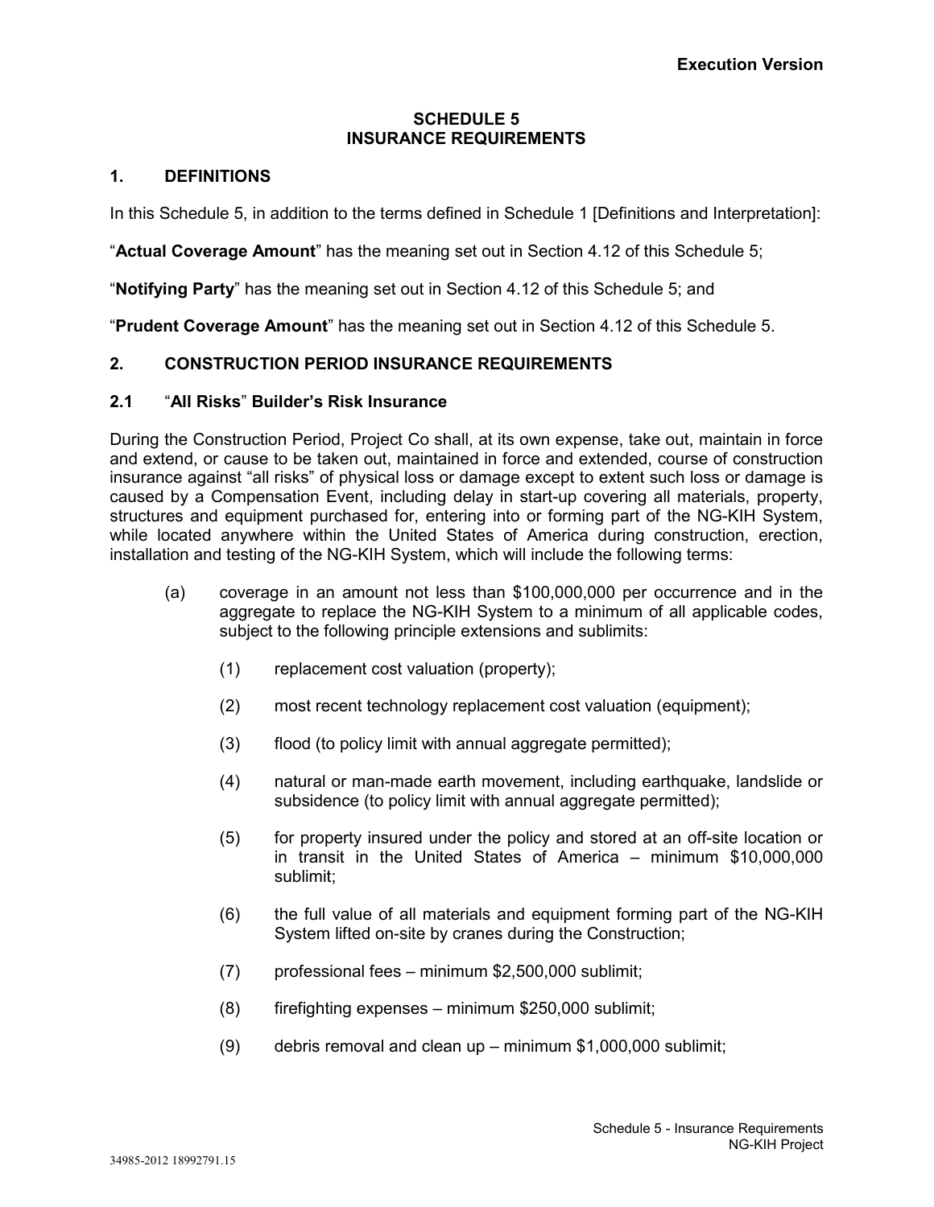**Execution Version**

# SCHEDULE 5
# INSURANCE REQUIREMENTS

## 1. DEFINITIONS

In this Schedule 5, in addition to the terms defined in Schedule 1 [Definitions and Interpretation]:

"**Actual Coverage Amount**" has the meaning set out in Section 4.12 of this Schedule 5;

"**Notifying Party**" has the meaning set out in Section 4.12 of this Schedule 5; and

"**Prudent Coverage Amount**" has the meaning set out in Section 4.12 of this Schedule 5.

## 2. CONSTRUCTION PERIOD INSURANCE REQUIREMENTS

### 2.1 "All Risks" Builder's Risk Insurance

During the Construction Period, Project Co shall, at its own expense, take out, maintain in force and extend, or cause to be taken out, maintained in force and extended, course of construction insurance against "all risks" of physical loss or damage except to extent such loss or damage is caused by a Compensation Event, including delay in start-up covering all materials, property, structures and equipment purchased for, entering into or forming part of the NG-KIH System, while located anywhere within the United States of America during construction, erection, installation and testing of the NG-KIH System, which will include the following terms:

(a) coverage in an amount not less than $100,000,000 per occurrence and in the aggregate to replace the NG-KIH System to a minimum of all applicable codes, subject to the following principle extensions and sublimits:

(1) replacement cost valuation (property);

(2) most recent technology replacement cost valuation (equipment);

(3) flood (to policy limit with annual aggregate permitted);

(4) natural or man-made earth movement, including earthquake, landslide or subsidence (to policy limit with annual aggregate permitted);

(5) for property insured under the policy and stored at an off-site location or in transit in the United States of America – minimum $10,000,000 sublimit;

(6) the full value of all materials and equipment forming part of the NG-KIH System lifted on-site by cranes during the Construction;

(7) professional fees – minimum $2,500,000 sublimit;

(8) firefighting expenses – minimum $250,000 sublimit;

(9) debris removal and clean up – minimum $1,000,000 sublimit;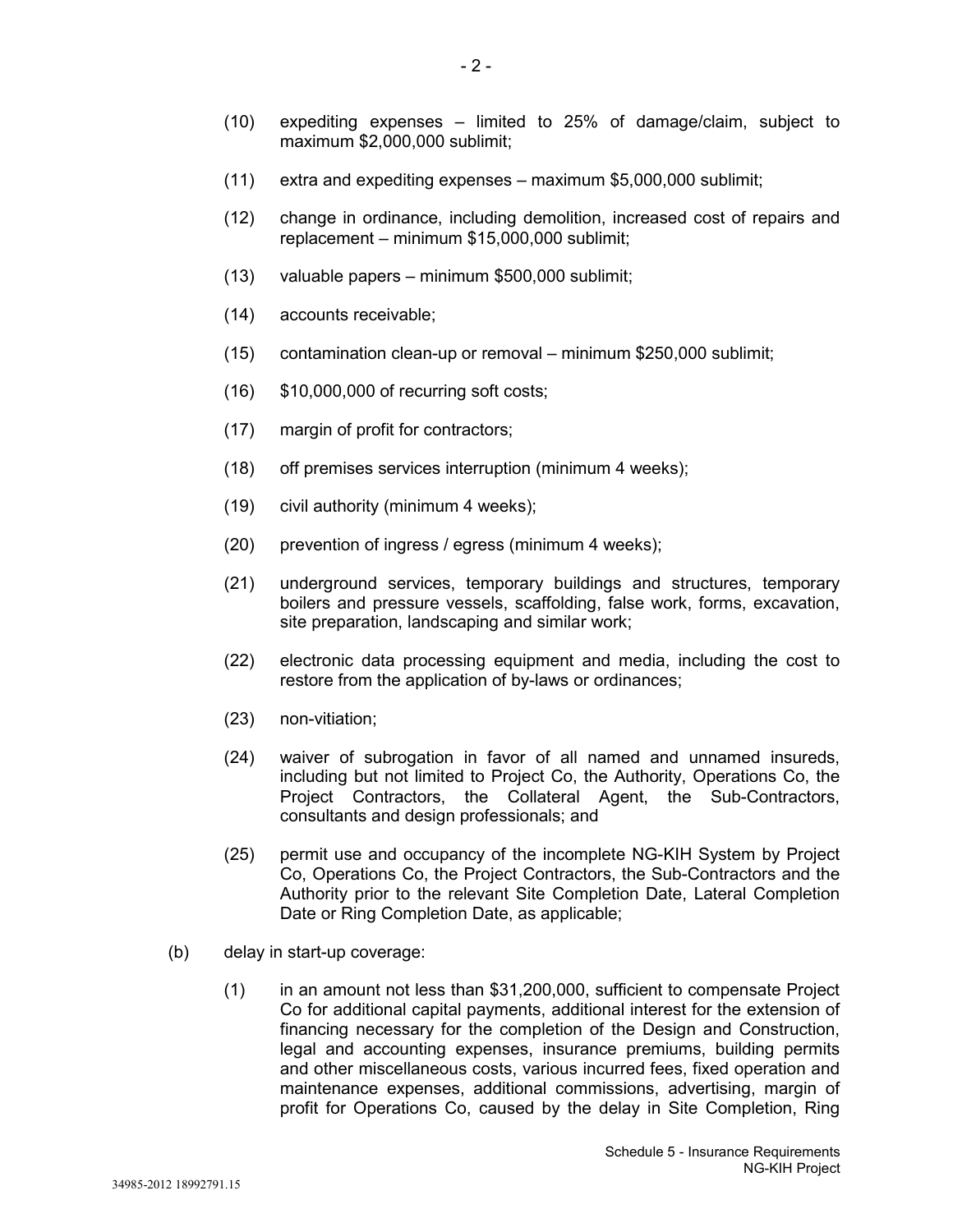(10) expediting expenses – limited to 25% of damage/claim, subject to maximum $2,000,000 sublimit;

(11) extra and expediting expenses – maximum $5,000,000 sublimit;

(12) change in ordinance, including demolition, increased cost of repairs and replacement – minimum $15,000,000 sublimit;

(13) valuable papers – minimum $500,000 sublimit;

(14) accounts receivable;

(15) contamination clean-up or removal – minimum $250,000 sublimit;

(16) $10,000,000 of recurring soft costs;

(17) margin of profit for contractors;

(18) off premises services interruption (minimum 4 weeks);

(19) civil authority (minimum 4 weeks);

(20) prevention of ingress / egress (minimum 4 weeks);

(21) underground services, temporary buildings and structures, temporary boilers and pressure vessels, scaffolding, false work, forms, excavation, site preparation, landscaping and similar work;

(22) electronic data processing equipment and media, including the cost to restore from the application of by-laws or ordinances;

(23) non-vitiation;

(24) waiver of subrogation in favor of all named and unnamed insureds, including but not limited to Project Co, the Authority, Operations Co, the Project Contractors, the Collateral Agent, the Sub-Contractors, consultants and design professionals; and

(25) permit use and occupancy of the incomplete NG-KIH System by Project Co, Operations Co, the Project Contractors, the Sub-Contractors and the Authority prior to the relevant Site Completion Date, Lateral Completion Date or Ring Completion Date, as applicable;

(b) delay in start-up coverage:

(1) in an amount not less than $31,200,000, sufficient to compensate Project Co for additional capital payments, additional interest for the extension of financing necessary for the completion of the Design and Construction, legal and accounting expenses, insurance premiums, building permits and other miscellaneous costs, various incurred fees, fixed operation and maintenance expenses, additional commissions, advertising, margin of profit for Operations Co, caused by the delay in Site Completion, Ring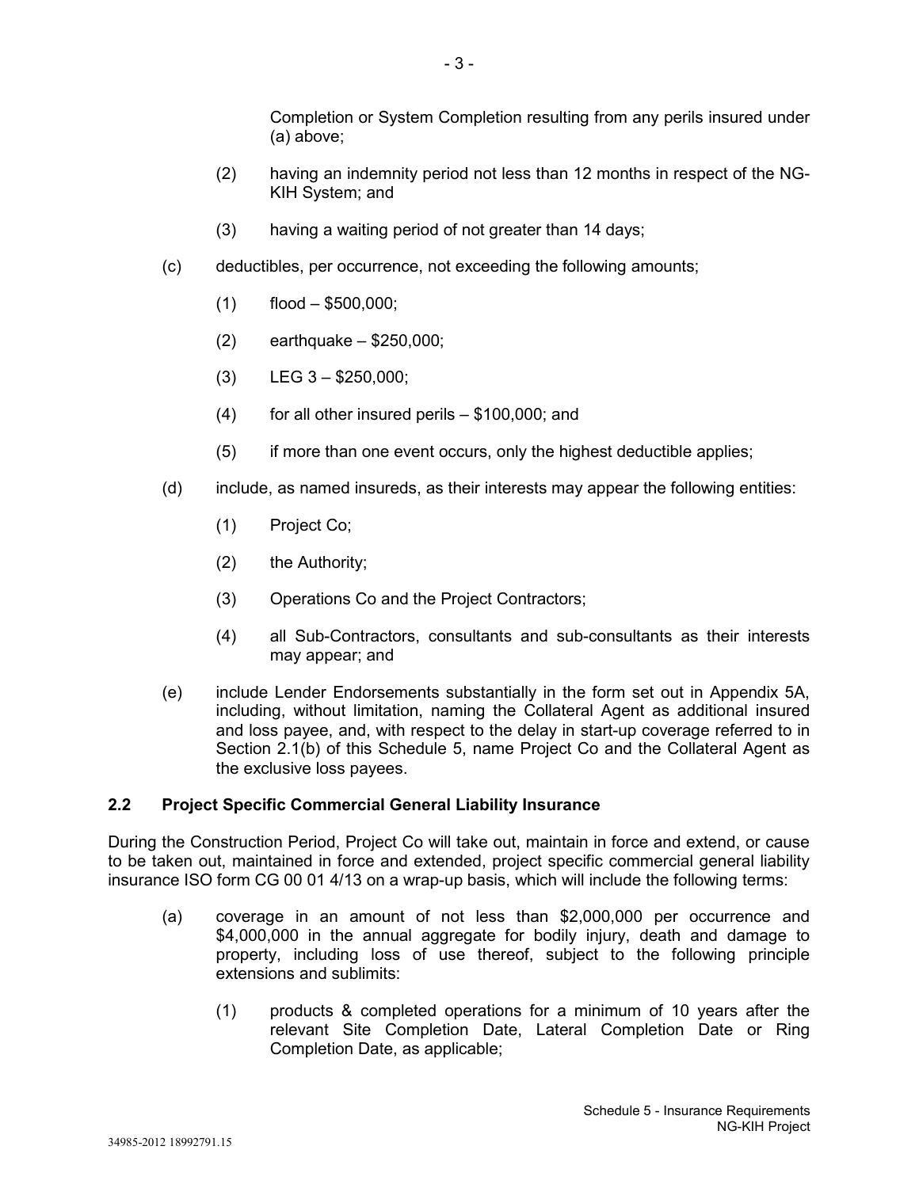Completion or System Completion resulting from any perils insured under (a) above;

(2) having an indemnity period not less than 12 months in respect of the NG-KIH System; and

(3) having a waiting period of not greater than 14 days;

(c) deductibles, per occurrence, not exceeding the following amounts;

(1) flood – $500,000;

(2) earthquake – $250,000;

(3) LEG 3 – $250,000;

(4) for all other insured perils – $100,000; and

(5) if more than one event occurs, only the highest deductible applies;

(d) include, as named insureds, as their interests may appear the following entities:

(1) Project Co;

(2) the Authority;

(3) Operations Co and the Project Contractors;

(4) all Sub-Contractors, consultants and sub-consultants as their interests may appear; and

(e) include Lender Endorsements substantially in the form set out in Appendix 5A, including, without limitation, naming the Collateral Agent as additional insured and loss payee, and, with respect to the delay in start-up coverage referred to in Section 2.1(b) of this Schedule 5, name Project Co and the Collateral Agent as the exclusive loss payees.

### 2.2 Project Specific Commercial General Liability Insurance

During the Construction Period, Project Co will take out, maintain in force and extend, or cause to be taken out, maintained in force and extended, project specific commercial general liability insurance ISO form CG 00 01 4/13 on a wrap-up basis, which will include the following terms:

(a) coverage in an amount of not less than $2,000,000 per occurrence and $4,000,000 in the annual aggregate for bodily injury, death and damage to property, including loss of use thereof, subject to the following principle extensions and sublimits:

(1) products & completed operations for a minimum of 10 years after the relevant Site Completion Date, Lateral Completion Date or Ring Completion Date, as applicable;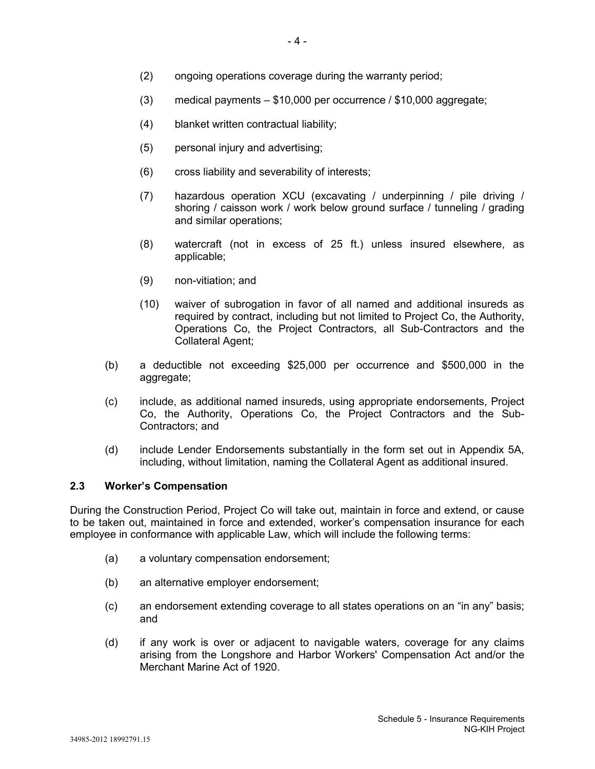(2) ongoing operations coverage during the warranty period;

(3) medical payments – $10,000 per occurrence / $10,000 aggregate;

(4) blanket written contractual liability;

(5) personal injury and advertising;

(6) cross liability and severability of interests;

(7) hazardous operation XCU (excavating / underpinning / pile driving / shoring / caisson work / work below ground surface / tunneling / grading and similar operations;

(8) watercraft (not in excess of 25 ft.) unless insured elsewhere, as applicable;

(9) non-vitiation; and

(10) waiver of subrogation in favor of all named and additional insureds as required by contract, including but not limited to Project Co, the Authority, Operations Co, the Project Contractors, all Sub-Contractors and the Collateral Agent;

(b) a deductible not exceeding $25,000 per occurrence and $500,000 in the aggregate;

(c) include, as additional named insureds, using appropriate endorsements, Project Co, the Authority, Operations Co, the Project Contractors and the Sub-Contractors; and

(d) include Lender Endorsements substantially in the form set out in Appendix 5A, including, without limitation, naming the Collateral Agent as additional insured.

### 2.3 Worker's Compensation

During the Construction Period, Project Co will take out, maintain in force and extend, or cause to be taken out, maintained in force and extended, worker's compensation insurance for each employee in conformance with applicable Law, which will include the following terms:

(a) a voluntary compensation endorsement;

(b) an alternative employer endorsement;

(c) an endorsement extending coverage to all states operations on an "in any" basis; and

(d) if any work is over or adjacent to navigable waters, coverage for any claims arising from the Longshore and Harbor Workers' Compensation Act and/or the Merchant Marine Act of 1920.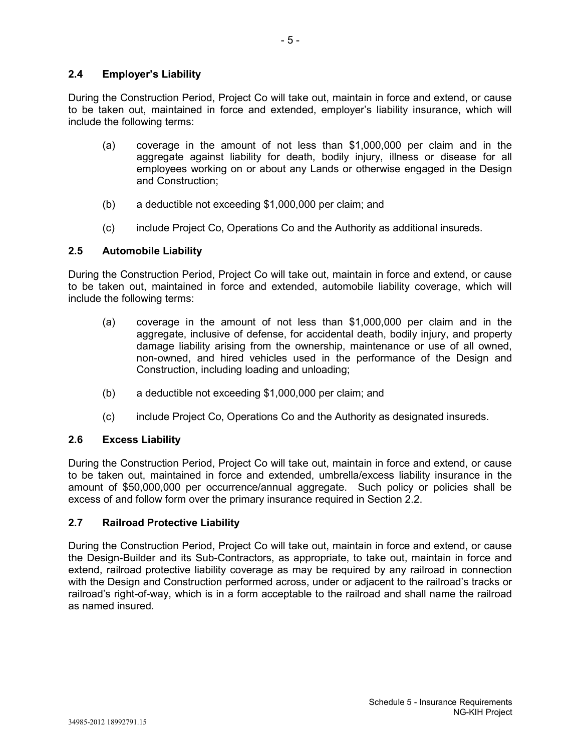### 2.4 Employer's Liability

During the Construction Period, Project Co will take out, maintain in force and extend, or cause to be taken out, maintained in force and extended, employer's liability insurance, which will include the following terms:

(a) coverage in the amount of not less than $1,000,000 per claim and in the aggregate against liability for death, bodily injury, illness or disease for all employees working on or about any Lands or otherwise engaged in the Design and Construction;

(b) a deductible not exceeding $1,000,000 per claim; and

(c) include Project Co, Operations Co and the Authority as additional insureds.

### 2.5 Automobile Liability

During the Construction Period, Project Co will take out, maintain in force and extend, or cause to be taken out, maintained in force and extended, automobile liability coverage, which will include the following terms:

(a) coverage in the amount of not less than $1,000,000 per claim and in the aggregate, inclusive of defense, for accidental death, bodily injury, and property damage liability arising from the ownership, maintenance or use of all owned, non-owned, and hired vehicles used in the performance of the Design and Construction, including loading and unloading;

(b) a deductible not exceeding $1,000,000 per claim; and

(c) include Project Co, Operations Co and the Authority as designated insureds.

### 2.6 Excess Liability

During the Construction Period, Project Co will take out, maintain in force and extend, or cause to be taken out, maintained in force and extended, umbrella/excess liability insurance in the amount of $50,000,000 per occurrence/annual aggregate. Such policy or policies shall be excess of and follow form over the primary insurance required in Section 2.2.

### 2.7 Railroad Protective Liability

During the Construction Period, Project Co will take out, maintain in force and extend, or cause the Design-Builder and its Sub-Contractors, as appropriate, to take out, maintain in force and extend, railroad protective liability coverage as may be required by any railroad in connection with the Design and Construction performed across, under or adjacent to the railroad's tracks or railroad's right-of-way, which is in a form acceptable to the railroad and shall name the railroad as named insured.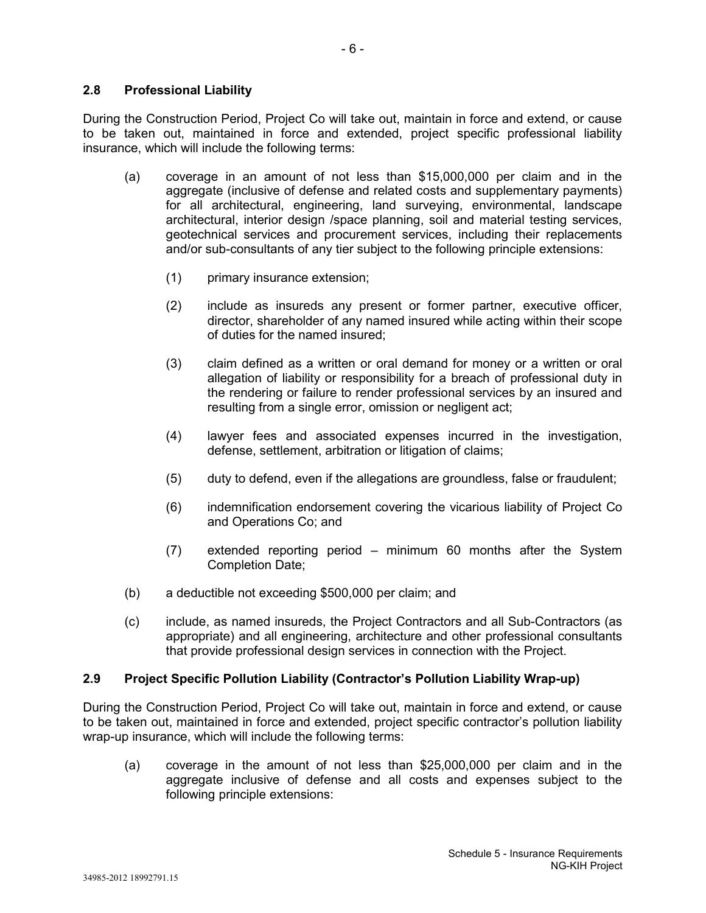## 2.8 Professional Liability

During the Construction Period, Project Co will take out, maintain in force and extend, or cause to be taken out, maintained in force and extended, project specific professional liability insurance, which will include the following terms:

(a) coverage in an amount of not less than $15,000,000 per claim and in the aggregate (inclusive of defense and related costs and supplementary payments) for all architectural, engineering, land surveying, environmental, landscape architectural, interior design /space planning, soil and material testing services, geotechnical services and procurement services, including their replacements and/or sub-consultants of any tier subject to the following principle extensions:

  (1) primary insurance extension;

  (2) include as insureds any present or former partner, executive officer, director, shareholder of any named insured while acting within their scope of duties for the named insured;

  (3) claim defined as a written or oral demand for money or a written or oral allegation of liability or responsibility for a breach of professional duty in the rendering or failure to render professional services by an insured and resulting from a single error, omission or negligent act;

  (4) lawyer fees and associated expenses incurred in the investigation, defense, settlement, arbitration or litigation of claims;

  (5) duty to defend, even if the allegations are groundless, false or fraudulent;

  (6) indemnification endorsement covering the vicarious liability of Project Co and Operations Co; and

  (7) extended reporting period – minimum 60 months after the System Completion Date;

(b) a deductible not exceeding $500,000 per claim; and

(c) include, as named insureds, the Project Contractors and all Sub-Contractors (as appropriate) and all engineering, architecture and other professional consultants that provide professional design services in connection with the Project.

## 2.9 Project Specific Pollution Liability (Contractor's Pollution Liability Wrap-up)

During the Construction Period, Project Co will take out, maintain in force and extend, or cause to be taken out, maintained in force and extended, project specific contractor's pollution liability wrap-up insurance, which will include the following terms:

(a) coverage in the amount of not less than $25,000,000 per claim and in the aggregate inclusive of defense and all costs and expenses subject to the following principle extensions: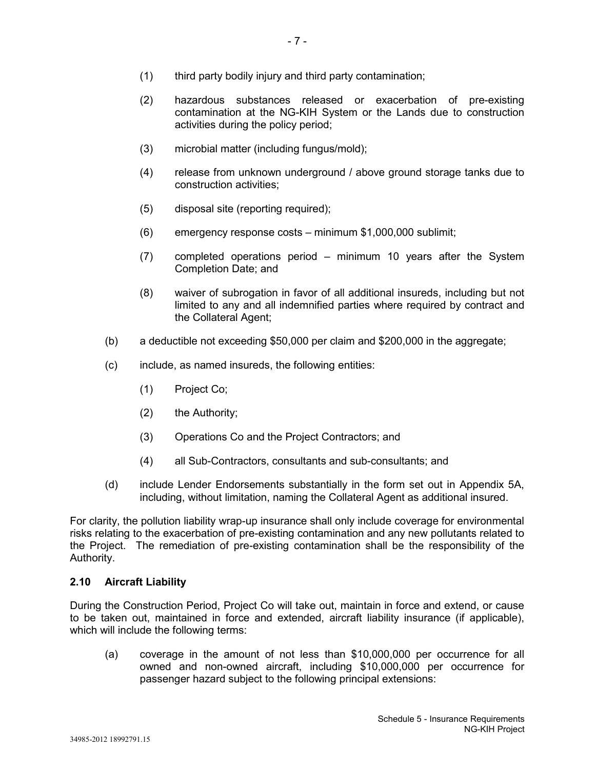(1) third party bodily injury and third party contamination;

(2) hazardous substances released or exacerbation of pre-existing contamination at the NG-KIH System or the Lands due to construction activities during the policy period;

(3) microbial matter (including fungus/mold);

(4) release from unknown underground / above ground storage tanks due to construction activities;

(5) disposal site (reporting required);

(6) emergency response costs – minimum $1,000,000 sublimit;

(7) completed operations period – minimum 10 years after the System Completion Date; and

(8) waiver of subrogation in favor of all additional insureds, including but not limited to any and all indemnified parties where required by contract and the Collateral Agent;

(b) a deductible not exceeding $50,000 per claim and $200,000 in the aggregate;

(c) include, as named insureds, the following entities:

(1) Project Co;

(2) the Authority;

(3) Operations Co and the Project Contractors; and

(4) all Sub-Contractors, consultants and sub-consultants; and

(d) include Lender Endorsements substantially in the form set out in Appendix 5A, including, without limitation, naming the Collateral Agent as additional insured.

For clarity, the pollution liability wrap-up insurance shall only include coverage for environmental risks relating to the exacerbation of pre-existing contamination and any new pollutants related to the Project. The remediation of pre-existing contamination shall be the responsibility of the Authority.

## 2.10 Aircraft Liability

During the Construction Period, Project Co will take out, maintain in force and extend, or cause to be taken out, maintained in force and extended, aircraft liability insurance (if applicable), which will include the following terms:

(a) coverage in the amount of not less than $10,000,000 per occurrence for all owned and non-owned aircraft, including $10,000,000 per occurrence for passenger hazard subject to the following principal extensions: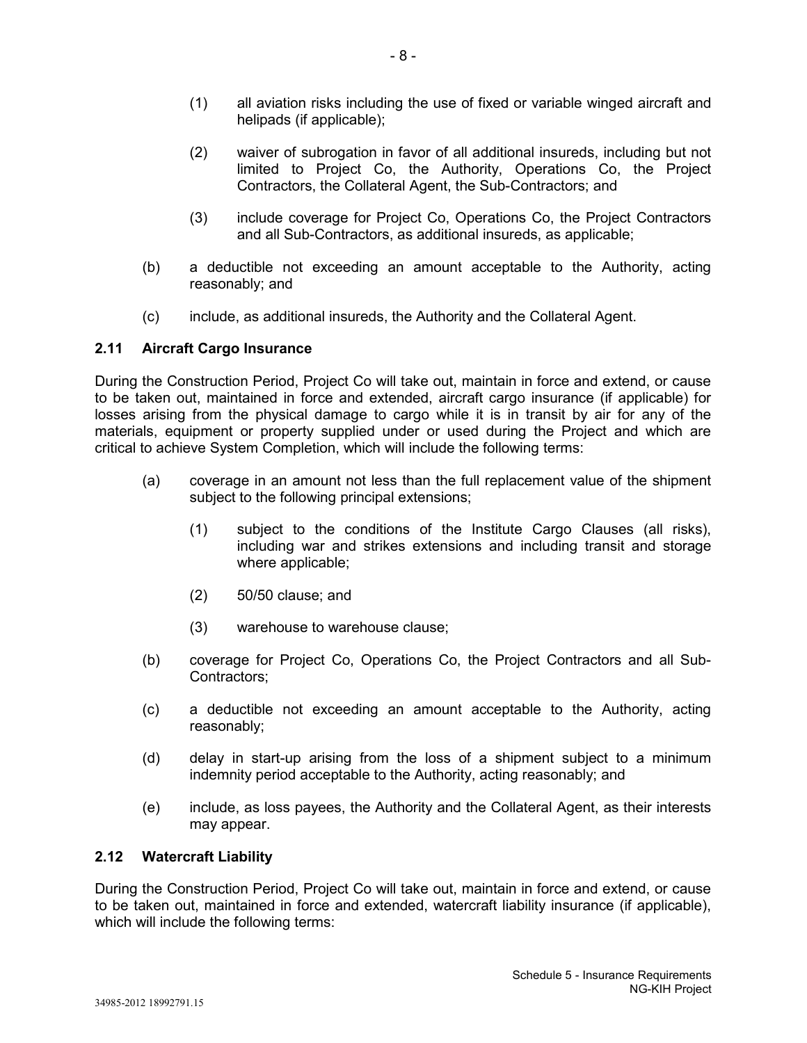(1) all aviation risks including the use of fixed or variable winged aircraft and helipads (if applicable);

(2) waiver of subrogation in favor of all additional insureds, including but not limited to Project Co, the Authority, Operations Co, the Project Contractors, the Collateral Agent, the Sub-Contractors; and

(3) include coverage for Project Co, Operations Co, the Project Contractors and all Sub-Contractors, as additional insureds, as applicable;

(b) a deductible not exceeding an amount acceptable to the Authority, acting reasonably; and

(c) include, as additional insureds, the Authority and the Collateral Agent.

### 2.11 Aircraft Cargo Insurance

During the Construction Period, Project Co will take out, maintain in force and extend, or cause to be taken out, maintained in force and extended, aircraft cargo insurance (if applicable) for losses arising from the physical damage to cargo while it is in transit by air for any of the materials, equipment or property supplied under or used during the Project and which are critical to achieve System Completion, which will include the following terms:

(a) coverage in an amount not less than the full replacement value of the shipment subject to the following principal extensions;

(1) subject to the conditions of the Institute Cargo Clauses (all risks), including war and strikes extensions and including transit and storage where applicable;

(2) 50/50 clause; and

(3) warehouse to warehouse clause;

(b) coverage for Project Co, Operations Co, the Project Contractors and all Sub-Contractors;

(c) a deductible not exceeding an amount acceptable to the Authority, acting reasonably;

(d) delay in start-up arising from the loss of a shipment subject to a minimum indemnity period acceptable to the Authority, acting reasonably; and

(e) include, as loss payees, the Authority and the Collateral Agent, as their interests may appear.

### 2.12 Watercraft Liability

During the Construction Period, Project Co will take out, maintain in force and extend, or cause to be taken out, maintained in force and extended, watercraft liability insurance (if applicable), which will include the following terms: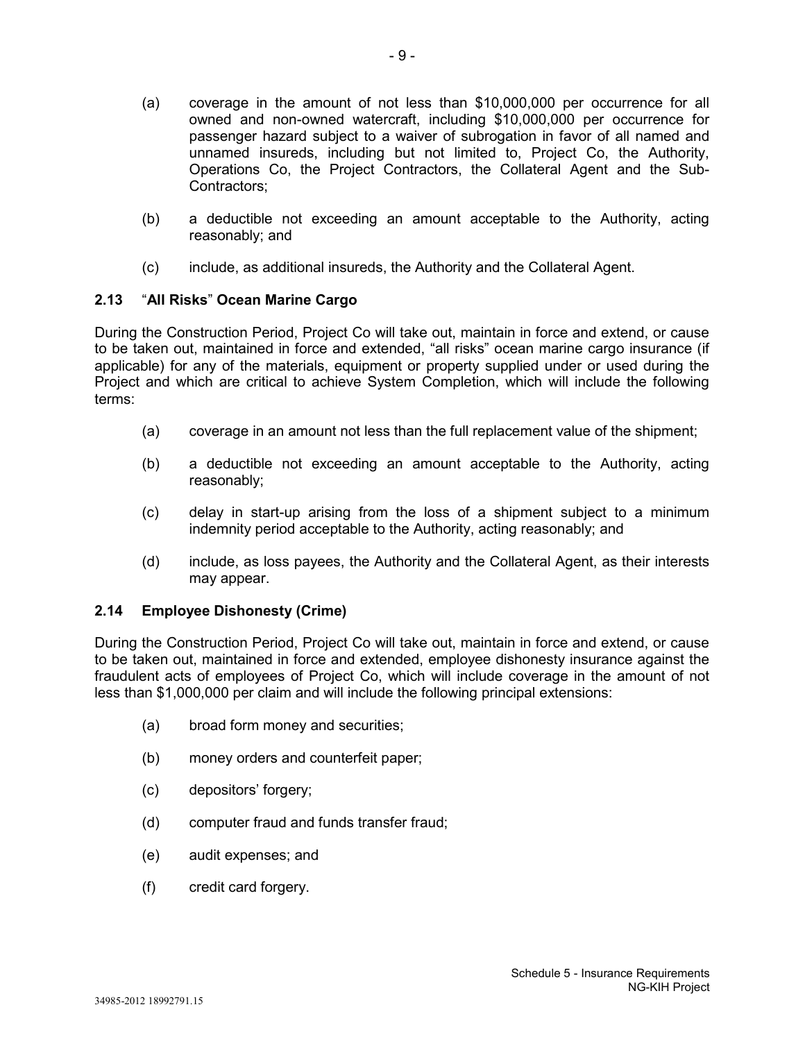(a) coverage in the amount of not less than $10,000,000 per occurrence for all owned and non-owned watercraft, including $10,000,000 per occurrence for passenger hazard subject to a waiver of subrogation in favor of all named and unnamed insureds, including but not limited to, Project Co, the Authority, Operations Co, the Project Contractors, the Collateral Agent and the Sub-Contractors;

(b) a deductible not exceeding an amount acceptable to the Authority, acting reasonably; and

(c) include, as additional insureds, the Authority and the Collateral Agent.

### 2.13 "All Risks" Ocean Marine Cargo

During the Construction Period, Project Co will take out, maintain in force and extend, or cause to be taken out, maintained in force and extended, "all risks" ocean marine cargo insurance (if applicable) for any of the materials, equipment or property supplied under or used during the Project and which are critical to achieve System Completion, which will include the following terms:

(a) coverage in an amount not less than the full replacement value of the shipment;

(b) a deductible not exceeding an amount acceptable to the Authority, acting reasonably;

(c) delay in start-up arising from the loss of a shipment subject to a minimum indemnity period acceptable to the Authority, acting reasonably; and

(d) include, as loss payees, the Authority and the Collateral Agent, as their interests may appear.

### 2.14 Employee Dishonesty (Crime)

During the Construction Period, Project Co will take out, maintain in force and extend, or cause to be taken out, maintained in force and extended, employee dishonesty insurance against the fraudulent acts of employees of Project Co, which will include coverage in the amount of not less than $1,000,000 per claim and will include the following principal extensions:

(a) broad form money and securities;

(b) money orders and counterfeit paper;

(c) depositors' forgery;

(d) computer fraud and funds transfer fraud;

(e) audit expenses; and

(f) credit card forgery.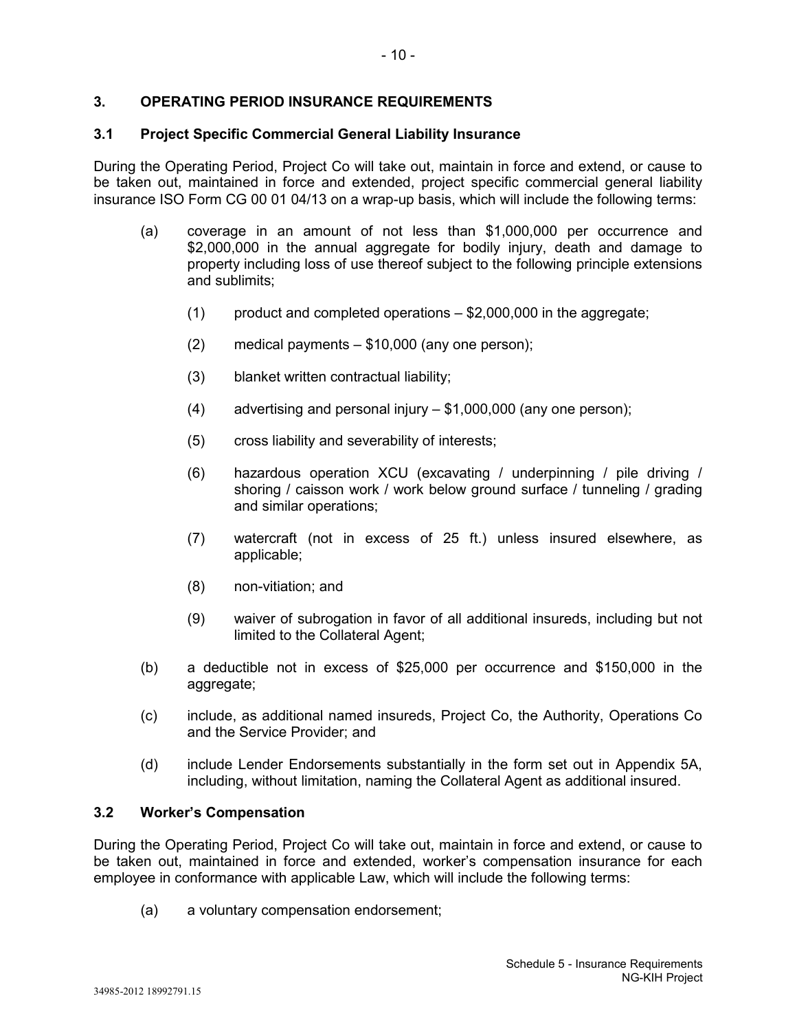## 3. OPERATING PERIOD INSURANCE REQUIREMENTS

### 3.1 Project Specific Commercial General Liability Insurance

During the Operating Period, Project Co will take out, maintain in force and extend, or cause to be taken out, maintained in force and extended, project specific commercial general liability insurance ISO Form CG 00 01 04/13 on a wrap-up basis, which will include the following terms:

(a) coverage in an amount of not less than $1,000,000 per occurrence and $2,000,000 in the annual aggregate for bodily injury, death and damage to property including loss of use thereof subject to the following principle extensions and sublimits;

  (1) product and completed operations – $2,000,000 in the aggregate;

  (2) medical payments – $10,000 (any one person);

  (3) blanket written contractual liability;

  (4) advertising and personal injury – $1,000,000 (any one person);

  (5) cross liability and severability of interests;

  (6) hazardous operation XCU (excavating / underpinning / pile driving / shoring / caisson work / work below ground surface / tunneling / grading and similar operations;

  (7) watercraft (not in excess of 25 ft.) unless insured elsewhere, as applicable;

  (8) non-vitiation; and

  (9) waiver of subrogation in favor of all additional insureds, including but not limited to the Collateral Agent;

(b) a deductible not in excess of $25,000 per occurrence and $150,000 in the aggregate;

(c) include, as additional named insureds, Project Co, the Authority, Operations Co and the Service Provider; and

(d) include Lender Endorsements substantially in the form set out in Appendix 5A, including, without limitation, naming the Collateral Agent as additional insured.

### 3.2 Worker's Compensation

During the Operating Period, Project Co will take out, maintain in force and extend, or cause to be taken out, maintained in force and extended, worker's compensation insurance for each employee in conformance with applicable Law, which will include the following terms:

(a) a voluntary compensation endorsement;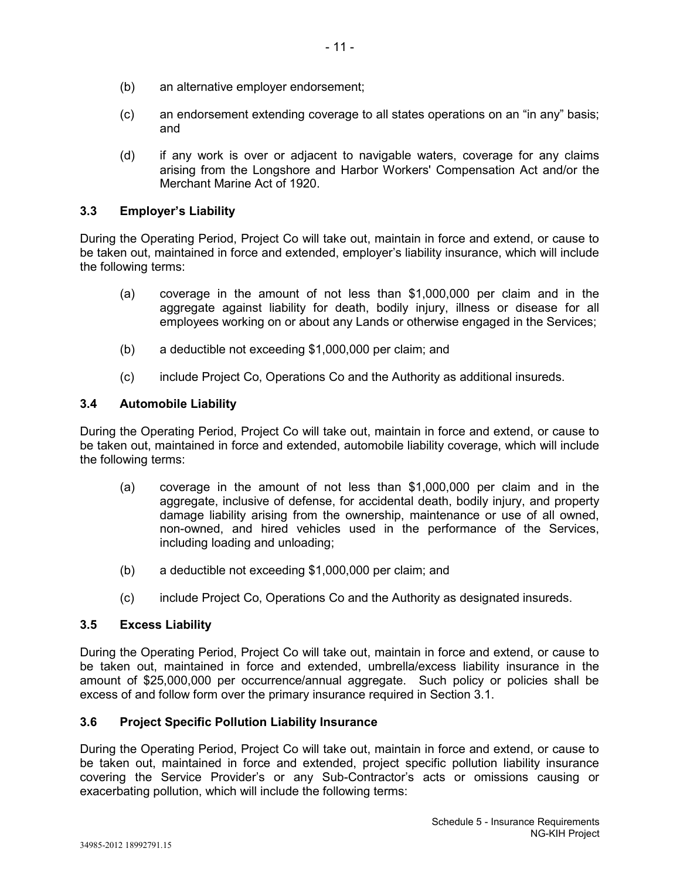(b) an alternative employer endorsement;

(c) an endorsement extending coverage to all states operations on an "in any" basis; and

(d) if any work is over or adjacent to navigable waters, coverage for any claims arising from the Longshore and Harbor Workers' Compensation Act and/or the Merchant Marine Act of 1920.

### 3.3 Employer's Liability

During the Operating Period, Project Co will take out, maintain in force and extend, or cause to be taken out, maintained in force and extended, employer's liability insurance, which will include the following terms:

(a) coverage in the amount of not less than $1,000,000 per claim and in the aggregate against liability for death, bodily injury, illness or disease for all employees working on or about any Lands or otherwise engaged in the Services;

(b) a deductible not exceeding $1,000,000 per claim; and

(c) include Project Co, Operations Co and the Authority as additional insureds.

### 3.4 Automobile Liability

During the Operating Period, Project Co will take out, maintain in force and extend, or cause to be taken out, maintained in force and extended, automobile liability coverage, which will include the following terms:

(a) coverage in the amount of not less than $1,000,000 per claim and in the aggregate, inclusive of defense, for accidental death, bodily injury, and property damage liability arising from the ownership, maintenance or use of all owned, non-owned, and hired vehicles used in the performance of the Services, including loading and unloading;

(b) a deductible not exceeding $1,000,000 per claim; and

(c) include Project Co, Operations Co and the Authority as designated insureds.

### 3.5 Excess Liability

During the Operating Period, Project Co will take out, maintain in force and extend, or cause to be taken out, maintained in force and extended, umbrella/excess liability insurance in the amount of $25,000,000 per occurrence/annual aggregate. Such policy or policies shall be excess of and follow form over the primary insurance required in Section 3.1.

### 3.6 Project Specific Pollution Liability Insurance

During the Operating Period, Project Co will take out, maintain in force and extend, or cause to be taken out, maintained in force and extended, project specific pollution liability insurance covering the Service Provider's or any Sub-Contractor's acts or omissions causing or exacerbating pollution, which will include the following terms: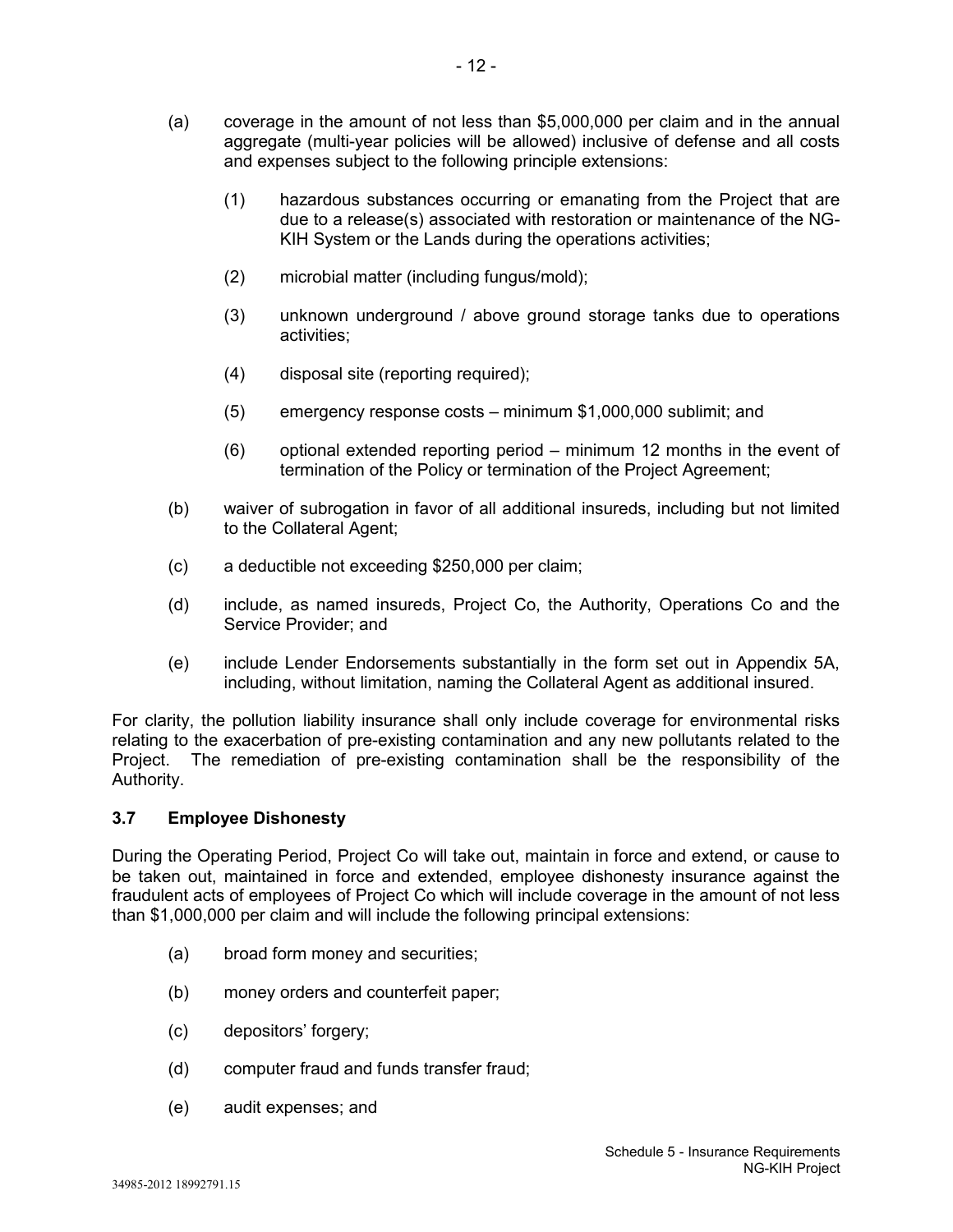(a) coverage in the amount of not less than $5,000,000 per claim and in the annual aggregate (multi-year policies will be allowed) inclusive of defense and all costs and expenses subject to the following principle extensions:

    (1) hazardous substances occurring or emanating from the Project that are due to a release(s) associated with restoration or maintenance of the NG-KIH System or the Lands during the operations activities;

    (2) microbial matter (including fungus/mold);

    (3) unknown underground / above ground storage tanks due to operations activities;

    (4) disposal site (reporting required);

    (5) emergency response costs – minimum $1,000,000 sublimit; and

    (6) optional extended reporting period – minimum 12 months in the event of termination of the Policy or termination of the Project Agreement;

(b) waiver of subrogation in favor of all additional insureds, including but not limited to the Collateral Agent;

(c) a deductible not exceeding $250,000 per claim;

(d) include, as named insureds, Project Co, the Authority, Operations Co and the Service Provider; and

(e) include Lender Endorsements substantially in the form set out in Appendix 5A, including, without limitation, naming the Collateral Agent as additional insured.

For clarity, the pollution liability insurance shall only include coverage for environmental risks relating to the exacerbation of pre-existing contamination and any new pollutants related to the Project. The remediation of pre-existing contamination shall be the responsibility of the Authority.

### 3.7 Employee Dishonesty

During the Operating Period, Project Co will take out, maintain in force and extend, or cause to be taken out, maintained in force and extended, employee dishonesty insurance against the fraudulent acts of employees of Project Co which will include coverage in the amount of not less than $1,000,000 per claim and will include the following principal extensions:

(a) broad form money and securities;

(b) money orders and counterfeit paper;

(c) depositors' forgery;

(d) computer fraud and funds transfer fraud;

(e) audit expenses; and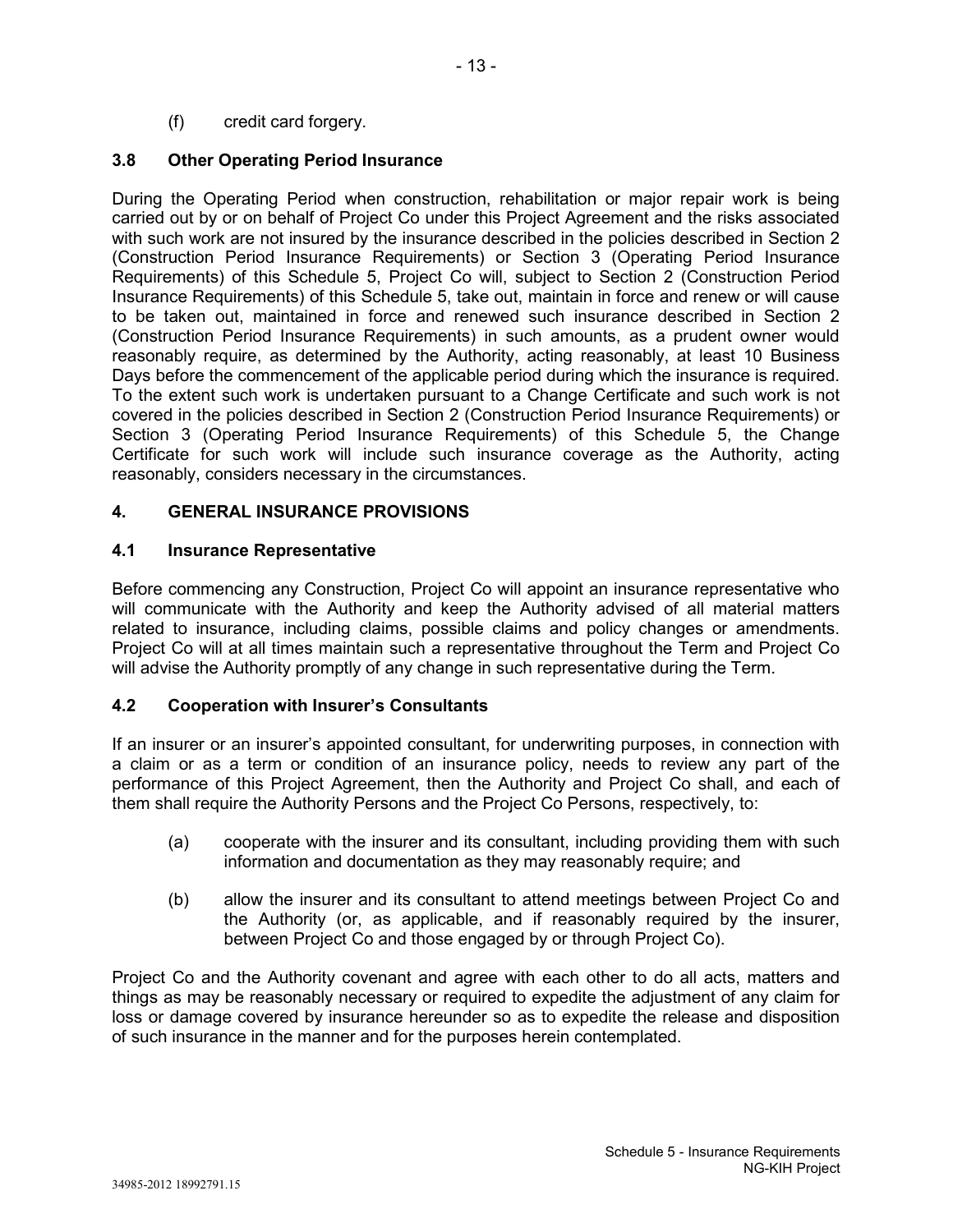(f) credit card forgery.

### 3.8 Other Operating Period Insurance

During the Operating Period when construction, rehabilitation or major repair work is being carried out by or on behalf of Project Co under this Project Agreement and the risks associated with such work are not insured by the insurance described in the policies described in Section 2 (Construction Period Insurance Requirements) or Section 3 (Operating Period Insurance Requirements) of this Schedule 5, Project Co will, subject to Section 2 (Construction Period Insurance Requirements) of this Schedule 5, take out, maintain in force and renew or will cause to be taken out, maintained in force and renewed such insurance described in Section 2 (Construction Period Insurance Requirements) in such amounts, as a prudent owner would reasonably require, as determined by the Authority, acting reasonably, at least 10 Business Days before the commencement of the applicable period during which the insurance is required. To the extent such work is undertaken pursuant to a Change Certificate and such work is not covered in the policies described in Section 2 (Construction Period Insurance Requirements) or Section 3 (Operating Period Insurance Requirements) of this Schedule 5, the Change Certificate for such work will include such insurance coverage as the Authority, acting reasonably, considers necessary in the circumstances.

## 4. GENERAL INSURANCE PROVISIONS

### 4.1 Insurance Representative

Before commencing any Construction, Project Co will appoint an insurance representative who will communicate with the Authority and keep the Authority advised of all material matters related to insurance, including claims, possible claims and policy changes or amendments. Project Co will at all times maintain such a representative throughout the Term and Project Co will advise the Authority promptly of any change in such representative during the Term.

### 4.2 Cooperation with Insurer's Consultants

If an insurer or an insurer's appointed consultant, for underwriting purposes, in connection with a claim or as a term or condition of an insurance policy, needs to review any part of the performance of this Project Agreement, then the Authority and Project Co shall, and each of them shall require the Authority Persons and the Project Co Persons, respectively, to:

(a) cooperate with the insurer and its consultant, including providing them with such information and documentation as they may reasonably require; and

(b) allow the insurer and its consultant to attend meetings between Project Co and the Authority (or, as applicable, and if reasonably required by the insurer, between Project Co and those engaged by or through Project Co).

Project Co and the Authority covenant and agree with each other to do all acts, matters and things as may be reasonably necessary or required to expedite the adjustment of any claim for loss or damage covered by insurance hereunder so as to expedite the release and disposition of such insurance in the manner and for the purposes herein contemplated.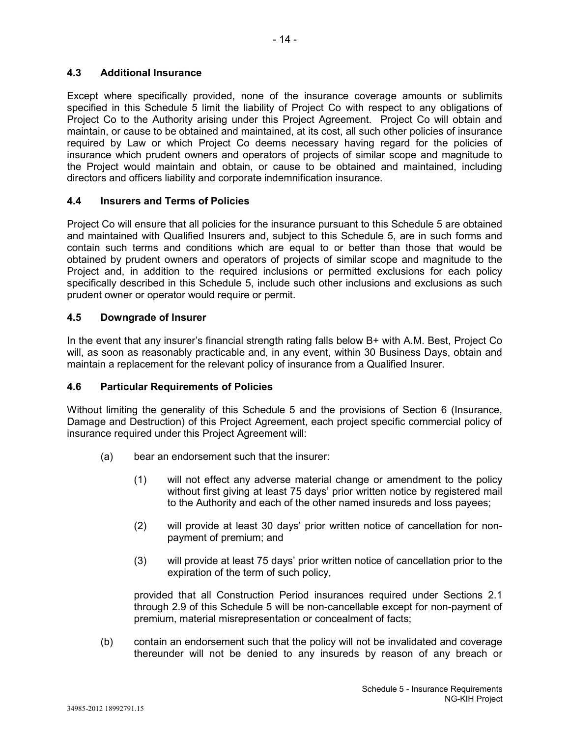### 4.3 Additional Insurance

Except where specifically provided, none of the insurance coverage amounts or sublimits specified in this Schedule 5 limit the liability of Project Co with respect to any obligations of Project Co to the Authority arising under this Project Agreement. Project Co will obtain and maintain, or cause to be obtained and maintained, at its cost, all such other policies of insurance required by Law or which Project Co deems necessary having regard for the policies of insurance which prudent owners and operators of projects of similar scope and magnitude to the Project would maintain and obtain, or cause to be obtained and maintained, including directors and officers liability and corporate indemnification insurance.

### 4.4 Insurers and Terms of Policies

Project Co will ensure that all policies for the insurance pursuant to this Schedule 5 are obtained and maintained with Qualified Insurers and, subject to this Schedule 5, are in such forms and contain such terms and conditions which are equal to or better than those that would be obtained by prudent owners and operators of projects of similar scope and magnitude to the Project and, in addition to the required inclusions or permitted exclusions for each policy specifically described in this Schedule 5, include such other inclusions and exclusions as such prudent owner or operator would require or permit.

### 4.5 Downgrade of Insurer

In the event that any insurer's financial strength rating falls below B+ with A.M. Best, Project Co will, as soon as reasonably practicable and, in any event, within 30 Business Days, obtain and maintain a replacement for the relevant policy of insurance from a Qualified Insurer.

### 4.6 Particular Requirements of Policies

Without limiting the generality of this Schedule 5 and the provisions of Section 6 (Insurance, Damage and Destruction) of this Project Agreement, each project specific commercial policy of insurance required under this Project Agreement will:

(a) bear an endorsement such that the insurer:

  (1) will not effect any adverse material change or amendment to the policy without first giving at least 75 days' prior written notice by registered mail to the Authority and each of the other named insureds and loss payees;

  (2) will provide at least 30 days' prior written notice of cancellation for non-payment of premium; and

  (3) will provide at least 75 days' prior written notice of cancellation prior to the expiration of the term of such policy,

  provided that all Construction Period insurances required under Sections 2.1 through 2.9 of this Schedule 5 will be non-cancellable except for non-payment of premium, material misrepresentation or concealment of facts;

(b) contain an endorsement such that the policy will not be invalidated and coverage thereunder will not be denied to any insureds by reason of any breach or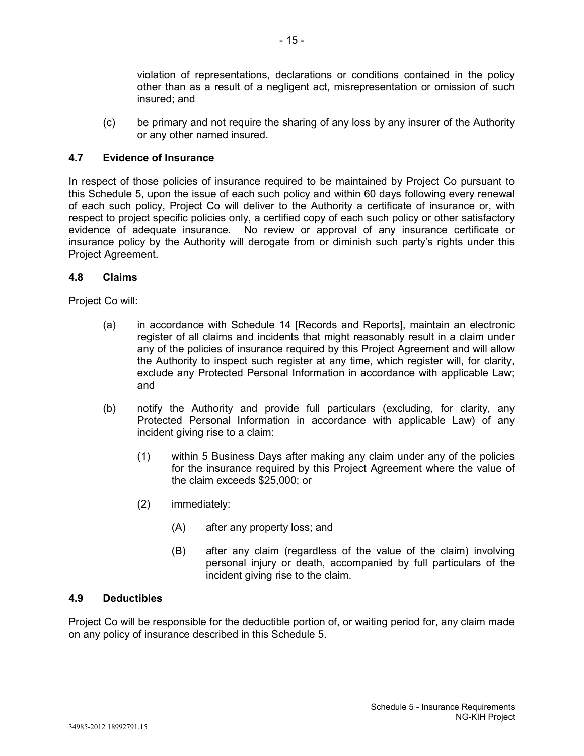violation of representations, declarations or conditions contained in the policy other than as a result of a negligent act, misrepresentation or omission of such insured; and

(c) be primary and not require the sharing of any loss by any insurer of the Authority or any other named insured.

### 4.7 Evidence of Insurance

In respect of those policies of insurance required to be maintained by Project Co pursuant to this Schedule 5, upon the issue of each such policy and within 60 days following every renewal of each such policy, Project Co will deliver to the Authority a certificate of insurance or, with respect to project specific policies only, a certified copy of each such policy or other satisfactory evidence of adequate insurance. No review or approval of any insurance certificate or insurance policy by the Authority will derogate from or diminish such party's rights under this Project Agreement.

### 4.8 Claims

Project Co will:

(a) in accordance with Schedule 14 [Records and Reports], maintain an electronic register of all claims and incidents that might reasonably result in a claim under any of the policies of insurance required by this Project Agreement and will allow the Authority to inspect such register at any time, which register will, for clarity, exclude any Protected Personal Information in accordance with applicable Law; and

(b) notify the Authority and provide full particulars (excluding, for clarity, any Protected Personal Information in accordance with applicable Law) of any incident giving rise to a claim:

  (1) within 5 Business Days after making any claim under any of the policies for the insurance required by this Project Agreement where the value of the claim exceeds $25,000; or

  (2) immediately:

    (A) after any property loss; and

    (B) after any claim (regardless of the value of the claim) involving personal injury or death, accompanied by full particulars of the incident giving rise to the claim.

### 4.9 Deductibles

Project Co will be responsible for the deductible portion of, or waiting period for, any claim made on any policy of insurance described in this Schedule 5.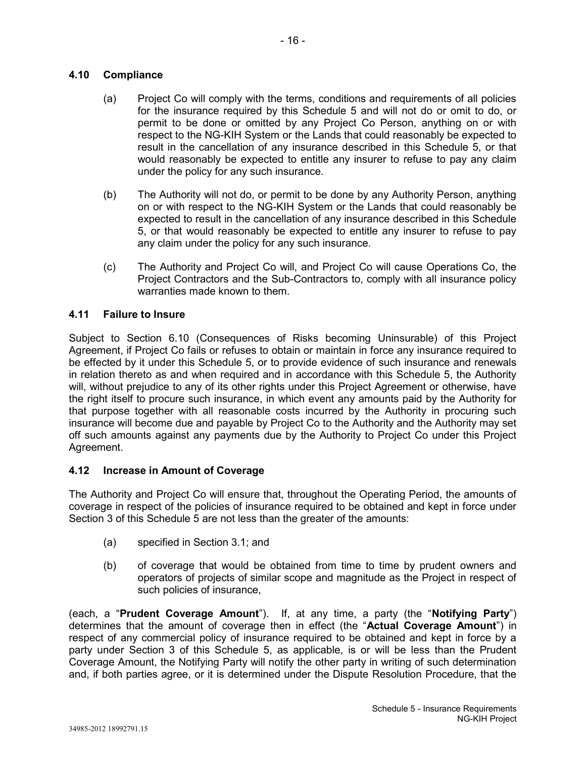### 4.10 Compliance

(a) Project Co will comply with the terms, conditions and requirements of all policies for the insurance required by this Schedule 5 and will not do or omit to do, or permit to be done or omitted by any Project Co Person, anything on or with respect to the NG-KIH System or the Lands that could reasonably be expected to result in the cancellation of any insurance described in this Schedule 5, or that would reasonably be expected to entitle any insurer to refuse to pay any claim under the policy for any such insurance.

(b) The Authority will not do, or permit to be done by any Authority Person, anything on or with respect to the NG-KIH System or the Lands that could reasonably be expected to result in the cancellation of any insurance described in this Schedule 5, or that would reasonably be expected to entitle any insurer to refuse to pay any claim under the policy for any such insurance.

(c) The Authority and Project Co will, and Project Co will cause Operations Co, the Project Contractors and the Sub-Contractors to, comply with all insurance policy warranties made known to them.

### 4.11 Failure to Insure

Subject to Section 6.10 (Consequences of Risks becoming Uninsurable) of this Project Agreement, if Project Co fails or refuses to obtain or maintain in force any insurance required to be effected by it under this Schedule 5, or to provide evidence of such insurance and renewals in relation thereto as and when required and in accordance with this Schedule 5, the Authority will, without prejudice to any of its other rights under this Project Agreement or otherwise, have the right itself to procure such insurance, in which event any amounts paid by the Authority for that purpose together with all reasonable costs incurred by the Authority in procuring such insurance will become due and payable by Project Co to the Authority and the Authority may set off such amounts against any payments due by the Authority to Project Co under this Project Agreement.

### 4.12 Increase in Amount of Coverage

The Authority and Project Co will ensure that, throughout the Operating Period, the amounts of coverage in respect of the policies of insurance required to be obtained and kept in force under Section 3 of this Schedule 5 are not less than the greater of the amounts:

(a) specified in Section 3.1; and

(b) of coverage that would be obtained from time to time by prudent owners and operators of projects of similar scope and magnitude as the Project in respect of such policies of insurance,

(each, a "**Prudent Coverage Amount**"). If, at any time, a party (the "**Notifying Party**") determines that the amount of coverage then in effect (the "**Actual Coverage Amount**") in respect of any commercial policy of insurance required to be obtained and kept in force by a party under Section 3 of this Schedule 5, as applicable, is or will be less than the Prudent Coverage Amount, the Notifying Party will notify the other party in writing of such determination and, if both parties agree, or it is determined under the Dispute Resolution Procedure, that the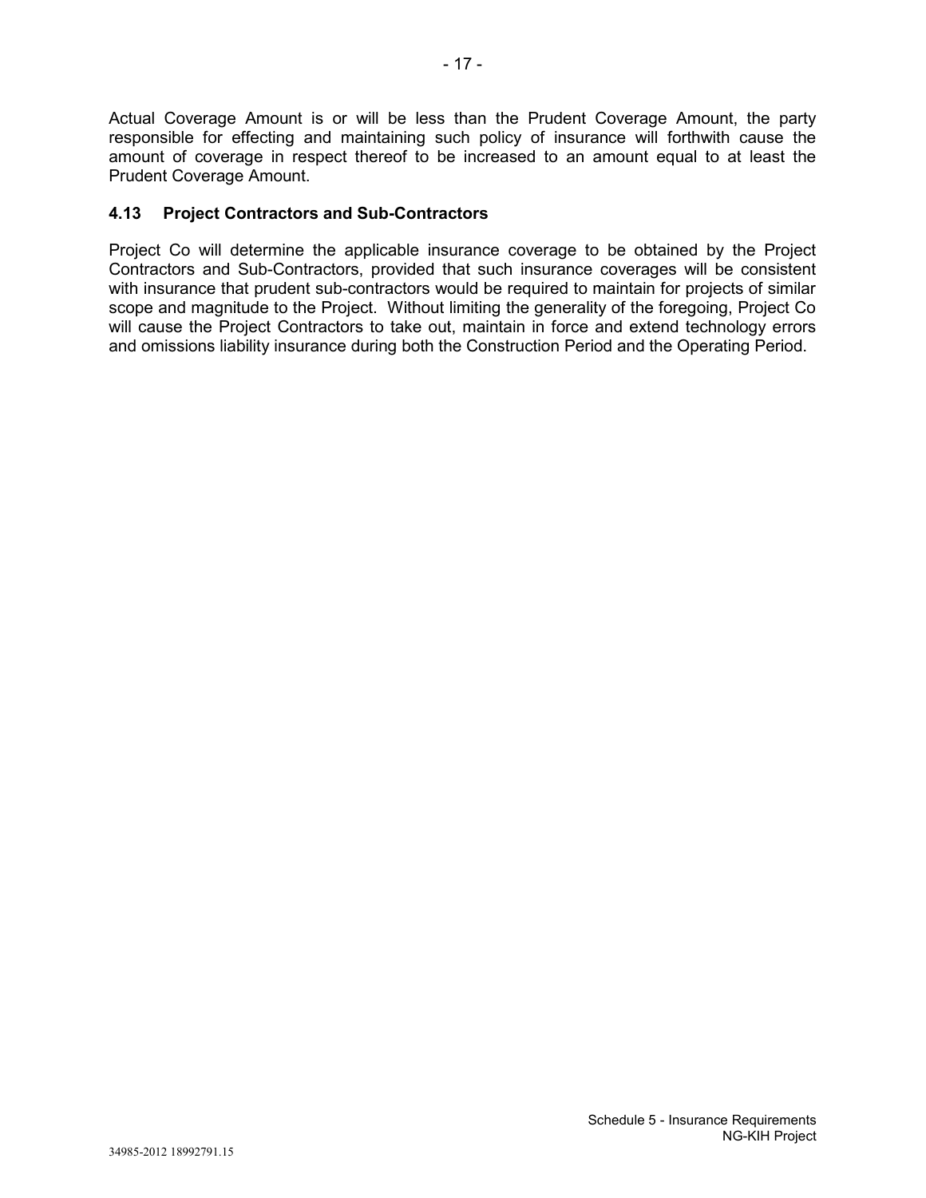Actual Coverage Amount is or will be less than the Prudent Coverage Amount, the party responsible for effecting and maintaining such policy of insurance will forthwith cause the amount of coverage in respect thereof to be increased to an amount equal to at least the Prudent Coverage Amount.

### 4.13 Project Contractors and Sub-Contractors

Project Co will determine the applicable insurance coverage to be obtained by the Project Contractors and Sub-Contractors, provided that such insurance coverages will be consistent with insurance that prudent sub-contractors would be required to maintain for projects of similar scope and magnitude to the Project. Without limiting the generality of the foregoing, Project Co will cause the Project Contractors to take out, maintain in force and extend technology errors and omissions liability insurance during both the Construction Period and the Operating Period.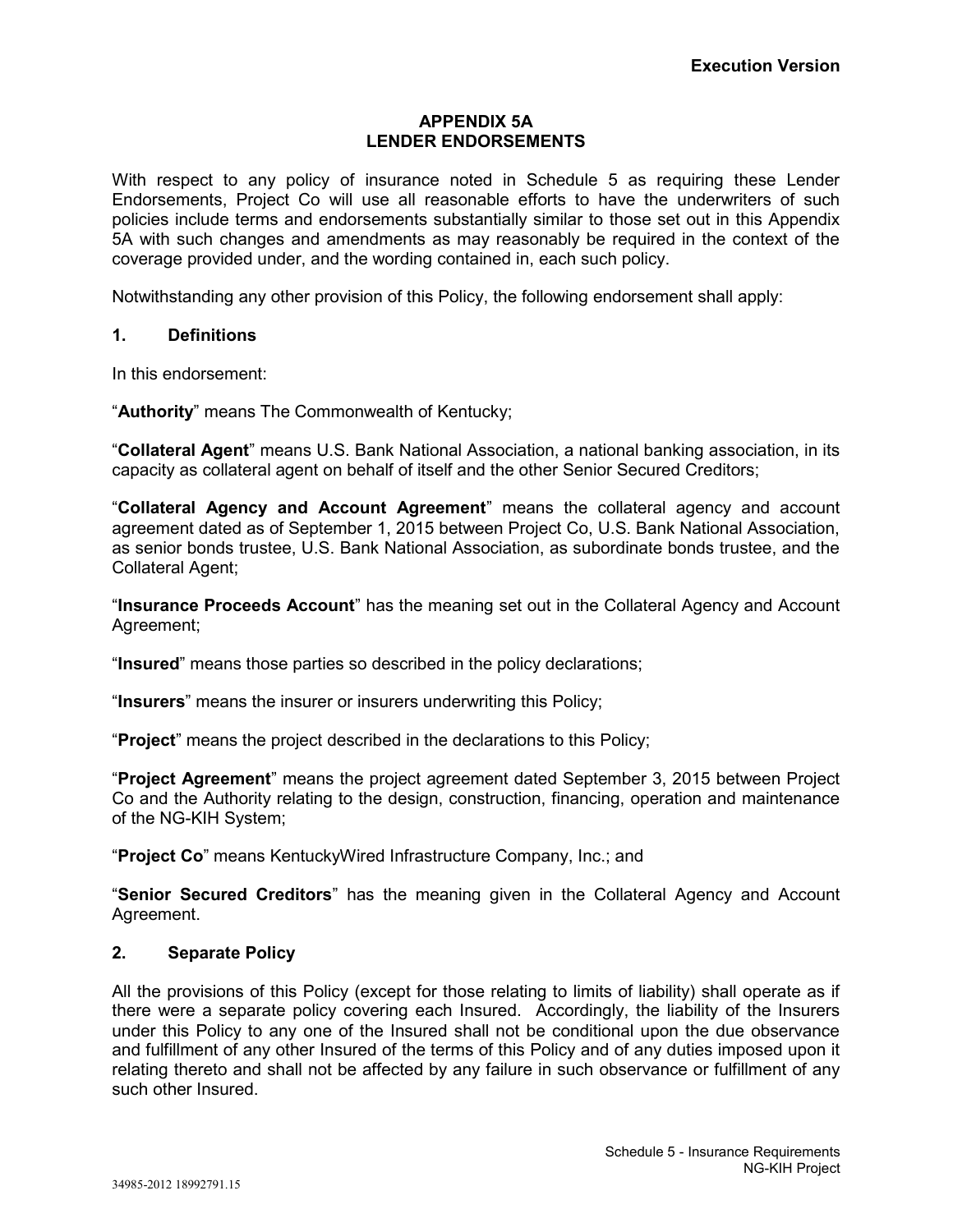**Execution Version**

# APPENDIX 5A
# LENDER ENDORSEMENTS

With respect to any policy of insurance noted in Schedule 5 as requiring these Lender Endorsements, Project Co will use all reasonable efforts to have the underwriters of such policies include terms and endorsements substantially similar to those set out in this Appendix 5A with such changes and amendments as may reasonably be required in the context of the coverage provided under, and the wording contained in, each such policy.

Notwithstanding any other provision of this Policy, the following endorsement shall apply:

## 1. Definitions

In this endorsement:

"**Authority**" means The Commonwealth of Kentucky;

"**Collateral Agent**" means U.S. Bank National Association, a national banking association, in its capacity as collateral agent on behalf of itself and the other Senior Secured Creditors;

"**Collateral Agency and Account Agreement**" means the collateral agency and account agreement dated as of September 1, 2015 between Project Co, U.S. Bank National Association, as senior bonds trustee, U.S. Bank National Association, as subordinate bonds trustee, and the Collateral Agent;

"**Insurance Proceeds Account**" has the meaning set out in the Collateral Agency and Account Agreement;

"**Insured**" means those parties so described in the policy declarations;

"**Insurers**" means the insurer or insurers underwriting this Policy;

"**Project**" means the project described in the declarations to this Policy;

"**Project Agreement**" means the project agreement dated September 3, 2015 between Project Co and the Authority relating to the design, construction, financing, operation and maintenance of the NG-KIH System;

"**Project Co**" means KentuckyWired Infrastructure Company, Inc.; and

"**Senior Secured Creditors**" has the meaning given in the Collateral Agency and Account Agreement.

## 2. Separate Policy

All the provisions of this Policy (except for those relating to limits of liability) shall operate as if there were a separate policy covering each Insured. Accordingly, the liability of the Insurers under this Policy to any one of the Insured shall not be conditional upon the due observance and fulfillment of any other Insured of the terms of this Policy and of any duties imposed upon it relating thereto and shall not be affected by any failure in such observance or fulfillment of any such other Insured.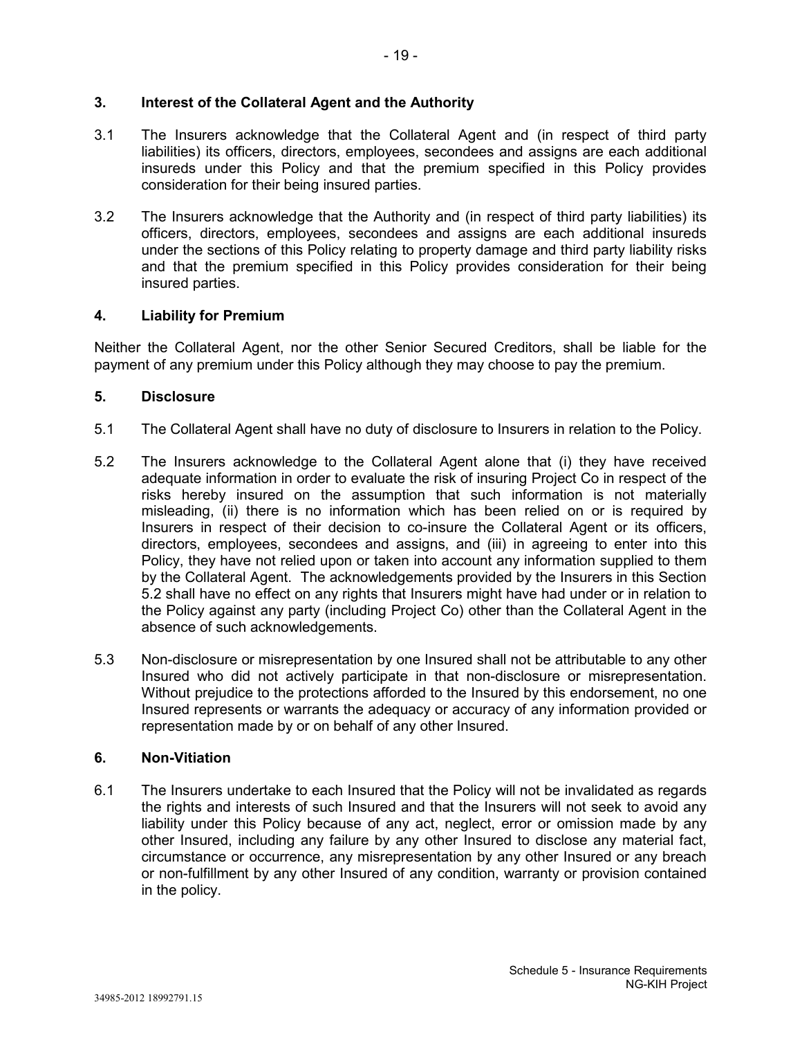## 3. Interest of the Collateral Agent and the Authority

3.1 The Insurers acknowledge that the Collateral Agent and (in respect of third party liabilities) its officers, directors, employees, secondees and assigns are each additional insureds under this Policy and that the premium specified in this Policy provides consideration for their being insured parties.

3.2 The Insurers acknowledge that the Authority and (in respect of third party liabilities) its officers, directors, employees, secondees and assigns are each additional insureds under the sections of this Policy relating to property damage and third party liability risks and that the premium specified in this Policy provides consideration for their being insured parties.

## 4. Liability for Premium

Neither the Collateral Agent, nor the other Senior Secured Creditors, shall be liable for the payment of any premium under this Policy although they may choose to pay the premium.

## 5. Disclosure

5.1 The Collateral Agent shall have no duty of disclosure to Insurers in relation to the Policy.

5.2 The Insurers acknowledge to the Collateral Agent alone that (i) they have received adequate information in order to evaluate the risk of insuring Project Co in respect of the risks hereby insured on the assumption that such information is not materially misleading, (ii) there is no information which has been relied on or is required by Insurers in respect of their decision to co-insure the Collateral Agent or its officers, directors, employees, secondees and assigns, and (iii) in agreeing to enter into this Policy, they have not relied upon or taken into account any information supplied to them by the Collateral Agent. The acknowledgements provided by the Insurers in this Section 5.2 shall have no effect on any rights that Insurers might have had under or in relation to the Policy against any party (including Project Co) other than the Collateral Agent in the absence of such acknowledgements.

5.3 Non-disclosure or misrepresentation by one Insured shall not be attributable to any other Insured who did not actively participate in that non-disclosure or misrepresentation. Without prejudice to the protections afforded to the Insured by this endorsement, no one Insured represents or warrants the adequacy or accuracy of any information provided or representation made by or on behalf of any other Insured.

## 6. Non-Vitiation

6.1 The Insurers undertake to each Insured that the Policy will not be invalidated as regards the rights and interests of such Insured and that the Insurers will not seek to avoid any liability under this Policy because of any act, neglect, error or omission made by any other Insured, including any failure by any other Insured to disclose any material fact, circumstance or occurrence, any misrepresentation by any other Insured or any breach or non-fulfillment by any other Insured of any condition, warranty or provision contained in the policy.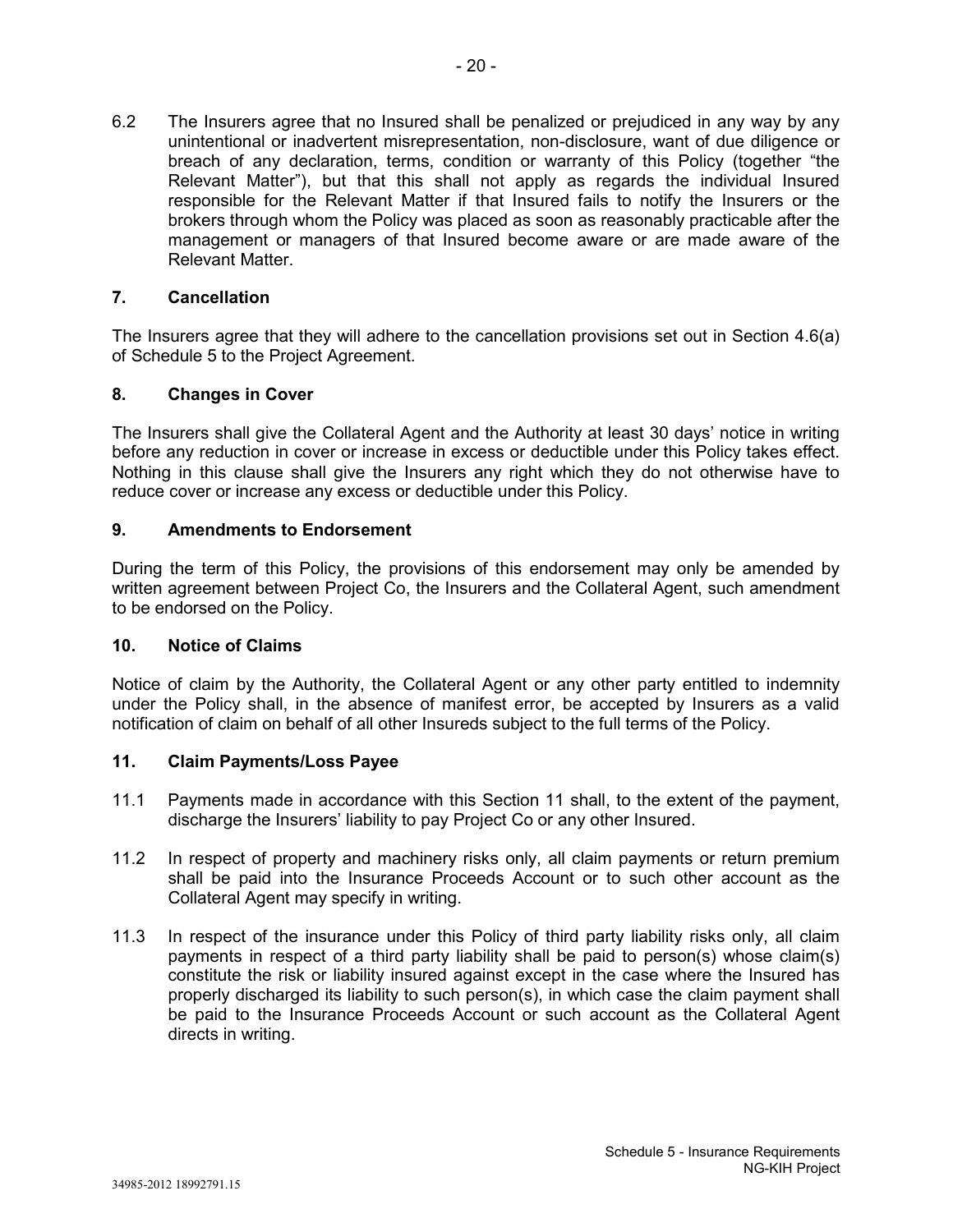6.2 The Insurers agree that no Insured shall be penalized or prejudiced in any way by any unintentional or inadvertent misrepresentation, non-disclosure, want of due diligence or breach of any declaration, terms, condition or warranty of this Policy (together "the Relevant Matter"), but that this shall not apply as regards the individual Insured responsible for the Relevant Matter if that Insured fails to notify the Insurers or the brokers through whom the Policy was placed as soon as reasonably practicable after the management or managers of that Insured become aware or are made aware of the Relevant Matter.

## 7. Cancellation

The Insurers agree that they will adhere to the cancellation provisions set out in Section 4.6(a) of Schedule 5 to the Project Agreement.

## 8. Changes in Cover

The Insurers shall give the Collateral Agent and the Authority at least 30 days' notice in writing before any reduction in cover or increase in excess or deductible under this Policy takes effect. Nothing in this clause shall give the Insurers any right which they do not otherwise have to reduce cover or increase any excess or deductible under this Policy.

## 9. Amendments to Endorsement

During the term of this Policy, the provisions of this endorsement may only be amended by written agreement between Project Co, the Insurers and the Collateral Agent, such amendment to be endorsed on the Policy.

## 10. Notice of Claims

Notice of claim by the Authority, the Collateral Agent or any other party entitled to indemnity under the Policy shall, in the absence of manifest error, be accepted by Insurers as a valid notification of claim on behalf of all other Insureds subject to the full terms of the Policy.

## 11. Claim Payments/Loss Payee

11.1 Payments made in accordance with this Section 11 shall, to the extent of the payment, discharge the Insurers' liability to pay Project Co or any other Insured.

11.2 In respect of property and machinery risks only, all claim payments or return premium shall be paid into the Insurance Proceeds Account or to such other account as the Collateral Agent may specify in writing.

11.3 In respect of the insurance under this Policy of third party liability risks only, all claim payments in respect of a third party liability shall be paid to person(s) whose claim(s) constitute the risk or liability insured against except in the case where the Insured has properly discharged its liability to such person(s), in which case the claim payment shall be paid to the Insurance Proceeds Account or such account as the Collateral Agent directs in writing.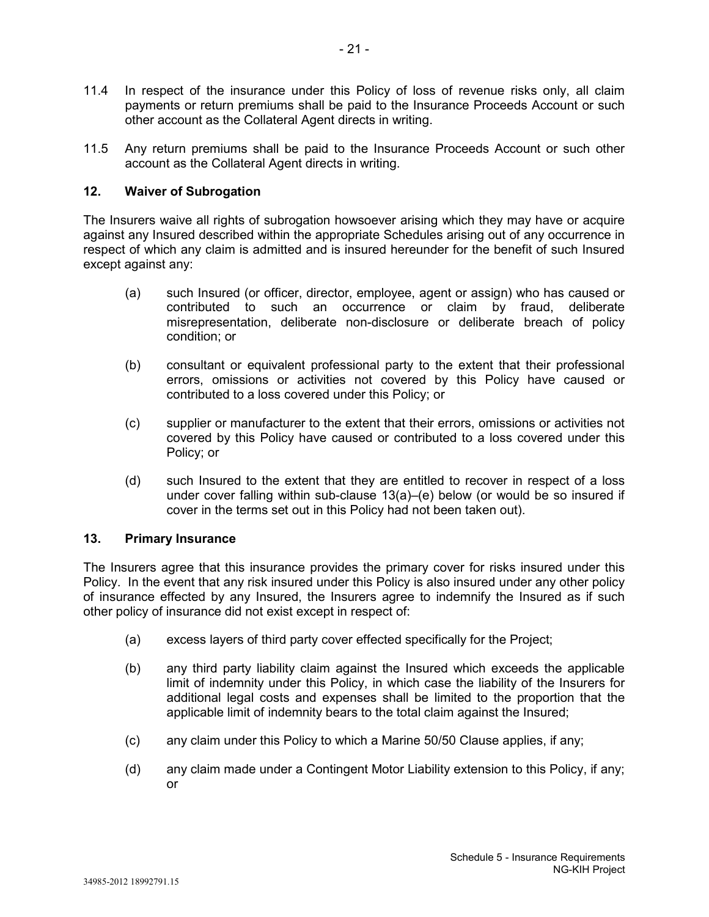11.4 In respect of the insurance under this Policy of loss of revenue risks only, all claim payments or return premiums shall be paid to the Insurance Proceeds Account or such other account as the Collateral Agent directs in writing.

11.5 Any return premiums shall be paid to the Insurance Proceeds Account or such other account as the Collateral Agent directs in writing.

## 12. Waiver of Subrogation

The Insurers waive all rights of subrogation howsoever arising which they may have or acquire against any Insured described within the appropriate Schedules arising out of any occurrence in respect of which any claim is admitted and is insured hereunder for the benefit of such Insured except against any:

(a) such Insured (or officer, director, employee, agent or assign) who has caused or contributed to such an occurrence or claim by fraud, deliberate misrepresentation, deliberate non-disclosure or deliberate breach of policy condition; or

(b) consultant or equivalent professional party to the extent that their professional errors, omissions or activities not covered by this Policy have caused or contributed to a loss covered under this Policy; or

(c) supplier or manufacturer to the extent that their errors, omissions or activities not covered by this Policy have caused or contributed to a loss covered under this Policy; or

(d) such Insured to the extent that they are entitled to recover in respect of a loss under cover falling within sub-clause 13(a)–(e) below (or would be so insured if cover in the terms set out in this Policy had not been taken out).

## 13. Primary Insurance

The Insurers agree that this insurance provides the primary cover for risks insured under this Policy. In the event that any risk insured under this Policy is also insured under any other policy of insurance effected by any Insured, the Insurers agree to indemnify the Insured as if such other policy of insurance did not exist except in respect of:

(a) excess layers of third party cover effected specifically for the Project;

(b) any third party liability claim against the Insured which exceeds the applicable limit of indemnity under this Policy, in which case the liability of the Insurers for additional legal costs and expenses shall be limited to the proportion that the applicable limit of indemnity bears to the total claim against the Insured;

(c) any claim under this Policy to which a Marine 50/50 Clause applies, if any;

(d) any claim made under a Contingent Motor Liability extension to this Policy, if any; or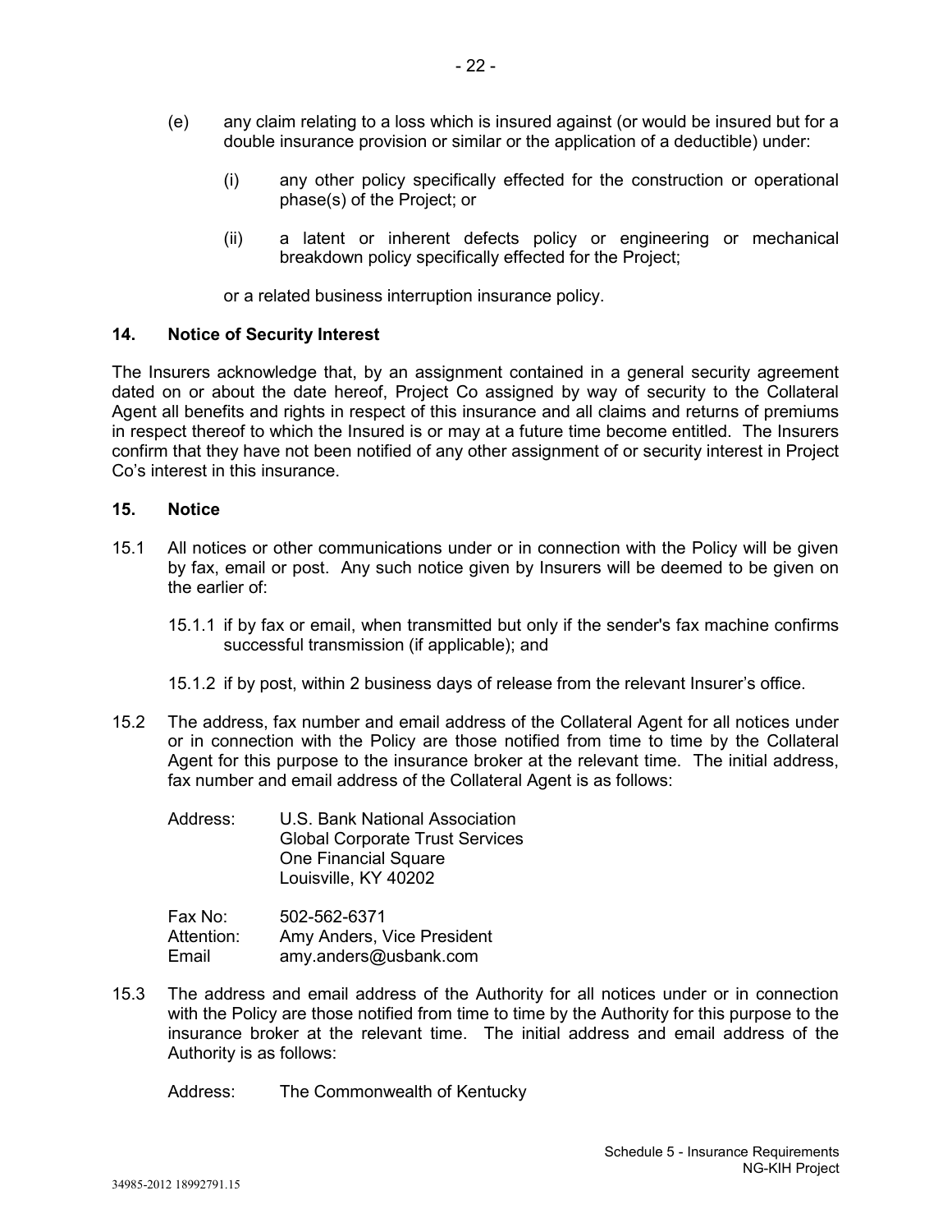(e) any claim relating to a loss which is insured against (or would be insured but for a double insurance provision or similar or the application of a deductible) under:

   (i) any other policy specifically effected for the construction or operational phase(s) of the Project; or

   (ii) a latent or inherent defects policy or engineering or mechanical breakdown policy specifically effected for the Project;

or a related business interruption insurance policy.

### 14. Notice of Security Interest

The Insurers acknowledge that, by an assignment contained in a general security agreement dated on or about the date hereof, Project Co assigned by way of security to the Collateral Agent all benefits and rights in respect of this insurance and all claims and returns of premiums in respect thereof to which the Insured is or may at a future time become entitled. The Insurers confirm that they have not been notified of any other assignment of or security interest in Project Co's interest in this insurance.

### 15. Notice

15.1 All notices or other communications under or in connection with the Policy will be given by fax, email or post. Any such notice given by Insurers will be deemed to be given on the earlier of:

15.1.1 if by fax or email, when transmitted but only if the sender's fax machine confirms successful transmission (if applicable); and

15.1.2 if by post, within 2 business days of release from the relevant Insurer's office.

15.2 The address, fax number and email address of the Collateral Agent for all notices under or in connection with the Policy are those notified from time to time by the Collateral Agent for this purpose to the insurance broker at the relevant time. The initial address, fax number and email address of the Collateral Agent is as follows:

Address: U.S. Bank National Association
Global Corporate Trust Services
One Financial Square
Louisville, KY 40202

Fax No: 502-562-6371
Attention: Amy Anders, Vice President
Email amy.anders@usbank.com

15.3 The address and email address of the Authority for all notices under or in connection with the Policy are those notified from time to time by the Authority for this purpose to the insurance broker at the relevant time. The initial address and email address of the Authority is as follows:

Address: The Commonwealth of Kentucky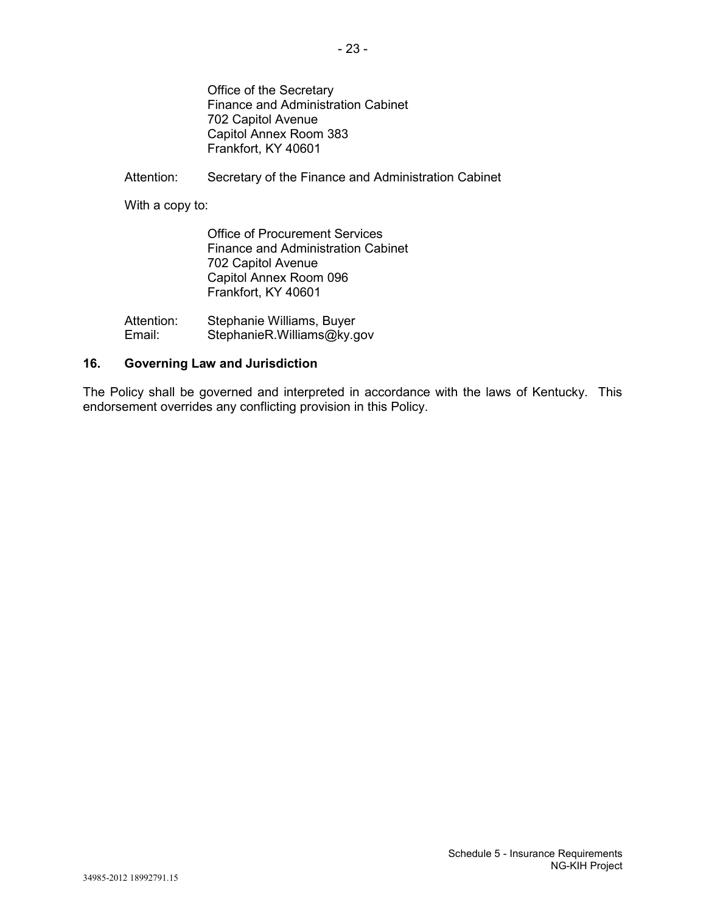Office of the Secretary
Finance and Administration Cabinet
702 Capitol Avenue
Capitol Annex Room 383
Frankfort, KY 40601

Attention: Secretary of the Finance and Administration Cabinet

With a copy to:

Office of Procurement Services
Finance and Administration Cabinet
702 Capitol Avenue
Capitol Annex Room 096
Frankfort, KY 40601

Attention: Stephanie Williams, Buyer
Email: StephanieR.Williams@ky.gov

### 16. Governing Law and Jurisdiction

The Policy shall be governed and interpreted in accordance with the laws of Kentucky. This endorsement overrides any conflicting provision in this Policy.